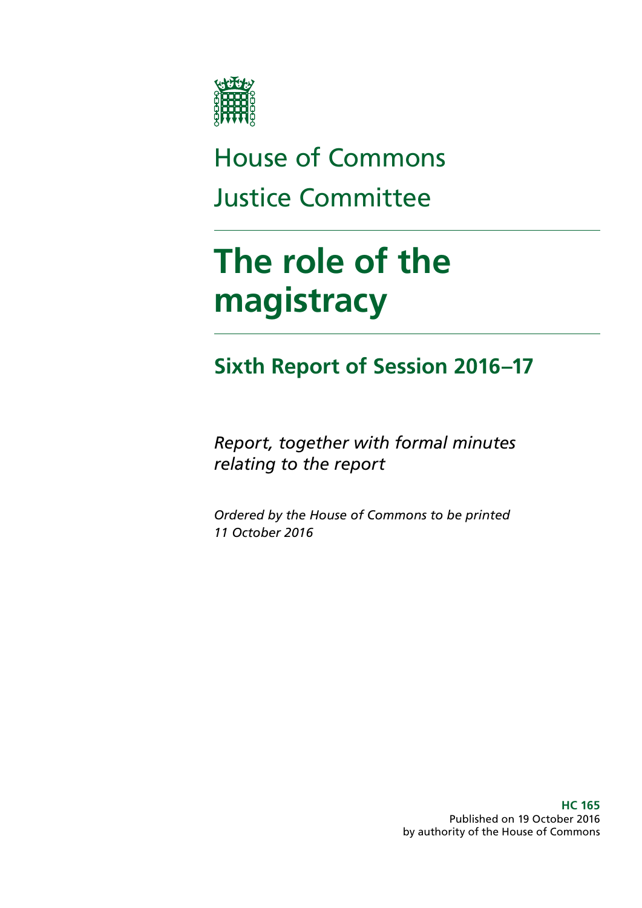House of Commons

Justice Committee

# The role of the magistracy

## Sixth Report of Session 2016–17

*Report, together with formal minutes relating to the report*

*Ordered by the House of Commons to be printed 11 October 2016*

**HC 165**
Published on 19 October 2016
by authority of the House of Commons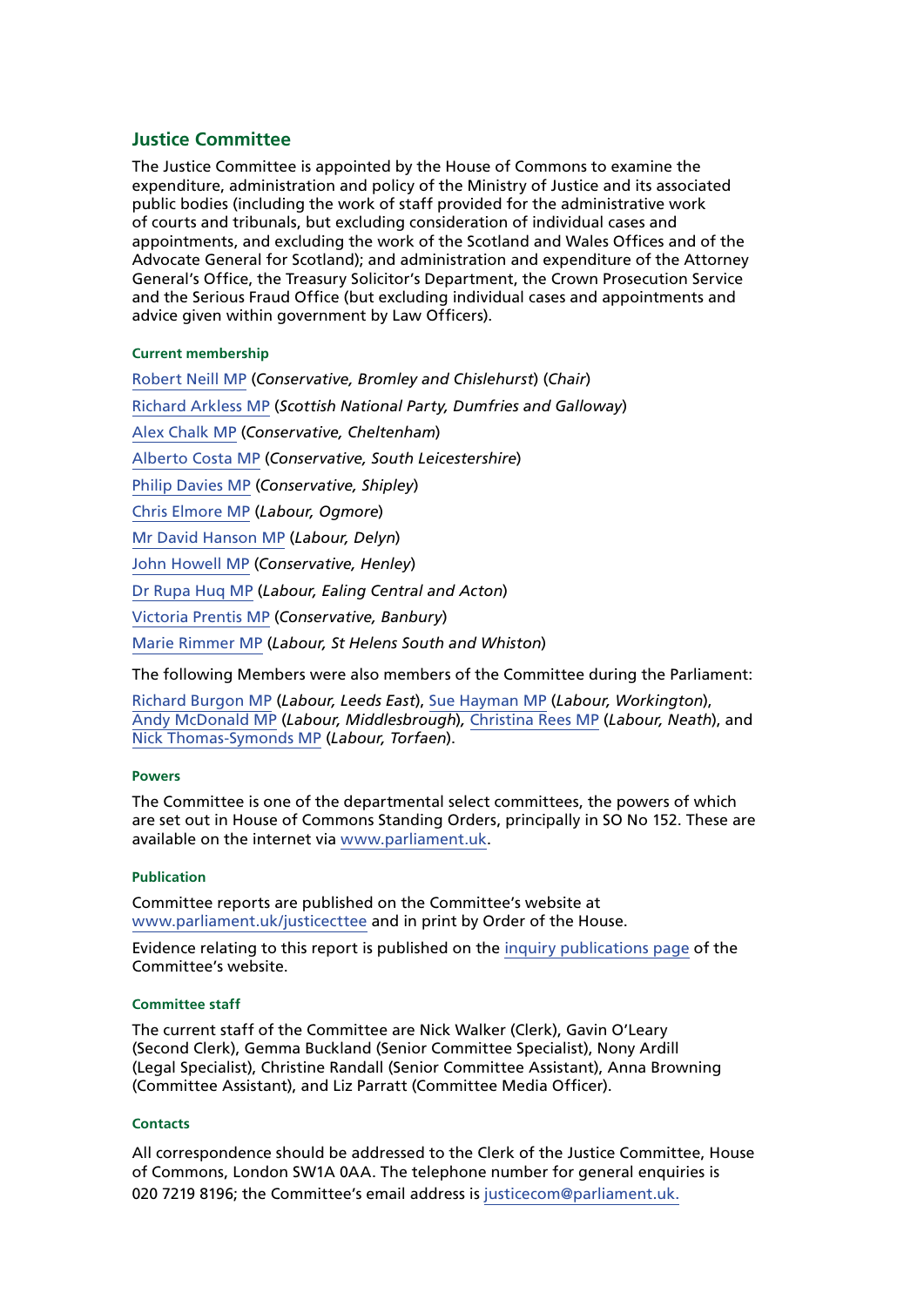## Justice Committee

The Justice Committee is appointed by the House of Commons to examine the expenditure, administration and policy of the Ministry of Justice and its associated public bodies (including the work of staff provided for the administrative work of courts and tribunals, but excluding consideration of individual cases and appointments, and excluding the work of the Scotland and Wales Offices and of the Advocate General for Scotland); and administration and expenditure of the Attorney General's Office, the Treasury Solicitor's Department, the Crown Prosecution Service and the Serious Fraud Office (but excluding individual cases and appointments and advice given within government by Law Officers).

#### Current membership

Robert Neill MP (*Conservative, Bromley and Chislehurst*) (*Chair*)

Richard Arkless MP (*Scottish National Party, Dumfries and Galloway*)

Alex Chalk MP (*Conservative, Cheltenham*)

Alberto Costa MP (*Conservative, South Leicestershire*)

Philip Davies MP (*Conservative, Shipley*)

Chris Elmore MP (*Labour, Ogmore*)

Mr David Hanson MP (*Labour, Delyn*)

John Howell MP (*Conservative, Henley*)

Dr Rupa Huq MP (*Labour, Ealing Central and Acton*)

Victoria Prentis MP (*Conservative, Banbury*)

Marie Rimmer MP (*Labour, St Helens South and Whiston*)

The following Members were also members of the Committee during the Parliament:

Richard Burgon MP (*Labour, Leeds East*), Sue Hayman MP (*Labour, Workington*), Andy McDonald MP (*Labour, Middlesbrough*), Christina Rees MP (*Labour, Neath*), and Nick Thomas-Symonds MP (*Labour, Torfaen*).

#### Powers

The Committee is one of the departmental select committees, the powers of which are set out in House of Commons Standing Orders, principally in SO No 152. These are available on the internet via www.parliament.uk.

#### Publication

Committee reports are published on the Committee's website at www.parliament.uk/justicecttee and in print by Order of the House.

Evidence relating to this report is published on the inquiry publications page of the Committee's website.

#### Committee staff

The current staff of the Committee are Nick Walker (Clerk), Gavin O'Leary (Second Clerk), Gemma Buckland (Senior Committee Specialist), Nony Ardill (Legal Specialist), Christine Randall (Senior Committee Assistant), Anna Browning (Committee Assistant), and Liz Parratt (Committee Media Officer).

#### Contacts

All correspondence should be addressed to the Clerk of the Justice Committee, House of Commons, London SW1A 0AA. The telephone number for general enquiries is 020 7219 8196; the Committee's email address is justicecom@parliament.uk.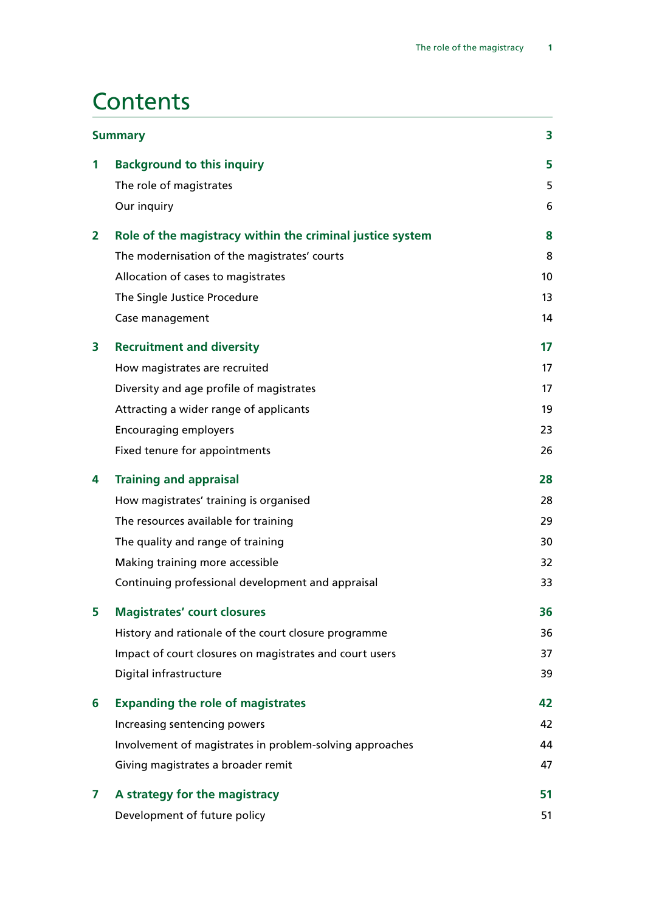# Contents

| | | |
|---|---|---|
| **Summary** | | **3** |
| **1** | **Background to this inquiry** | **5** |
| | The role of magistrates | 5 |
| | Our inquiry | 6 |
| **2** | **Role of the magistracy within the criminal justice system** | **8** |
| | The modernisation of the magistrates' courts | 8 |
| | Allocation of cases to magistrates | 10 |
| | The Single Justice Procedure | 13 |
| | Case management | 14 |
| **3** | **Recruitment and diversity** | **17** |
| | How magistrates are recruited | 17 |
| | Diversity and age profile of magistrates | 17 |
| | Attracting a wider range of applicants | 19 |
| | Encouraging employers | 23 |
| | Fixed tenure for appointments | 26 |
| **4** | **Training and appraisal** | **28** |
| | How magistrates' training is organised | 28 |
| | The resources available for training | 29 |
| | The quality and range of training | 30 |
| | Making training more accessible | 32 |
| | Continuing professional development and appraisal | 33 |
| **5** | **Magistrates' court closures** | **36** |
| | History and rationale of the court closure programme | 36 |
| | Impact of court closures on magistrates and court users | 37 |
| | Digital infrastructure | 39 |
| **6** | **Expanding the role of magistrates** | **42** |
| | Increasing sentencing powers | 42 |
| | Involvement of magistrates in problem-solving approaches | 44 |
| | Giving magistrates a broader remit | 47 |
| **7** | **A strategy for the magistracy** | **51** |
| | Development of future policy | 51 |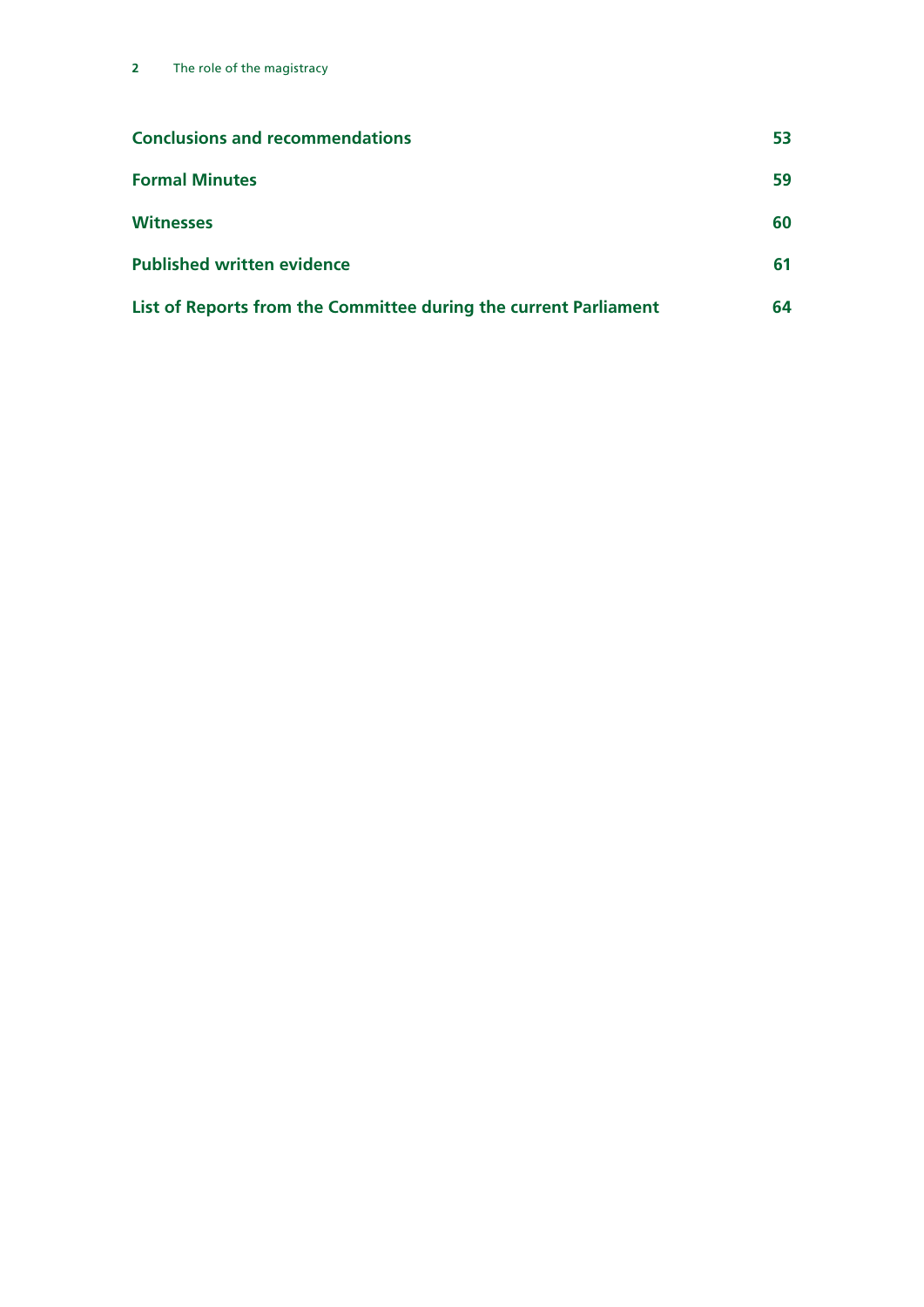| | |
|---|---|
| **Conclusions and recommendations** | **53** |
| **Formal Minutes** | **59** |
| **Witnesses** | **60** |
| **Published written evidence** | **61** |
| **List of Reports from the Committee during the current Parliament** | **64** |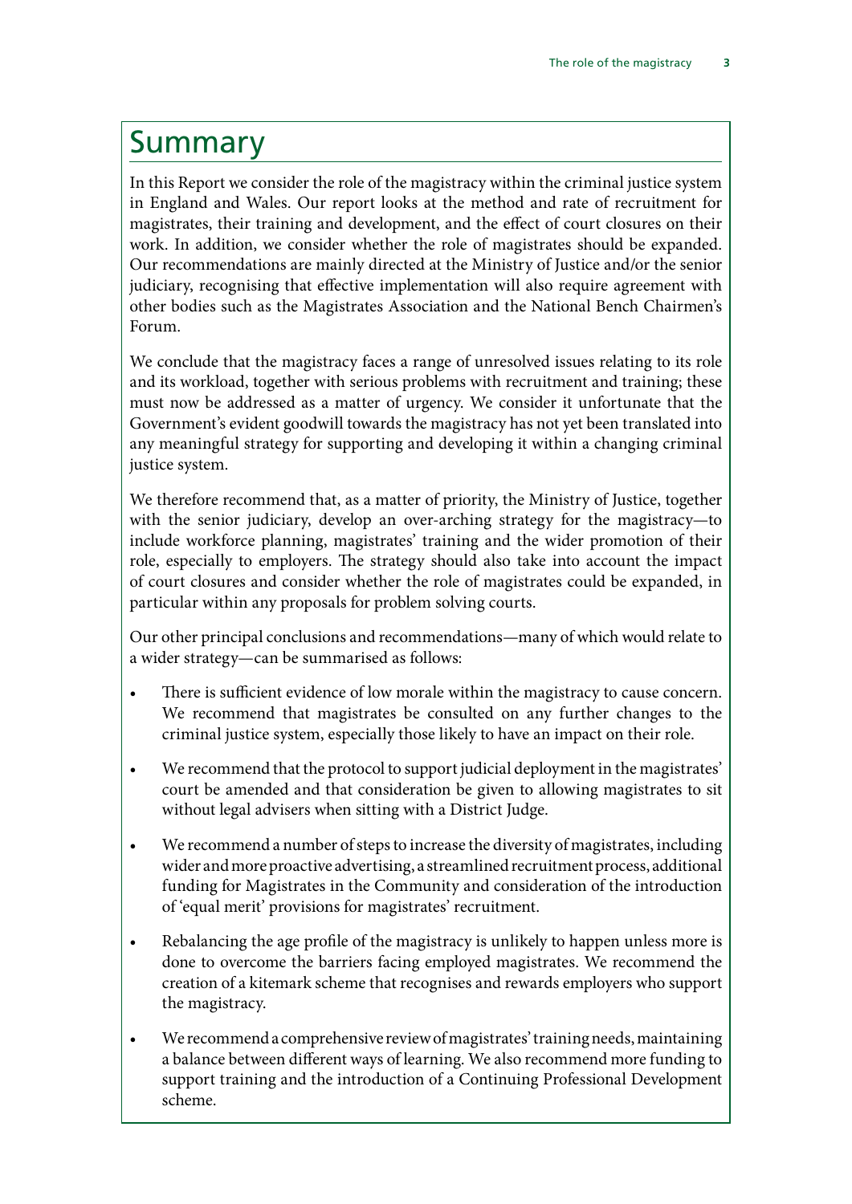# Summary

In this Report we consider the role of the magistracy within the criminal justice system in England and Wales. Our report looks at the method and rate of recruitment for magistrates, their training and development, and the effect of court closures on their work. In addition, we consider whether the role of magistrates should be expanded. Our recommendations are mainly directed at the Ministry of Justice and/or the senior judiciary, recognising that effective implementation will also require agreement with other bodies such as the Magistrates Association and the National Bench Chairmen's Forum.

We conclude that the magistracy faces a range of unresolved issues relating to its role and its workload, together with serious problems with recruitment and training; these must now be addressed as a matter of urgency. We consider it unfortunate that the Government's evident goodwill towards the magistracy has not yet been translated into any meaningful strategy for supporting and developing it within a changing criminal justice system.

We therefore recommend that, as a matter of priority, the Ministry of Justice, together with the senior judiciary, develop an over-arching strategy for the magistracy—to include workforce planning, magistrates' training and the wider promotion of their role, especially to employers. The strategy should also take into account the impact of court closures and consider whether the role of magistrates could be expanded, in particular within any proposals for problem solving courts.

Our other principal conclusions and recommendations—many of which would relate to a wider strategy—can be summarised as follows:

- There is sufficient evidence of low morale within the magistracy to cause concern. We recommend that magistrates be consulted on any further changes to the criminal justice system, especially those likely to have an impact on their role.
- We recommend that the protocol to support judicial deployment in the magistrates' court be amended and that consideration be given to allowing magistrates to sit without legal advisers when sitting with a District Judge.
- We recommend a number of steps to increase the diversity of magistrates, including wider and more proactive advertising, a streamlined recruitment process, additional funding for Magistrates in the Community and consideration of the introduction of 'equal merit' provisions for magistrates' recruitment.
- Rebalancing the age profile of the magistracy is unlikely to happen unless more is done to overcome the barriers facing employed magistrates. We recommend the creation of a kitemark scheme that recognises and rewards employers who support the magistracy.
- We recommend a comprehensive review of magistrates' training needs, maintaining a balance between different ways of learning. We also recommend more funding to support training and the introduction of a Continuing Professional Development scheme.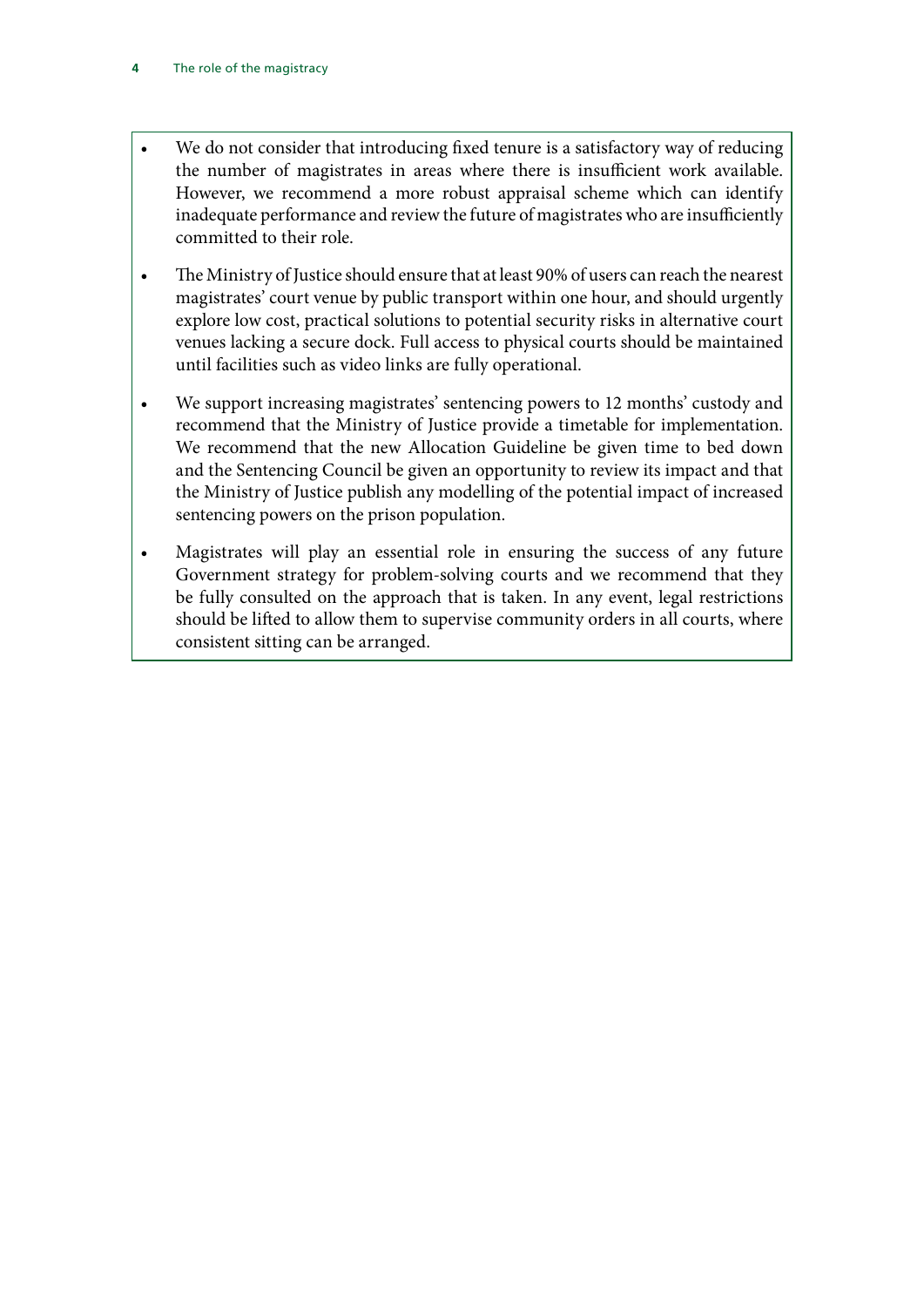- We do not consider that introducing fixed tenure is a satisfactory way of reducing the number of magistrates in areas where there is insufficient work available. However, we recommend a more robust appraisal scheme which can identify inadequate performance and review the future of magistrates who are insufficiently committed to their role.

- The Ministry of Justice should ensure that at least 90% of users can reach the nearest magistrates' court venue by public transport within one hour, and should urgently explore low cost, practical solutions to potential security risks in alternative court venues lacking a secure dock. Full access to physical courts should be maintained until facilities such as video links are fully operational.

- We support increasing magistrates' sentencing powers to 12 months' custody and recommend that the Ministry of Justice provide a timetable for implementation. We recommend that the new Allocation Guideline be given time to bed down and the Sentencing Council be given an opportunity to review its impact and that the Ministry of Justice publish any modelling of the potential impact of increased sentencing powers on the prison population.

- Magistrates will play an essential role in ensuring the success of any future Government strategy for problem-solving courts and we recommend that they be fully consulted on the approach that is taken. In any event, legal restrictions should be lifted to allow them to supervise community orders in all courts, where consistent sitting can be arranged.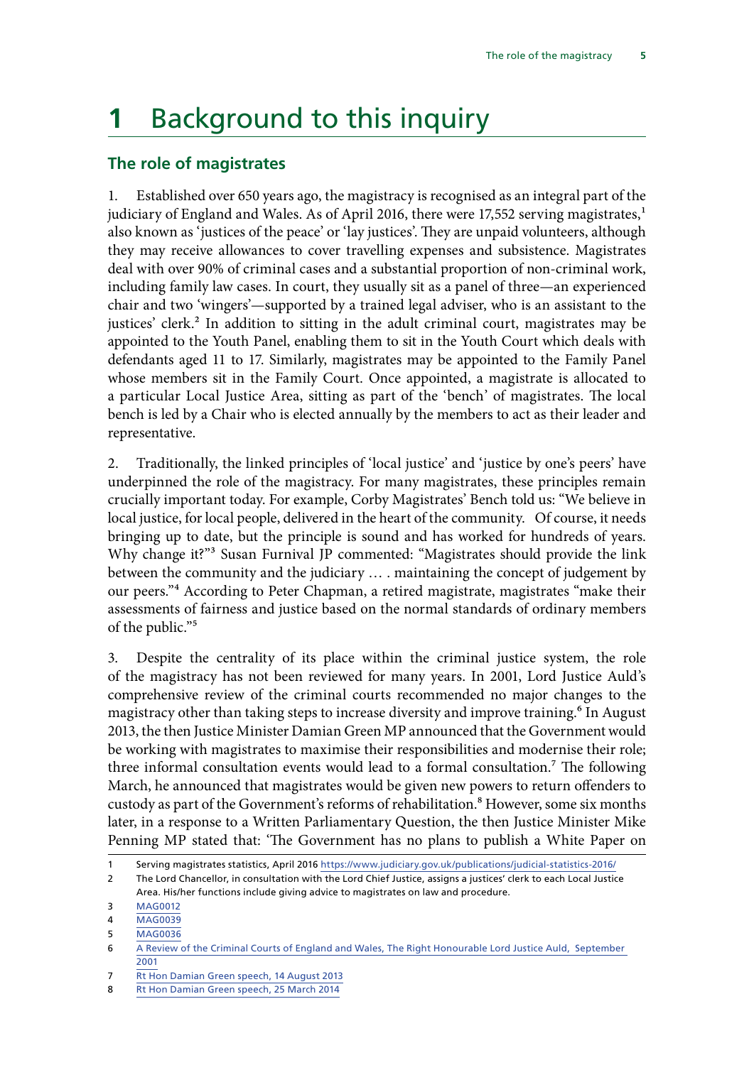# 1 Background to this inquiry

## The role of magistrates

1. Established over 650 years ago, the magistracy is recognised as an integral part of the judiciary of England and Wales. As of April 2016, there were 17,552 serving magistrates,[1] also known as 'justices of the peace' or 'lay justices'. They are unpaid volunteers, although they may receive allowances to cover travelling expenses and subsistence. Magistrates deal with over 90% of criminal cases and a substantial proportion of non-criminal work, including family law cases. In court, they usually sit as a panel of three—an experienced chair and two 'wingers'—supported by a trained legal adviser, who is an assistant to the justices' clerk.[2] In addition to sitting in the adult criminal court, magistrates may be appointed to the Youth Panel, enabling them to sit in the Youth Court which deals with defendants aged 11 to 17. Similarly, magistrates may be appointed to the Family Panel whose members sit in the Family Court. Once appointed, a magistrate is allocated to a particular Local Justice Area, sitting as part of the 'bench' of magistrates. The local bench is led by a Chair who is elected annually by the members to act as their leader and representative.

2. Traditionally, the linked principles of 'local justice' and 'justice by one's peers' have underpinned the role of the magistracy. For many magistrates, these principles remain crucially important today. For example, Corby Magistrates' Bench told us: "We believe in local justice, for local people, delivered in the heart of the community. Of course, it needs bringing up to date, but the principle is sound and has worked for hundreds of years. Why change it?"[3] Susan Furnival JP commented: "Magistrates should provide the link between the community and the judiciary … . maintaining the concept of judgement by our peers."[4] According to Peter Chapman, a retired magistrate, magistrates "make their assessments of fairness and justice based on the normal standards of ordinary members of the public."[5]

3. Despite the centrality of its place within the criminal justice system, the role of the magistracy has not been reviewed for many years. In 2001, Lord Justice Auld's comprehensive review of the criminal courts recommended no major changes to the magistracy other than taking steps to increase diversity and improve training.[6] In August 2013, the then Justice Minister Damian Green MP announced that the Government would be working with magistrates to maximise their responsibilities and modernise their role; three informal consultation events would lead to a formal consultation.[7] The following March, he announced that magistrates would be given new powers to return offenders to custody as part of the Government's reforms of rehabilitation.[8] However, some six months later, in a response to a Written Parliamentary Question, the then Justice Minister Mike Penning MP stated that: 'The Government has no plans to publish a White Paper on

---

1 Serving magistrates statistics, April 2016 https://www.judiciary.gov.uk/publications/judicial-statistics-2016/

2 The Lord Chancellor, in consultation with the Lord Chief Justice, assigns a justices' clerk to each Local Justice Area. His/her functions include giving advice to magistrates on law and procedure.

3 MAG0012

4 MAG0039

5 MAG0036

6 A Review of the Criminal Courts of England and Wales, The Right Honourable Lord Justice Auld, September 2001

7 Rt Hon Damian Green speech, 14 August 2013

8 Rt Hon Damian Green speech, 25 March 2014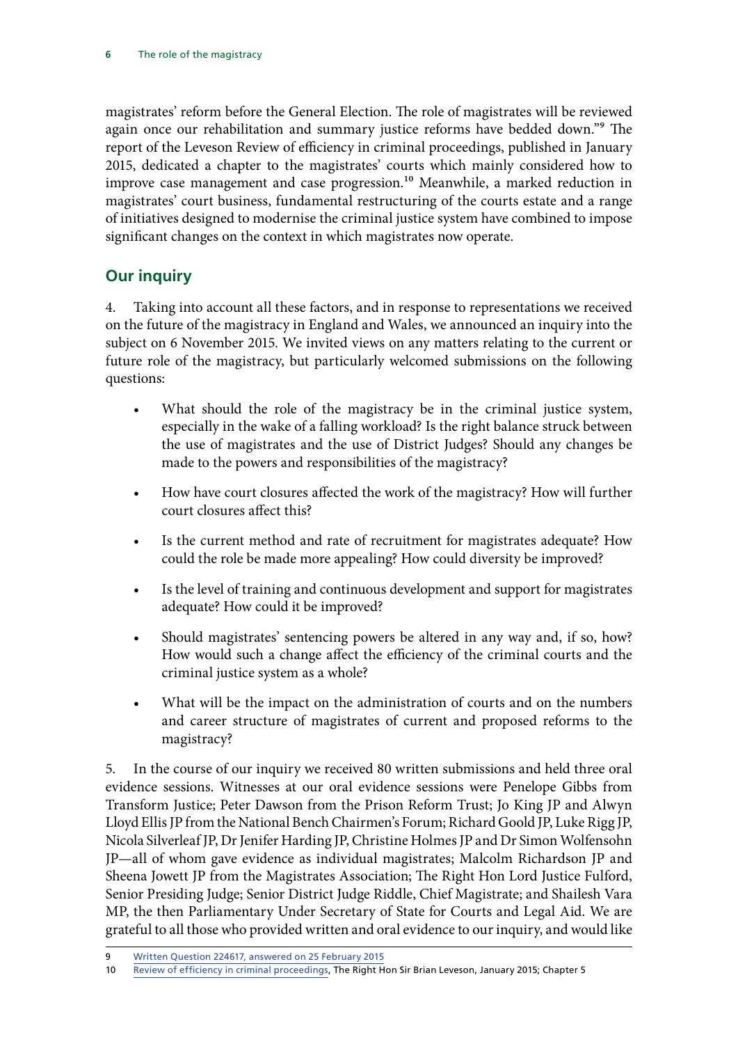magistrates' reform before the General Election. The role of magistrates will be reviewed again once our rehabilitation and summary justice reforms have bedded down."[9] The report of the Leveson Review of efficiency in criminal proceedings, published in January 2015, dedicated a chapter to the magistrates' courts which mainly considered how to improve case management and case progression.[10] Meanwhile, a marked reduction in magistrates' court business, fundamental restructuring of the courts estate and a range of initiatives designed to modernise the criminal justice system have combined to impose significant changes on the context in which magistrates now operate.

## Our inquiry

4. Taking into account all these factors, and in response to representations we received on the future of the magistracy in England and Wales, we announced an inquiry into the subject on 6 November 2015. We invited views on any matters relating to the current or future role of the magistracy, but particularly welcomed submissions on the following questions:

- What should the role of the magistracy be in the criminal justice system, especially in the wake of a falling workload? Is the right balance struck between the use of magistrates and the use of District Judges? Should any changes be made to the powers and responsibilities of the magistracy?
- How have court closures affected the work of the magistracy? How will further court closures affect this?
- Is the current method and rate of recruitment for magistrates adequate? How could the role be made more appealing? How could diversity be improved?
- Is the level of training and continuous development and support for magistrates adequate? How could it be improved?
- Should magistrates' sentencing powers be altered in any way and, if so, how? How would such a change affect the efficiency of the criminal courts and the criminal justice system as a whole?
- What will be the impact on the administration of courts and on the numbers and career structure of magistrates of current and proposed reforms to the magistracy?

5. In the course of our inquiry we received 80 written submissions and held three oral evidence sessions. Witnesses at our oral evidence sessions were Penelope Gibbs from Transform Justice; Peter Dawson from the Prison Reform Trust; Jo King JP and Alwyn Lloyd Ellis JP from the National Bench Chairmen's Forum; Richard Goold JP, Luke Rigg JP, Nicola Silverleaf JP, Dr Jenifer Harding JP, Christine Holmes JP and Dr Simon Wolfensohn JP—all of whom gave evidence as individual magistrates; Malcolm Richardson JP and Sheena Jowett JP from the Magistrates Association; The Right Hon Lord Justice Fulford, Senior Presiding Judge; Senior District Judge Riddle, Chief Magistrate; and Shailesh Vara MP, the then Parliamentary Under Secretary of State for Courts and Legal Aid. We are grateful to all those who provided written and oral evidence to our inquiry, and would like

---

9 Written Question 224617, answered on 25 February 2015

10 Review of efficiency in criminal proceedings, The Right Hon Sir Brian Leveson, January 2015; Chapter 5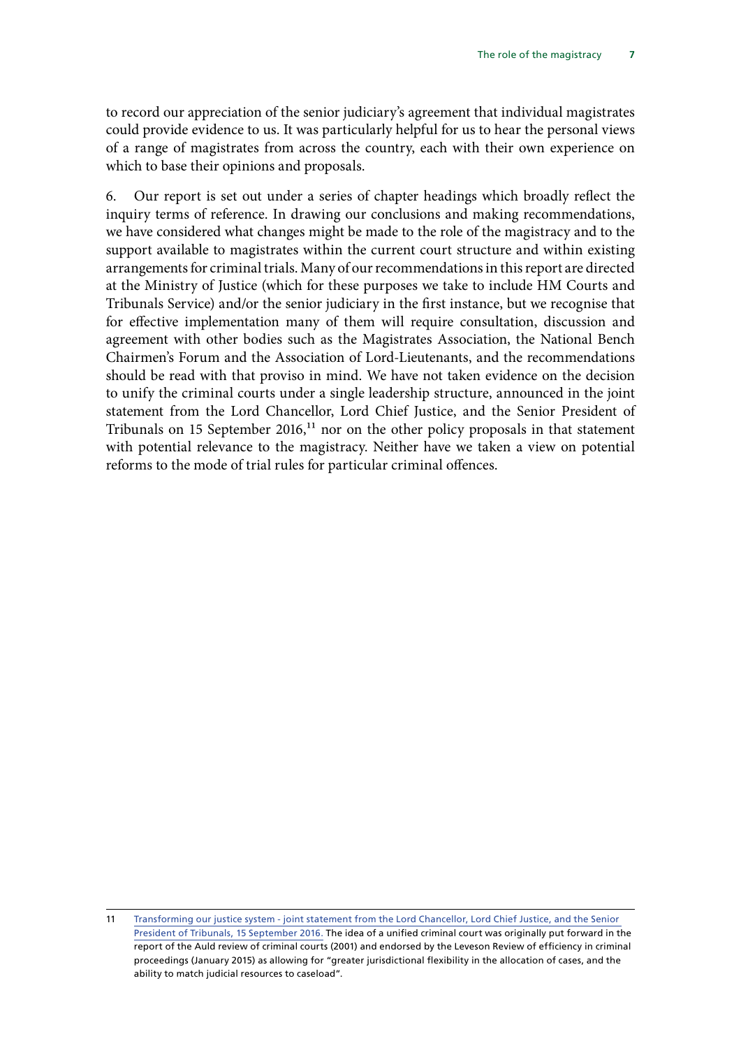to record our appreciation of the senior judiciary's agreement that individual magistrates could provide evidence to us. It was particularly helpful for us to hear the personal views of a range of magistrates from across the country, each with their own experience on which to base their opinions and proposals.

6. Our report is set out under a series of chapter headings which broadly reflect the inquiry terms of reference. In drawing our conclusions and making recommendations, we have considered what changes might be made to the role of the magistracy and to the support available to magistrates within the current court structure and within existing arrangements for criminal trials. Many of our recommendations in this report are directed at the Ministry of Justice (which for these purposes we take to include HM Courts and Tribunals Service) and/or the senior judiciary in the first instance, but we recognise that for effective implementation many of them will require consultation, discussion and agreement with other bodies such as the Magistrates Association, the National Bench Chairmen's Forum and the Association of Lord-Lieutenants, and the recommendations should be read with that proviso in mind. We have not taken evidence on the decision to unify the criminal courts under a single leadership structure, announced in the joint statement from the Lord Chancellor, Lord Chief Justice, and the Senior President of Tribunals on 15 September 2016,[11] nor on the other policy proposals in that statement with potential relevance to the magistracy. Neither have we taken a view on potential reforms to the mode of trial rules for particular criminal offences.

---

11 Transforming our justice system - joint statement from the Lord Chancellor, Lord Chief Justice, and the Senior President of Tribunals, 15 September 2016. The idea of a unified criminal court was originally put forward in the report of the Auld review of criminal courts (2001) and endorsed by the Leveson Review of efficiency in criminal proceedings (January 2015) as allowing for "greater jurisdictional flexibility in the allocation of cases, and the ability to match judicial resources to caseload".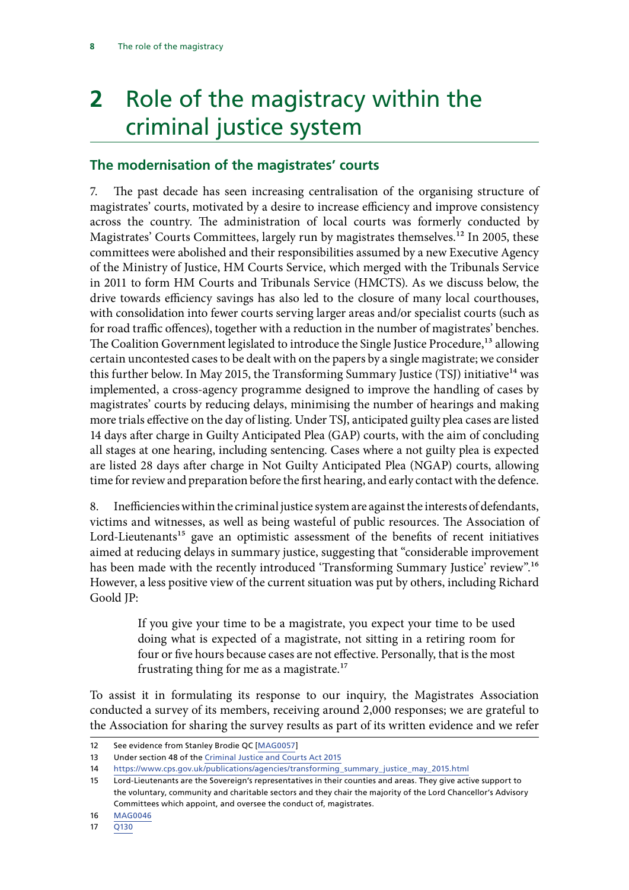# 2 Role of the magistracy within the criminal justice system

## The modernisation of the magistrates' courts

7. The past decade has seen increasing centralisation of the organising structure of magistrates' courts, motivated by a desire to increase efficiency and improve consistency across the country. The administration of local courts was formerly conducted by Magistrates' Courts Committees, largely run by magistrates themselves.[12] In 2005, these committees were abolished and their responsibilities assumed by a new Executive Agency of the Ministry of Justice, HM Courts Service, which merged with the Tribunals Service in 2011 to form HM Courts and Tribunals Service (HMCTS). As we discuss below, the drive towards efficiency savings has also led to the closure of many local courthouses, with consolidation into fewer courts serving larger areas and/or specialist courts (such as for road traffic offences), together with a reduction in the number of magistrates' benches. The Coalition Government legislated to introduce the Single Justice Procedure,[13] allowing certain uncontested cases to be dealt with on the papers by a single magistrate; we consider this further below. In May 2015, the Transforming Summary Justice (TSJ) initiative[14] was implemented, a cross-agency programme designed to improve the handling of cases by magistrates' courts by reducing delays, minimising the number of hearings and making more trials effective on the day of listing. Under TSJ, anticipated guilty plea cases are listed 14 days after charge in Guilty Anticipated Plea (GAP) courts, with the aim of concluding all stages at one hearing, including sentencing. Cases where a not guilty plea is expected are listed 28 days after charge in Not Guilty Anticipated Plea (NGAP) courts, allowing time for review and preparation before the first hearing, and early contact with the defence.

8. Inefficiencies within the criminal justice system are against the interests of defendants, victims and witnesses, as well as being wasteful of public resources. The Association of Lord-Lieutenants[15] gave an optimistic assessment of the benefits of recent initiatives aimed at reducing delays in summary justice, suggesting that "considerable improvement has been made with the recently introduced 'Transforming Summary Justice' review".[16] However, a less positive view of the current situation was put by others, including Richard Goold JP:

> If you give your time to be a magistrate, you expect your time to be used doing what is expected of a magistrate, not sitting in a retiring room for four or five hours because cases are not effective. Personally, that is the most frustrating thing for me as a magistrate.[17]

To assist it in formulating its response to our inquiry, the Magistrates Association conducted a survey of its members, receiving around 2,000 responses; we are grateful to the Association for sharing the survey results as part of its written evidence and we refer

---

12 See evidence from Stanley Brodie QC [MAG0057]

13 Under section 48 of the Criminal Justice and Courts Act 2015

14 https://www.cps.gov.uk/publications/agencies/transforming_summary_justice_may_2015.html

15 Lord-Lieutenants are the Sovereign's representatives in their counties and areas. They give active support to the voluntary, community and charitable sectors and they chair the majority of the Lord Chancellor's Advisory Committees which appoint, and oversee the conduct of, magistrates.

16 MAG0046

17 Q130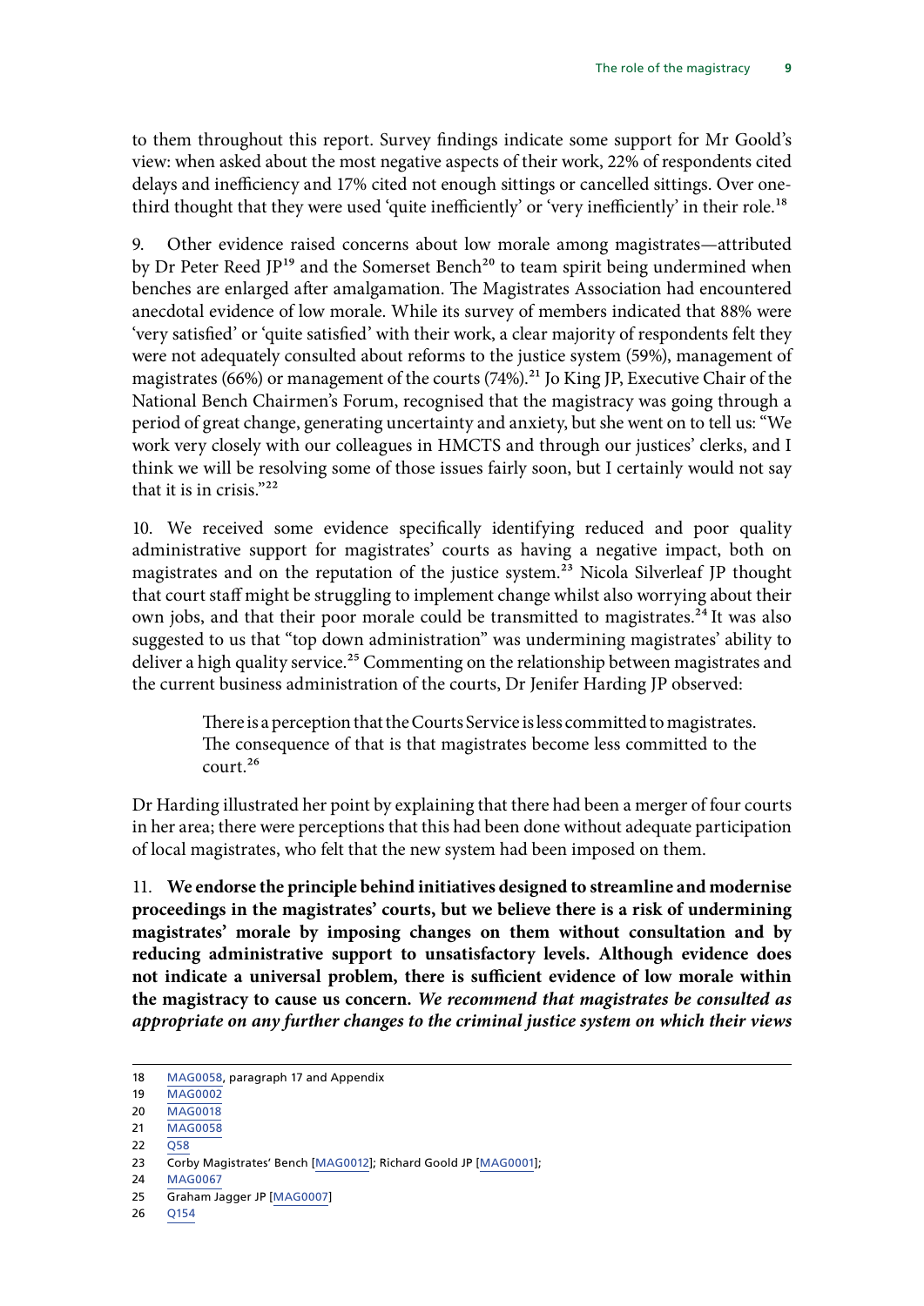to them throughout this report. Survey findings indicate some support for Mr Goold's view: when asked about the most negative aspects of their work, 22% of respondents cited delays and inefficiency and 17% cited not enough sittings or cancelled sittings. Over one-third thought that they were used 'quite inefficiently' or 'very inefficiently' in their role.[18]

9. Other evidence raised concerns about low morale among magistrates—attributed by Dr Peter Reed JP[19] and the Somerset Bench[20] to team spirit being undermined when benches are enlarged after amalgamation. The Magistrates Association had encountered anecdotal evidence of low morale. While its survey of members indicated that 88% were 'very satisfied' or 'quite satisfied' with their work, a clear majority of respondents felt they were not adequately consulted about reforms to the justice system (59%), management of magistrates (66%) or management of the courts (74%).[21] Jo King JP, Executive Chair of the National Bench Chairmen's Forum, recognised that the magistracy was going through a period of great change, generating uncertainty and anxiety, but she went on to tell us: "We work very closely with our colleagues in HMCTS and through our justices' clerks, and I think we will be resolving some of those issues fairly soon, but I certainly would not say that it is in crisis."[22]

10. We received some evidence specifically identifying reduced and poor quality administrative support for magistrates' courts as having a negative impact, both on magistrates and on the reputation of the justice system.[23] Nicola Silverleaf JP thought that court staff might be struggling to implement change whilst also worrying about their own jobs, and that their poor morale could be transmitted to magistrates.[24] It was also suggested to us that "top down administration" was undermining magistrates' ability to deliver a high quality service.[25] Commenting on the relationship between magistrates and the current business administration of the courts, Dr Jenifer Harding JP observed:

> There is a perception that the Courts Service is less committed to magistrates. The consequence of that is that magistrates become less committed to the court.[26]

Dr Harding illustrated her point by explaining that there had been a merger of four courts in her area; there were perceptions that this had been done without adequate participation of local magistrates, who felt that the new system had been imposed on them.

11. **We endorse the principle behind initiatives designed to streamline and modernise proceedings in the magistrates' courts, but we believe there is a risk of undermining magistrates' morale by imposing changes on them without consultation and by reducing administrative support to unsatisfactory levels. Although evidence does not indicate a universal problem, there is sufficient evidence of low morale within the magistracy to cause us concern.** ***We recommend that magistrates be consulted as appropriate on any further changes to the criminal justice system on which their views***

18 MAG0058, paragraph 17 and Appendix
19 MAG0002
20 MAG0018
21 MAG0058
22 Q58
23 Corby Magistrates' Bench [MAG0012]; Richard Goold JP [MAG0001];
24 MAG0067
25 Graham Jagger JP [MAG0007]
26 Q154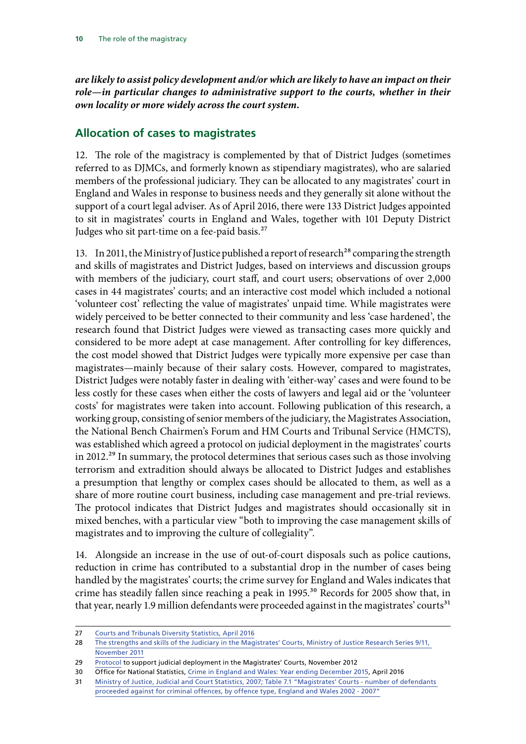***are likely to assist policy development and/or which are likely to have an impact on their role—in particular changes to administrative support to the courts, whether in their own locality or more widely across the court system.***

## Allocation of cases to magistrates

12. The role of the magistracy is complemented by that of District Judges (sometimes referred to as DJMCs, and formerly known as stipendiary magistrates), who are salaried members of the professional judiciary. They can be allocated to any magistrates' court in England and Wales in response to business needs and they generally sit alone without the support of a court legal adviser. As of April 2016, there were 133 District Judges appointed to sit in magistrates' courts in England and Wales, together with 101 Deputy District Judges who sit part-time on a fee-paid basis.[27]

13. In 2011, the Ministry of Justice published a report of research[28] comparing the strength and skills of magistrates and District Judges, based on interviews and discussion groups with members of the judiciary, court staff, and court users; observations of over 2,000 cases in 44 magistrates' courts; and an interactive cost model which included a notional 'volunteer cost' reflecting the value of magistrates' unpaid time. While magistrates were widely perceived to be better connected to their community and less 'case hardened', the research found that District Judges were viewed as transacting cases more quickly and considered to be more adept at case management. After controlling for key differences, the cost model showed that District Judges were typically more expensive per case than magistrates—mainly because of their salary costs. However, compared to magistrates, District Judges were notably faster in dealing with 'either-way' cases and were found to be less costly for these cases when either the costs of lawyers and legal aid or the 'volunteer costs' for magistrates were taken into account. Following publication of this research, a working group, consisting of senior members of the judiciary, the Magistrates Association, the National Bench Chairmen's Forum and HM Courts and Tribunal Service (HMCTS), was established which agreed a protocol on judicial deployment in the magistrates' courts in 2012.[29] In summary, the protocol determines that serious cases such as those involving terrorism and extradition should always be allocated to District Judges and establishes a presumption that lengthy or complex cases should be allocated to them, as well as a share of more routine court business, including case management and pre-trial reviews. The protocol indicates that District Judges and magistrates should occasionally sit in mixed benches, with a particular view "both to improving the case management skills of magistrates and to improving the culture of collegiality".

14. Alongside an increase in the use of out-of-court disposals such as police cautions, reduction in crime has contributed to a substantial drop in the number of cases being handled by the magistrates' courts; the crime survey for England and Wales indicates that crime has steadily fallen since reaching a peak in 1995.[30] Records for 2005 show that, in that year, nearly 1.9 million defendants were proceeded against in the magistrates' courts[31]

---

27 Courts and Tribunals Diversity Statistics, April 2016

28 The strengths and skills of the Judiciary in the Magistrates' Courts, Ministry of Justice Research Series 9/11, November 2011

29 Protocol to support judicial deployment in the Magistrates' Courts, November 2012

30 Office for National Statistics, Crime in England and Wales: Year ending December 2015, April 2016

31 Ministry of Justice, Judicial and Court Statistics, 2007; Table 7.1 "Magistrates' Courts - number of defendants proceeded against for criminal offences, by offence type, England and Wales 2002 - 2007"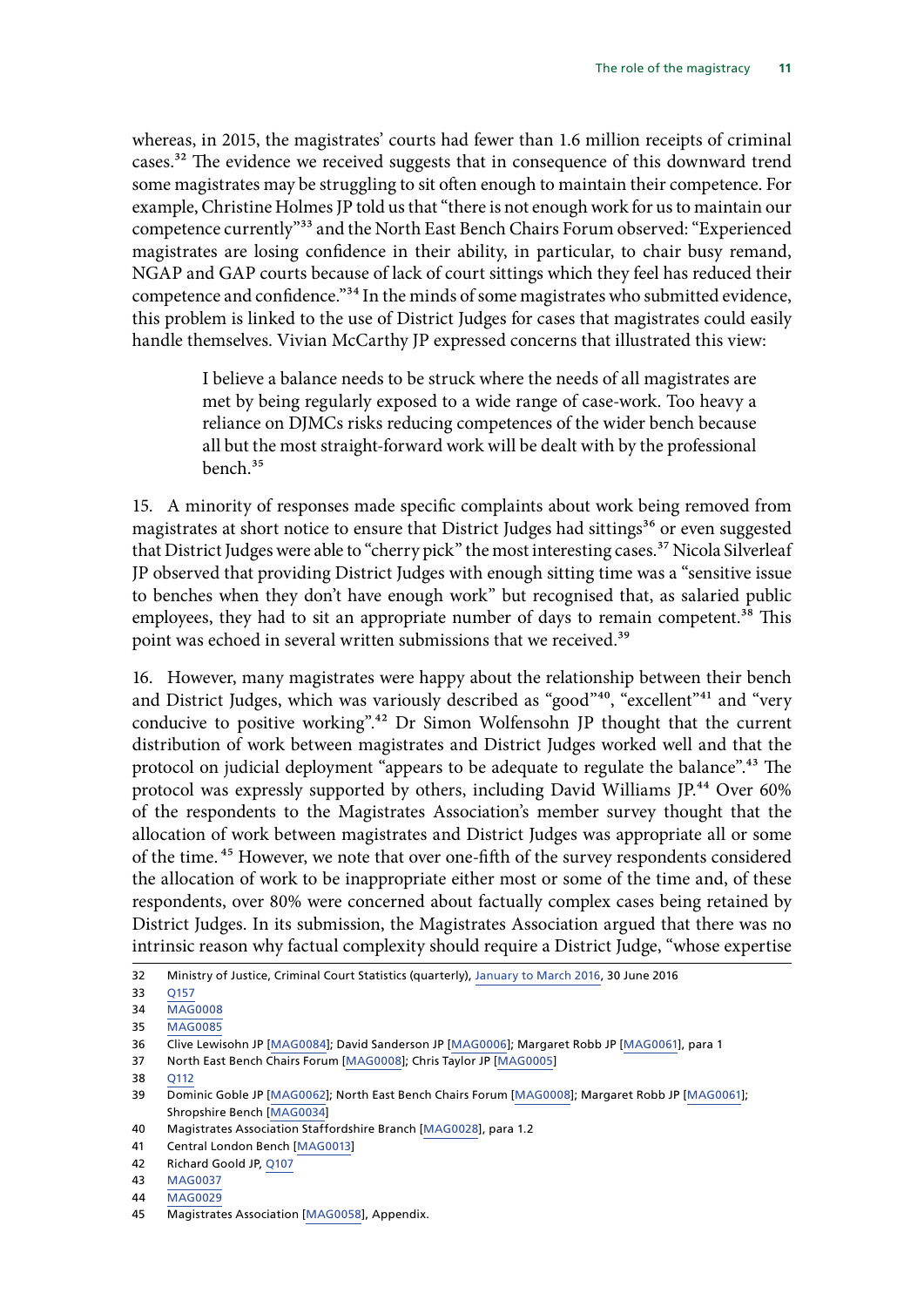whereas, in 2015, the magistrates' courts had fewer than 1.6 million receipts of criminal cases.[32] The evidence we received suggests that in consequence of this downward trend some magistrates may be struggling to sit often enough to maintain their competence. For example, Christine Holmes JP told us that "there is not enough work for us to maintain our competence currently"[33] and the North East Bench Chairs Forum observed: "Experienced magistrates are losing confidence in their ability, in particular, to chair busy remand, NGAP and GAP courts because of lack of court sittings which they feel has reduced their competence and confidence."[34] In the minds of some magistrates who submitted evidence, this problem is linked to the use of District Judges for cases that magistrates could easily handle themselves. Vivian McCarthy JP expressed concerns that illustrated this view:

> I believe a balance needs to be struck where the needs of all magistrates are met by being regularly exposed to a wide range of case-work. Too heavy a reliance on DJMCs risks reducing competences of the wider bench because all but the most straight-forward work will be dealt with by the professional bench.[35]

15. A minority of responses made specific complaints about work being removed from magistrates at short notice to ensure that District Judges had sittings[36] or even suggested that District Judges were able to "cherry pick" the most interesting cases.[37] Nicola Silverleaf JP observed that providing District Judges with enough sitting time was a "sensitive issue to benches when they don't have enough work" but recognised that, as salaried public employees, they had to sit an appropriate number of days to remain competent.[38] This point was echoed in several written submissions that we received.[39]

16. However, many magistrates were happy about the relationship between their bench and District Judges, which was variously described as "good"[40], "excellent"[41] and "very conducive to positive working".[42] Dr Simon Wolfensohn JP thought that the current distribution of work between magistrates and District Judges worked well and that the protocol on judicial deployment "appears to be adequate to regulate the balance".[43] The protocol was expressly supported by others, including David Williams JP.[44] Over 60% of the respondents to the Magistrates Association's member survey thought that the allocation of work between magistrates and District Judges was appropriate all or some of the time.[45] However, we note that over one-fifth of the survey respondents considered the allocation of work to be inappropriate either most or some of the time and, of these respondents, over 80% were concerned about factually complex cases being retained by District Judges. In its submission, the Magistrates Association argued that there was no intrinsic reason why factual complexity should require a District Judge, "whose expertise

---

32 Ministry of Justice, Criminal Court Statistics (quarterly), January to March 2016, 30 June 2016

33 Q157

34 MAG0008

35 MAG0085

36 Clive Lewisohn JP [MAG0084]; David Sanderson JP [MAG0006]; Margaret Robb JP [MAG0061], para 1

37 North East Bench Chairs Forum [MAG0008]; Chris Taylor JP [MAG0005]

38 Q112

39 Dominic Goble JP [MAG0062]; North East Bench Chairs Forum [MAG0008]; Margaret Robb JP [MAG0061]; Shropshire Bench [MAG0034]

40 Magistrates Association Staffordshire Branch [MAG0028], para 1.2

41 Central London Bench [MAG0013]

42 Richard Goold JP, Q107

43 MAG0037

44 MAG0029

45 Magistrates Association [MAG0058], Appendix.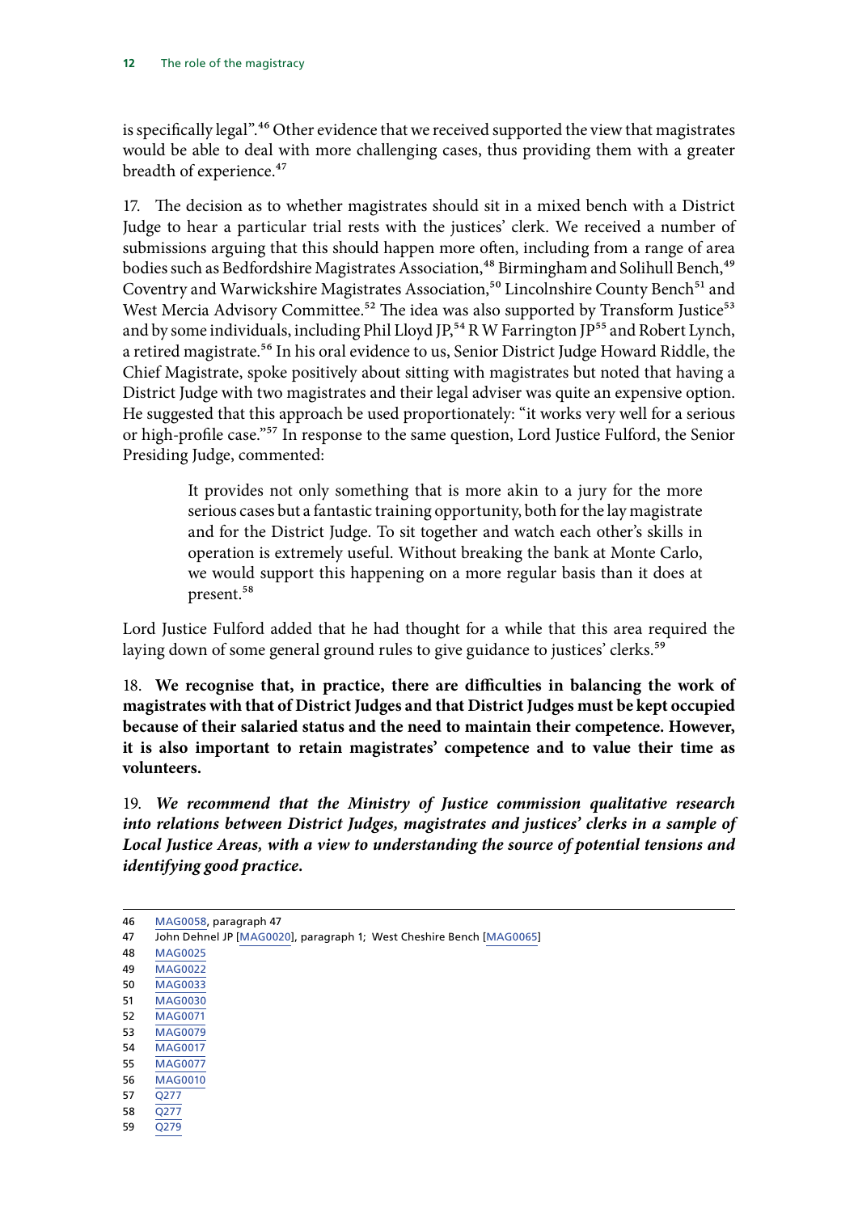is specifically legal".[46] Other evidence that we received supported the view that magistrates would be able to deal with more challenging cases, thus providing them with a greater breadth of experience.[47]

17. The decision as to whether magistrates should sit in a mixed bench with a District Judge to hear a particular trial rests with the justices' clerk. We received a number of submissions arguing that this should happen more often, including from a range of area bodies such as Bedfordshire Magistrates Association,[48] Birmingham and Solihull Bench,[49] Coventry and Warwickshire Magistrates Association,[50] Lincolnshire County Bench[51] and West Mercia Advisory Committee.[52] The idea was also supported by Transform Justice[53] and by some individuals, including Phil Lloyd JP,[54] R W Farrington JP[55] and Robert Lynch, a retired magistrate.[56] In his oral evidence to us, Senior District Judge Howard Riddle, the Chief Magistrate, spoke positively about sitting with magistrates but noted that having a District Judge with two magistrates and their legal adviser was quite an expensive option. He suggested that this approach be used proportionately: "it works very well for a serious or high-profile case."[57] In response to the same question, Lord Justice Fulford, the Senior Presiding Judge, commented:

> It provides not only something that is more akin to a jury for the more serious cases but a fantastic training opportunity, both for the lay magistrate and for the District Judge. To sit together and watch each other's skills in operation is extremely useful. Without breaking the bank at Monte Carlo, we would support this happening on a more regular basis than it does at present.[58]

Lord Justice Fulford added that he had thought for a while that this area required the laying down of some general ground rules to give guidance to justices' clerks.[59]

18. **We recognise that, in practice, there are difficulties in balancing the work of magistrates with that of District Judges and that District Judges must be kept occupied because of their salaried status and the need to maintain their competence. However, it is also important to retain magistrates' competence and to value their time as volunteers.**

19. ***We recommend that the Ministry of Justice commission qualitative research into relations between District Judges, magistrates and justices' clerks in a sample of Local Justice Areas, with a view to understanding the source of potential tensions and identifying good practice.***

---

46 MAG0058, paragraph 47
47 John Dehnel JP [MAG0020], paragraph 1; West Cheshire Bench [MAG0065]
48 MAG0025
49 MAG0022
50 MAG0033
51 MAG0030
52 MAG0071
53 MAG0079
54 MAG0017
55 MAG0077
56 MAG0010
57 Q277
58 Q277
59 Q279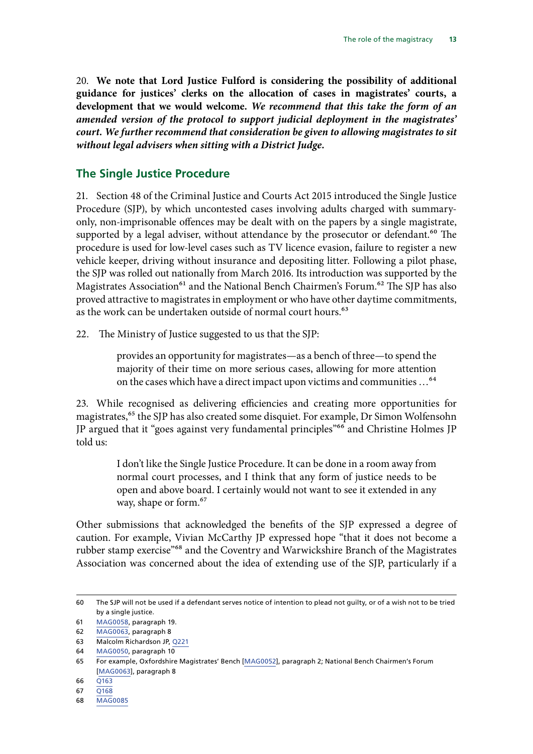20. **We note that Lord Justice Fulford is considering the possibility of additional guidance for justices' clerks on the allocation of cases in magistrates' courts, a development that we would welcome.** ***We recommend that this take the form of an amended version of the protocol to support judicial deployment in the magistrates' court. We further recommend that consideration be given to allowing magistrates to sit without legal advisers when sitting with a District Judge.***

## The Single Justice Procedure

21. Section 48 of the Criminal Justice and Courts Act 2015 introduced the Single Justice Procedure (SJP), by which uncontested cases involving adults charged with summary-only, non-imprisonable offences may be dealt with on the papers by a single magistrate, supported by a legal adviser, without attendance by the prosecutor or defendant.[60] The procedure is used for low-level cases such as TV licence evasion, failure to register a new vehicle keeper, driving without insurance and depositing litter. Following a pilot phase, the SJP was rolled out nationally from March 2016. Its introduction was supported by the Magistrates Association[61] and the National Bench Chairmen's Forum.[62] The SJP has also proved attractive to magistrates in employment or who have other daytime commitments, as the work can be undertaken outside of normal court hours.[63]

22. The Ministry of Justice suggested to us that the SJP:

> provides an opportunity for magistrates—as a bench of three—to spend the majority of their time on more serious cases, allowing for more attention on the cases which have a direct impact upon victims and communities …[64]

23. While recognised as delivering efficiencies and creating more opportunities for magistrates,[65] the SJP has also created some disquiet. For example, Dr Simon Wolfensohn JP argued that it "goes against very fundamental principles"[66] and Christine Holmes JP told us:

> I don't like the Single Justice Procedure. It can be done in a room away from normal court processes, and I think that any form of justice needs to be open and above board. I certainly would not want to see it extended in any way, shape or form.[67]

Other submissions that acknowledged the benefits of the SJP expressed a degree of caution. For example, Vivian McCarthy JP expressed hope "that it does not become a rubber stamp exercise"[68] and the Coventry and Warwickshire Branch of the Magistrates Association was concerned about the idea of extending use of the SJP, particularly if a

---

60 The SJP will not be used if a defendant serves notice of intention to plead not guilty, or of a wish not to be tried by a single justice.

61 MAG0058, paragraph 19.

62 MAG0063, paragraph 8

63 Malcolm Richardson JP, Q221

64 MAG0050, paragraph 10

65 For example, Oxfordshire Magistrates' Bench [MAG0052], paragraph 2; National Bench Chairmen's Forum [MAG0063], paragraph 8

66 Q163

67 Q168

68 MAG0085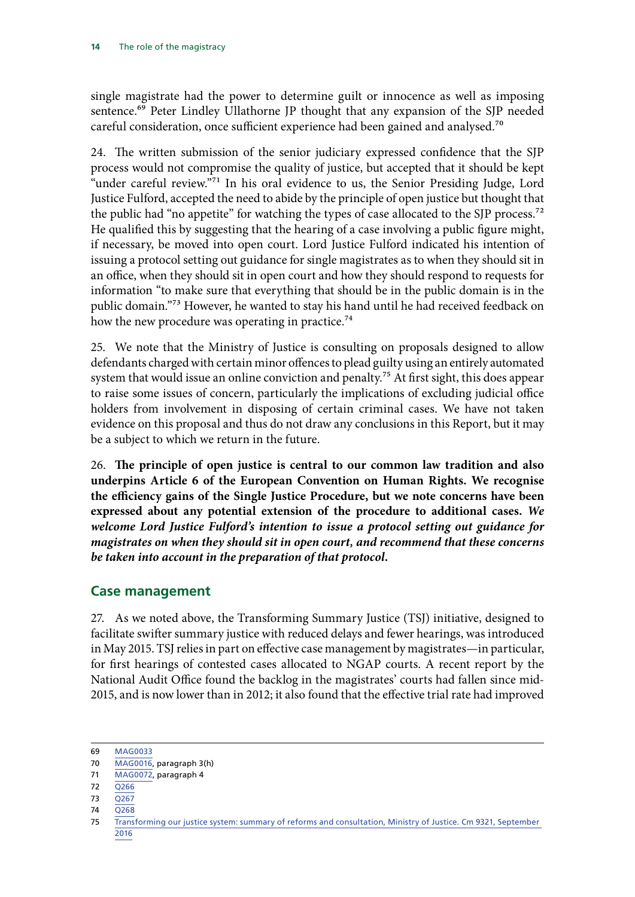single magistrate had the power to determine guilt or innocence as well as imposing sentence.[69] Peter Lindley Ullathorne JP thought that any expansion of the SJP needed careful consideration, once sufficient experience had been gained and analysed.[70]

24. The written submission of the senior judiciary expressed confidence that the SJP process would not compromise the quality of justice, but accepted that it should be kept "under careful review."[71] In his oral evidence to us, the Senior Presiding Judge, Lord Justice Fulford, accepted the need to abide by the principle of open justice but thought that the public had "no appetite" for watching the types of case allocated to the SJP process.[72] He qualified this by suggesting that the hearing of a case involving a public figure might, if necessary, be moved into open court. Lord Justice Fulford indicated his intention of issuing a protocol setting out guidance for single magistrates as to when they should sit in an office, when they should sit in open court and how they should respond to requests for information "to make sure that everything that should be in the public domain is in the public domain."[73] However, he wanted to stay his hand until he had received feedback on how the new procedure was operating in practice.[74]

25. We note that the Ministry of Justice is consulting on proposals designed to allow defendants charged with certain minor offences to plead guilty using an entirely automated system that would issue an online conviction and penalty.[75] At first sight, this does appear to raise some issues of concern, particularly the implications of excluding judicial office holders from involvement in disposing of certain criminal cases. We have not taken evidence on this proposal and thus do not draw any conclusions in this Report, but it may be a subject to which we return in the future.

26. **The principle of open justice is central to our common law tradition and also underpins Article 6 of the European Convention on Human Rights. We recognise the efficiency gains of the Single Justice Procedure, but we note concerns have been expressed about any potential extension of the procedure to additional cases.** ***We welcome Lord Justice Fulford's intention to issue a protocol setting out guidance for magistrates on when they should sit in open court, and recommend that these concerns be taken into account in the preparation of that protocol.***

## Case management

27. As we noted above, the Transforming Summary Justice (TSJ) initiative, designed to facilitate swifter summary justice with reduced delays and fewer hearings, was introduced in May 2015. TSJ relies in part on effective case management by magistrates—in particular, for first hearings of contested cases allocated to NGAP courts. A recent report by the National Audit Office found the backlog in the magistrates' courts had fallen since mid-2015, and is now lower than in 2012; it also found that the effective trial rate had improved

---

69 MAG0033
70 MAG0016, paragraph 3(h)
71 MAG0072, paragraph 4
72 Q266
73 Q267
74 Q268
75 Transforming our justice system: summary of reforms and consultation, Ministry of Justice. Cm 9321, September 2016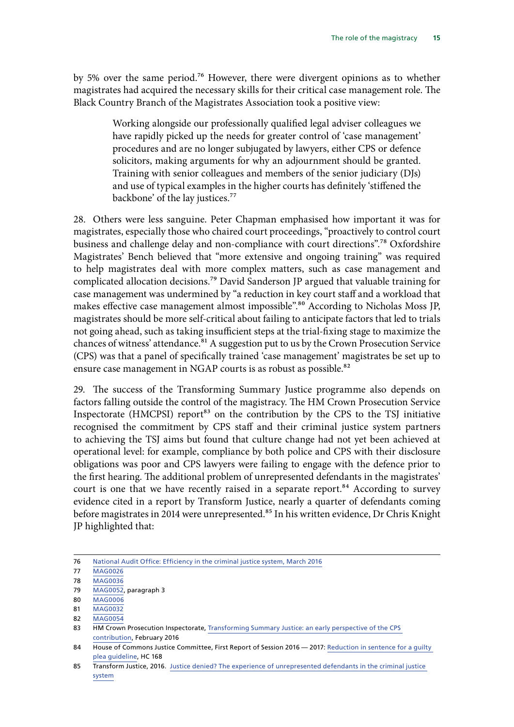by 5% over the same period.[76] However, there were divergent opinions as to whether magistrates had acquired the necessary skills for their critical case management role. The Black Country Branch of the Magistrates Association took a positive view:

> Working alongside our professionally qualified legal adviser colleagues we have rapidly picked up the needs for greater control of 'case management' procedures and are no longer subjugated by lawyers, either CPS or defence solicitors, making arguments for why an adjournment should be granted. Training with senior colleagues and members of the senior judiciary (DJs) and use of typical examples in the higher courts has definitely 'stiffened the backbone' of the lay justices.[77]

28. Others were less sanguine. Peter Chapman emphasised how important it was for magistrates, especially those who chaired court proceedings, "proactively to control court business and challenge delay and non-compliance with court directions".[78] Oxfordshire Magistrates' Bench believed that "more extensive and ongoing training" was required to help magistrates deal with more complex matters, such as case management and complicated allocation decisions.[79] David Sanderson JP argued that valuable training for case management was undermined by "a reduction in key court staff and a workload that makes effective case management almost impossible".[80] According to Nicholas Moss JP, magistrates should be more self-critical about failing to anticipate factors that led to trials not going ahead, such as taking insufficient steps at the trial-fixing stage to maximize the chances of witness' attendance.[81] A suggestion put to us by the Crown Prosecution Service (CPS) was that a panel of specifically trained 'case management' magistrates be set up to ensure case management in NGAP courts is as robust as possible.[82]

29. The success of the Transforming Summary Justice programme also depends on factors falling outside the control of the magistracy. The HM Crown Prosecution Service Inspectorate (HMCPSI) report[83] on the contribution by the CPS to the TSJ initiative recognised the commitment by CPS staff and their criminal justice system partners to achieving the TSJ aims but found that culture change had not yet been achieved at operational level: for example, compliance by both police and CPS with their disclosure obligations was poor and CPS lawyers were failing to engage with the defence prior to the first hearing. The additional problem of unrepresented defendants in the magistrates' court is one that we have recently raised in a separate report.[84] According to survey evidence cited in a report by Transform Justice, nearly a quarter of defendants coming before magistrates in 2014 were unrepresented.[85] In his written evidence, Dr Chris Knight JP highlighted that:

---

76 National Audit Office: Efficiency in the criminal justice system, March 2016

77 MAG0026

78 MAG0036

79 MAG0052, paragraph 3

80 MAG0006

81 MAG0032

82 MAG0054

83 HM Crown Prosecution Inspectorate, Transforming Summary Justice: an early perspective of the CPS contribution, February 2016

84 House of Commons Justice Committee, First Report of Session 2016 — 2017: Reduction in sentence for a guilty plea guideline, HC 168

85 Transform Justice, 2016. Justice denied? The experience of unrepresented defendants in the criminal justice system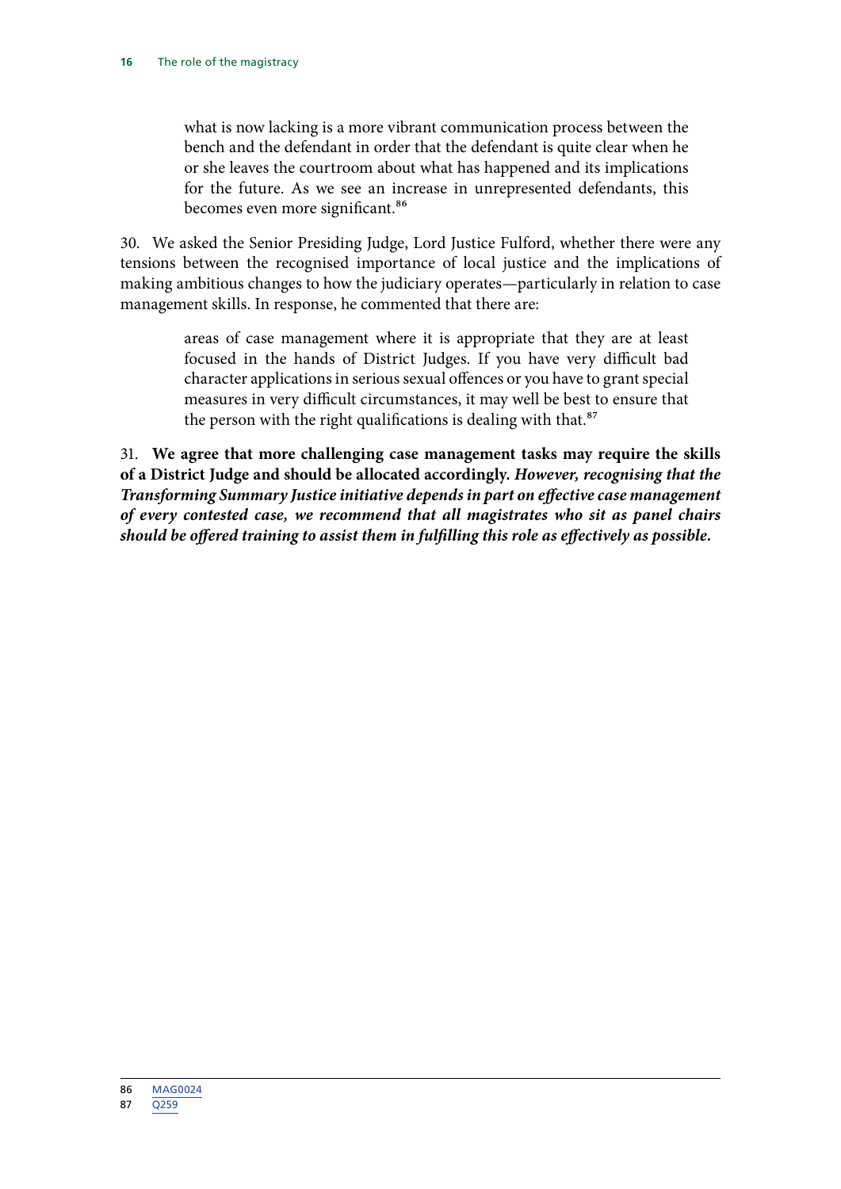> what is now lacking is a more vibrant communication process between the bench and the defendant in order that the defendant is quite clear when he or she leaves the courtroom about what has happened and its implications for the future. As we see an increase in unrepresented defendants, this becomes even more significant.[86]

30. We asked the Senior Presiding Judge, Lord Justice Fulford, whether there were any tensions between the recognised importance of local justice and the implications of making ambitious changes to how the judiciary operates—particularly in relation to case management skills. In response, he commented that there are:

> areas of case management where it is appropriate that they are at least focused in the hands of District Judges. If you have very difficult bad character applications in serious sexual offences or you have to grant special measures in very difficult circumstances, it may well be best to ensure that the person with the right qualifications is dealing with that.[87]

31. **We agree that more challenging case management tasks may require the skills of a District Judge and should be allocated accordingly.** ***However, recognising that the Transforming Summary Justice initiative depends in part on effective case management of every contested case, we recommend that all magistrates who sit as panel chairs should be offered training to assist them in fulfilling this role as effectively as possible.***

---

86 MAG0024

87 Q259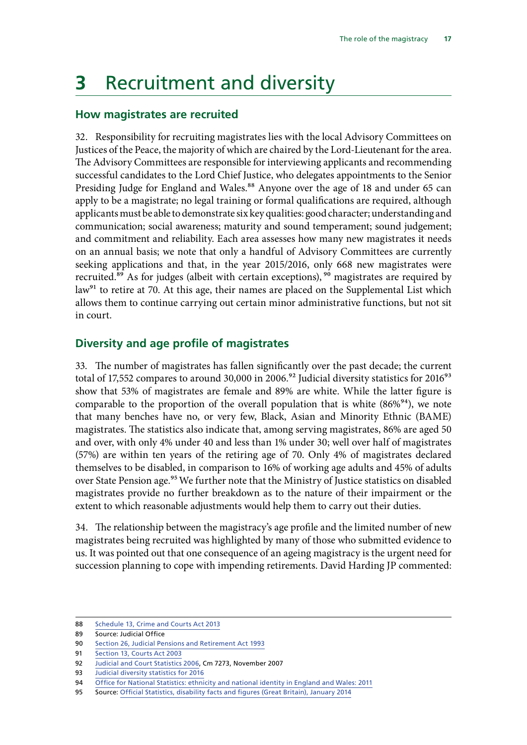# 3 Recruitment and diversity

## How magistrates are recruited

32. Responsibility for recruiting magistrates lies with the local Advisory Committees on Justices of the Peace, the majority of which are chaired by the Lord-Lieutenant for the area. The Advisory Committees are responsible for interviewing applicants and recommending successful candidates to the Lord Chief Justice, who delegates appointments to the Senior Presiding Judge for England and Wales.[88] Anyone over the age of 18 and under 65 can apply to be a magistrate; no legal training or formal qualifications are required, although applicants must be able to demonstrate six key qualities: good character; understanding and communication; social awareness; maturity and sound temperament; sound judgement; and commitment and reliability. Each area assesses how many new magistrates it needs on an annual basis; we note that only a handful of Advisory Committees are currently seeking applications and that, in the year 2015/2016, only 668 new magistrates were recruited.[89] As for judges (albeit with certain exceptions), [90] magistrates are required by law[91] to retire at 70. At this age, their names are placed on the Supplemental List which allows them to continue carrying out certain minor administrative functions, but not sit in court.

## Diversity and age profile of magistrates

33. The number of magistrates has fallen significantly over the past decade; the current total of 17,552 compares to around 30,000 in 2006.[92] Judicial diversity statistics for 2016[93] show that 53% of magistrates are female and 89% are white. While the latter figure is comparable to the proportion of the overall population that is white (86%[94]), we note that many benches have no, or very few, Black, Asian and Minority Ethnic (BAME) magistrates. The statistics also indicate that, among serving magistrates, 86% are aged 50 and over, with only 4% under 40 and less than 1% under 30; well over half of magistrates (57%) are within ten years of the retiring age of 70. Only 4% of magistrates declared themselves to be disabled, in comparison to 16% of working age adults and 45% of adults over State Pension age.[95] We further note that the Ministry of Justice statistics on disabled magistrates provide no further breakdown as to the nature of their impairment or the extent to which reasonable adjustments would help them to carry out their duties.

34. The relationship between the magistracy's age profile and the limited number of new magistrates being recruited was highlighted by many of those who submitted evidence to us. It was pointed out that one consequence of an ageing magistracy is the urgent need for succession planning to cope with impending retirements. David Harding JP commented:

---

88 Schedule 13, Crime and Courts Act 2013

89 Source: Judicial Office

90 Section 26, Judicial Pensions and Retirement Act 1993

91 Section 13, Courts Act 2003

92 Judicial and Court Statistics 2006, Cm 7273, November 2007

93 Judicial diversity statistics for 2016

94 Office for National Statistics: ethnicity and national identity in England and Wales: 2011

95 Source: Official Statistics, disability facts and figures (Great Britain), January 2014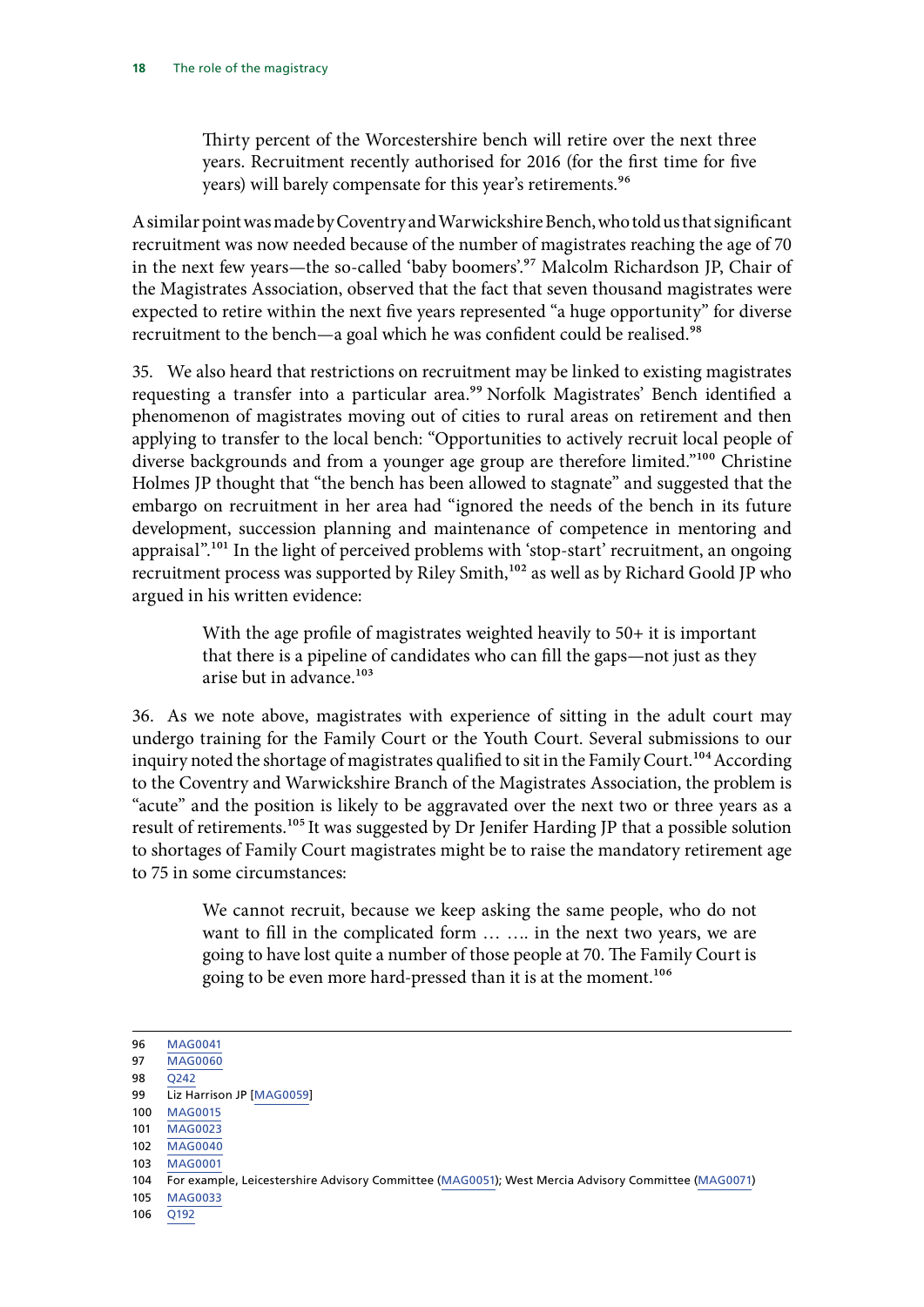> Thirty percent of the Worcestershire bench will retire over the next three years. Recruitment recently authorised for 2016 (for the first time for five years) will barely compensate for this year's retirements.[96]

A similar point was made by Coventry and Warwickshire Bench, who told us that significant recruitment was now needed because of the number of magistrates reaching the age of 70 in the next few years—the so-called 'baby boomers'.[97] Malcolm Richardson JP, Chair of the Magistrates Association, observed that the fact that seven thousand magistrates were expected to retire within the next five years represented "a huge opportunity" for diverse recruitment to the bench—a goal which he was confident could be realised.[98]

35. We also heard that restrictions on recruitment may be linked to existing magistrates requesting a transfer into a particular area.[99] Norfolk Magistrates' Bench identified a phenomenon of magistrates moving out of cities to rural areas on retirement and then applying to transfer to the local bench: "Opportunities to actively recruit local people of diverse backgrounds and from a younger age group are therefore limited."[100] Christine Holmes JP thought that "the bench has been allowed to stagnate" and suggested that the embargo on recruitment in her area had "ignored the needs of the bench in its future development, succession planning and maintenance of competence in mentoring and appraisal".[101] In the light of perceived problems with 'stop-start' recruitment, an ongoing recruitment process was supported by Riley Smith,[102] as well as by Richard Goold JP who argued in his written evidence:

> With the age profile of magistrates weighted heavily to 50+ it is important that there is a pipeline of candidates who can fill the gaps—not just as they arise but in advance.[103]

36. As we note above, magistrates with experience of sitting in the adult court may undergo training for the Family Court or the Youth Court. Several submissions to our inquiry noted the shortage of magistrates qualified to sit in the Family Court.[104] According to the Coventry and Warwickshire Branch of the Magistrates Association, the problem is "acute" and the position is likely to be aggravated over the next two or three years as a result of retirements.[105] It was suggested by Dr Jenifer Harding JP that a possible solution to shortages of Family Court magistrates might be to raise the mandatory retirement age to 75 in some circumstances:

> We cannot recruit, because we keep asking the same people, who do not want to fill in the complicated form … …. in the next two years, we are going to have lost quite a number of those people at 70. The Family Court is going to be even more hard-pressed than it is at the moment.[106]

---

96 MAG0041
97 MAG0060
98 Q242
99 Liz Harrison JP [MAG0059]
100 MAG0015
101 MAG0023
102 MAG0040
103 MAG0001
104 For example, Leicestershire Advisory Committee (MAG0051); West Mercia Advisory Committee (MAG0071)
105 MAG0033
106 Q192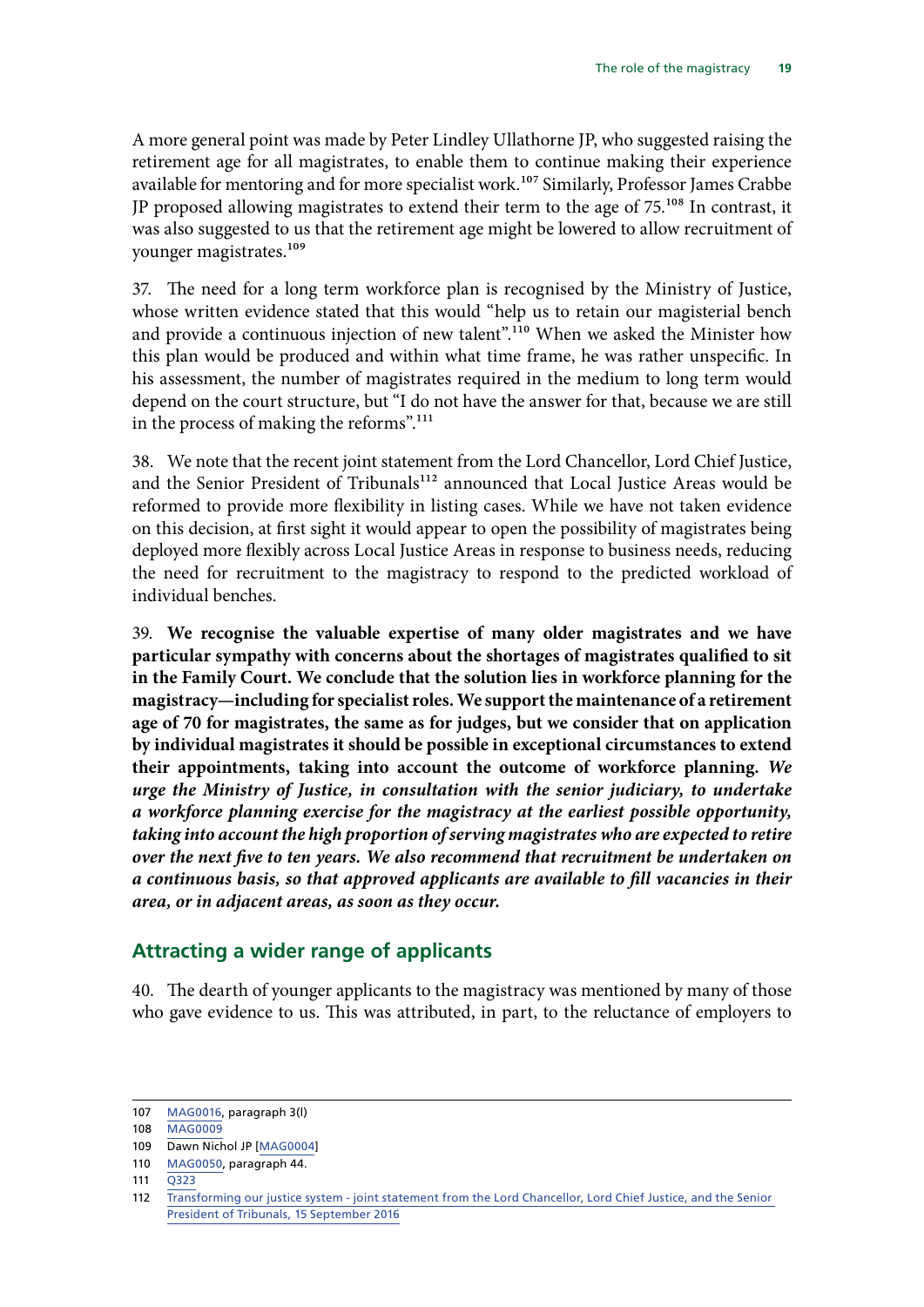A more general point was made by Peter Lindley Ullathorne JP, who suggested raising the retirement age for all magistrates, to enable them to continue making their experience available for mentoring and for more specialist work.[107] Similarly, Professor James Crabbe JP proposed allowing magistrates to extend their term to the age of 75.[108] In contrast, it was also suggested to us that the retirement age might be lowered to allow recruitment of younger magistrates.[109]

37. The need for a long term workforce plan is recognised by the Ministry of Justice, whose written evidence stated that this would "help us to retain our magisterial bench and provide a continuous injection of new talent".[110] When we asked the Minister how this plan would be produced and within what time frame, he was rather unspecific. In his assessment, the number of magistrates required in the medium to long term would depend on the court structure, but "I do not have the answer for that, because we are still in the process of making the reforms".[111]

38. We note that the recent joint statement from the Lord Chancellor, Lord Chief Justice, and the Senior President of Tribunals[112] announced that Local Justice Areas would be reformed to provide more flexibility in listing cases. While we have not taken evidence on this decision, at first sight it would appear to open the possibility of magistrates being deployed more flexibly across Local Justice Areas in response to business needs, reducing the need for recruitment to the magistracy to respond to the predicted workload of individual benches.

39. **We recognise the valuable expertise of many older magistrates and we have particular sympathy with concerns about the shortages of magistrates qualified to sit in the Family Court. We conclude that the solution lies in workforce planning for the magistracy—including for specialist roles. We support the maintenance of a retirement age of 70 for magistrates, the same as for judges, but we consider that on application by individual magistrates it should be possible in exceptional circumstances to extend their appointments, taking into account the outcome of workforce planning.** ***We urge the Ministry of Justice, in consultation with the senior judiciary, to undertake a workforce planning exercise for the magistracy at the earliest possible opportunity, taking into account the high proportion of serving magistrates who are expected to retire over the next five to ten years. We also recommend that recruitment be undertaken on a continuous basis, so that approved applicants are available to fill vacancies in their area, or in adjacent areas, as soon as they occur.***

## Attracting a wider range of applicants

40. The dearth of younger applicants to the magistracy was mentioned by many of those who gave evidence to us. This was attributed, in part, to the reluctance of employers to

---

107 MAG0016, paragraph 3(l)

108 MAG0009

109 Dawn Nichol JP [MAG0004]

110 MAG0050, paragraph 44.

111 Q323

112 Transforming our justice system - joint statement from the Lord Chancellor, Lord Chief Justice, and the Senior President of Tribunals, 15 September 2016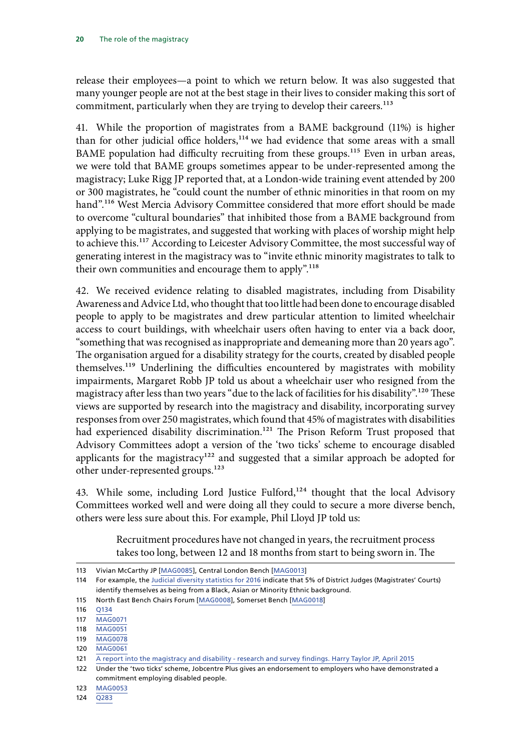release their employees—a point to which we return below. It was also suggested that many younger people are not at the best stage in their lives to consider making this sort of commitment, particularly when they are trying to develop their careers.[113]

41. While the proportion of magistrates from a BAME background (11%) is higher than for other judicial office holders,[114] we had evidence that some areas with a small BAME population had difficulty recruiting from these groups.[115] Even in urban areas, we were told that BAME groups sometimes appear to be under-represented among the magistracy; Luke Rigg JP reported that, at a London-wide training event attended by 200 or 300 magistrates, he "could count the number of ethnic minorities in that room on my hand".[116] West Mercia Advisory Committee considered that more effort should be made to overcome "cultural boundaries" that inhibited those from a BAME background from applying to be magistrates, and suggested that working with places of worship might help to achieve this.[117] According to Leicester Advisory Committee, the most successful way of generating interest in the magistracy was to "invite ethnic minority magistrates to talk to their own communities and encourage them to apply".[118]

42. We received evidence relating to disabled magistrates, including from Disability Awareness and Advice Ltd, who thought that too little had been done to encourage disabled people to apply to be magistrates and drew particular attention to limited wheelchair access to court buildings, with wheelchair users often having to enter via a back door, "something that was recognised as inappropriate and demeaning more than 20 years ago". The organisation argued for a disability strategy for the courts, created by disabled people themselves.[119] Underlining the difficulties encountered by magistrates with mobility impairments, Margaret Robb JP told us about a wheelchair user who resigned from the magistracy after less than two years "due to the lack of facilities for his disability".[120] These views are supported by research into the magistracy and disability, incorporating survey responses from over 250 magistrates, which found that 45% of magistrates with disabilities had experienced disability discrimination.[121] The Prison Reform Trust proposed that Advisory Committees adopt a version of the 'two ticks' scheme to encourage disabled applicants for the magistracy[122] and suggested that a similar approach be adopted for other under-represented groups.[123]

43. While some, including Lord Justice Fulford,[124] thought that the local Advisory Committees worked well and were doing all they could to secure a more diverse bench, others were less sure about this. For example, Phil Lloyd JP told us:

> Recruitment procedures have not changed in years, the recruitment process takes too long, between 12 and 18 months from start to being sworn in. The

---

113 Vivian McCarthy JP [MAG0085], Central London Bench [MAG0013]

114 For example, the Judicial diversity statistics for 2016 indicate that 5% of District Judges (Magistrates' Courts) identify themselves as being from a Black, Asian or Minority Ethnic background.

115 North East Bench Chairs Forum [MAG0008], Somerset Bench [MAG0018]

116 Q134

117 MAG0071

118 MAG0051

119 MAG0078

120 MAG0061

121 A report into the magistracy and disability - research and survey findings. Harry Taylor JP, April 2015

122 Under the 'two ticks' scheme, Jobcentre Plus gives an endorsement to employers who have demonstrated a commitment employing disabled people.

123 MAG0053

124 Q283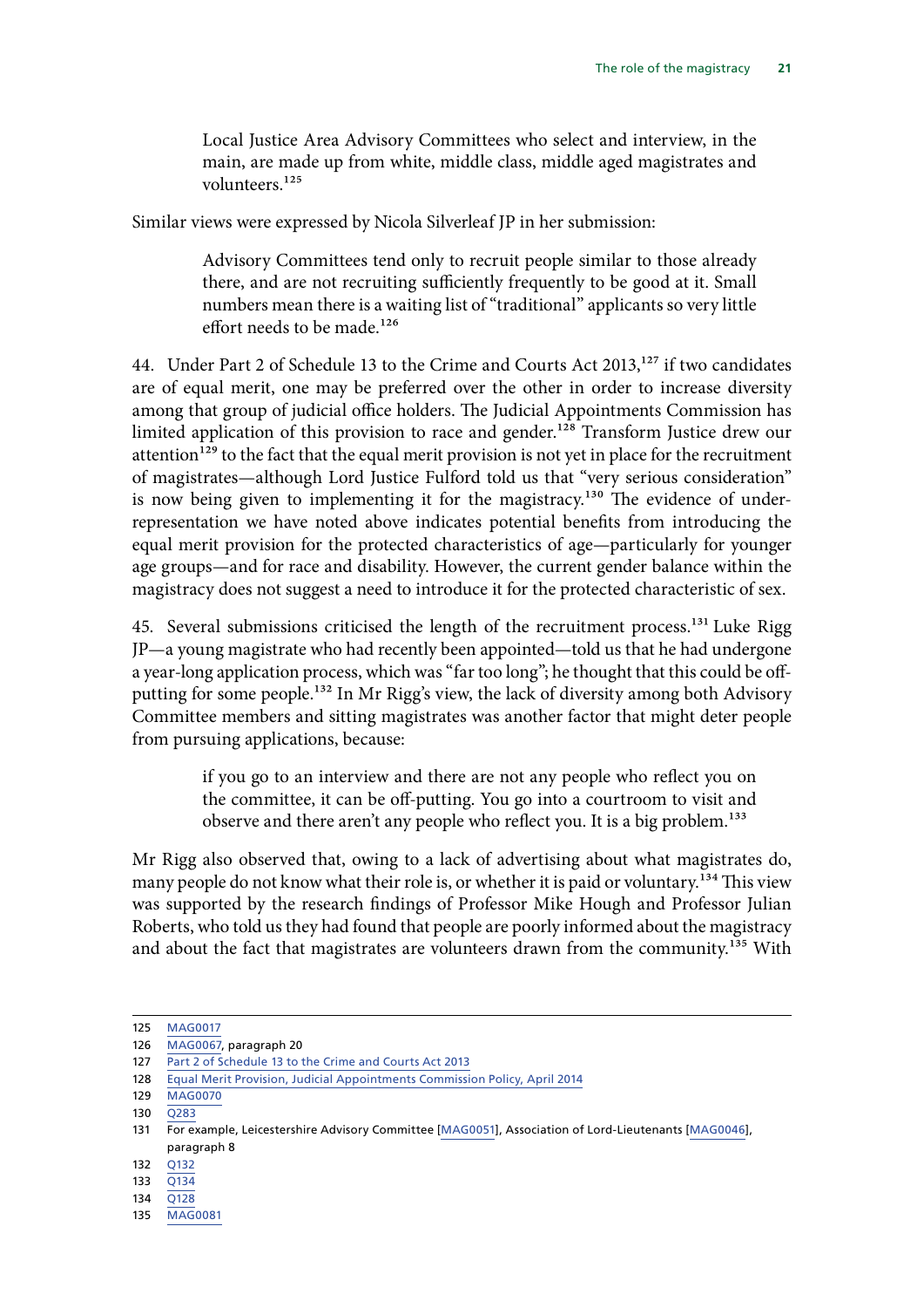> Local Justice Area Advisory Committees who select and interview, in the main, are made up from white, middle class, middle aged magistrates and volunteers.[125]

Similar views were expressed by Nicola Silverleaf JP in her submission:

> Advisory Committees tend only to recruit people similar to those already there, and are not recruiting sufficiently frequently to be good at it. Small numbers mean there is a waiting list of "traditional" applicants so very little effort needs to be made.[126]

44. Under Part 2 of Schedule 13 to the Crime and Courts Act 2013,[127] if two candidates are of equal merit, one may be preferred over the other in order to increase diversity among that group of judicial office holders. The Judicial Appointments Commission has limited application of this provision to race and gender.[128] Transform Justice drew our attention[129] to the fact that the equal merit provision is not yet in place for the recruitment of magistrates—although Lord Justice Fulford told us that "very serious consideration" is now being given to implementing it for the magistracy.[130] The evidence of under-representation we have noted above indicates potential benefits from introducing the equal merit provision for the protected characteristics of age—particularly for younger age groups—and for race and disability. However, the current gender balance within the magistracy does not suggest a need to introduce it for the protected characteristic of sex.

45. Several submissions criticised the length of the recruitment process.[131] Luke Rigg JP—a young magistrate who had recently been appointed—told us that he had undergone a year-long application process, which was "far too long"; he thought that this could be off-putting for some people.[132] In Mr Rigg's view, the lack of diversity among both Advisory Committee members and sitting magistrates was another factor that might deter people from pursuing applications, because:

> if you go to an interview and there are not any people who reflect you on the committee, it can be off-putting. You go into a courtroom to visit and observe and there aren't any people who reflect you. It is a big problem.[133]

Mr Rigg also observed that, owing to a lack of advertising about what magistrates do, many people do not know what their role is, or whether it is paid or voluntary.[134] This view was supported by the research findings of Professor Mike Hough and Professor Julian Roberts, who told us they had found that people are poorly informed about the magistracy and about the fact that magistrates are volunteers drawn from the community.[135] With

---

125 MAG0017
126 MAG0067, paragraph 20
127 Part 2 of Schedule 13 to the Crime and Courts Act 2013
128 Equal Merit Provision, Judicial Appointments Commission Policy, April 2014
129 MAG0070
130 Q283
131 For example, Leicestershire Advisory Committee [MAG0051], Association of Lord-Lieutenants [MAG0046], paragraph 8
132 Q132
133 Q134
134 Q128
135 MAG0081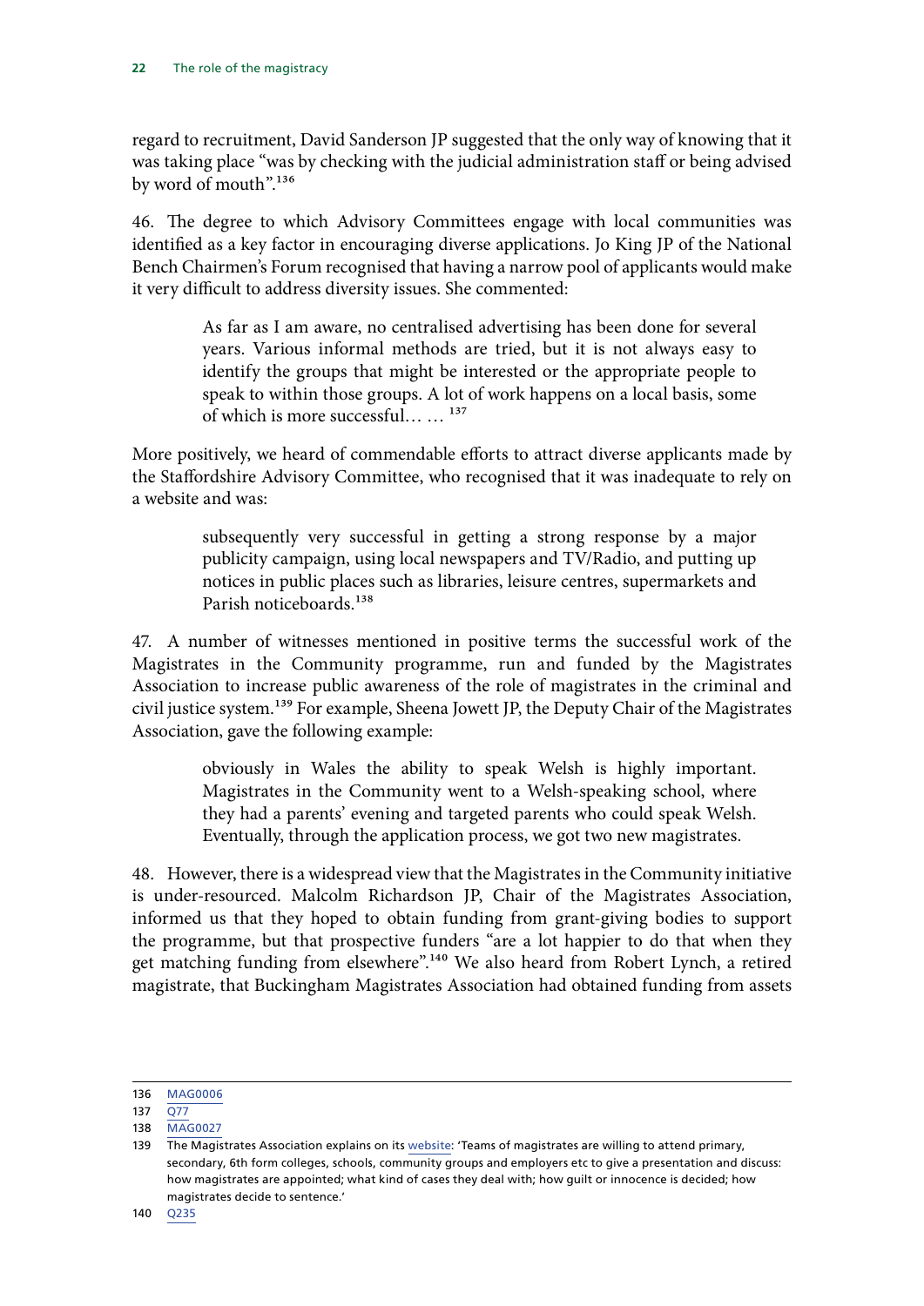regard to recruitment, David Sanderson JP suggested that the only way of knowing that it was taking place "was by checking with the judicial administration staff or being advised by word of mouth".[136]

46. The degree to which Advisory Committees engage with local communities was identified as a key factor in encouraging diverse applications. Jo King JP of the National Bench Chairmen's Forum recognised that having a narrow pool of applicants would make it very difficult to address diversity issues. She commented:

> As far as I am aware, no centralised advertising has been done for several years. Various informal methods are tried, but it is not always easy to identify the groups that might be interested or the appropriate people to speak to within those groups. A lot of work happens on a local basis, some of which is more successful… …[137]

More positively, we heard of commendable efforts to attract diverse applicants made by the Staffordshire Advisory Committee, who recognised that it was inadequate to rely on a website and was:

> subsequently very successful in getting a strong response by a major publicity campaign, using local newspapers and TV/Radio, and putting up notices in public places such as libraries, leisure centres, supermarkets and Parish noticeboards.[138]

47. A number of witnesses mentioned in positive terms the successful work of the Magistrates in the Community programme, run and funded by the Magistrates Association to increase public awareness of the role of magistrates in the criminal and civil justice system.[139] For example, Sheena Jowett JP, the Deputy Chair of the Magistrates Association, gave the following example:

> obviously in Wales the ability to speak Welsh is highly important. Magistrates in the Community went to a Welsh-speaking school, where they had a parents' evening and targeted parents who could speak Welsh. Eventually, through the application process, we got two new magistrates.

48. However, there is a widespread view that the Magistrates in the Community initiative is under-resourced. Malcolm Richardson JP, Chair of the Magistrates Association, informed us that they hoped to obtain funding from grant-giving bodies to support the programme, but that prospective funders "are a lot happier to do that when they get matching funding from elsewhere".[140] We also heard from Robert Lynch, a retired magistrate, that Buckingham Magistrates Association had obtained funding from assets

---

136 MAG0006

137 Q77

138 MAG0027

139 The Magistrates Association explains on its website: 'Teams of magistrates are willing to attend primary, secondary, 6th form colleges, schools, community groups and employers etc to give a presentation and discuss: how magistrates are appointed; what kind of cases they deal with; how guilt or innocence is decided; how magistrates decide to sentence.'

140 Q235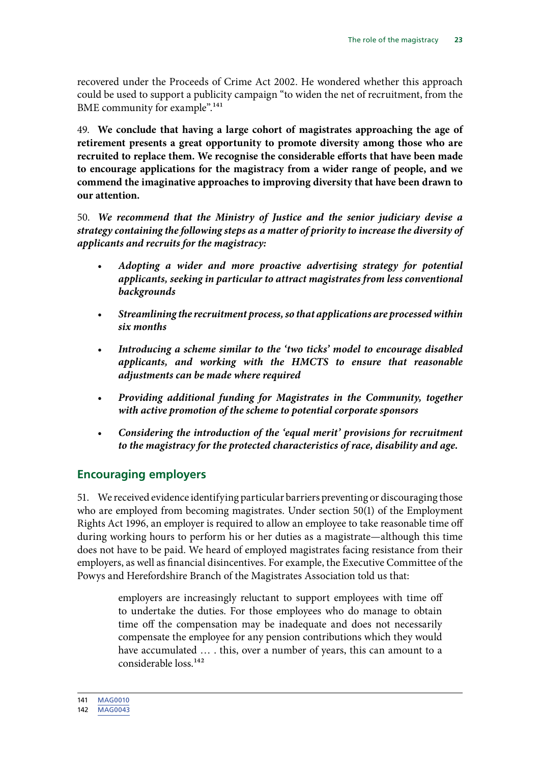recovered under the Proceeds of Crime Act 2002. He wondered whether this approach could be used to support a publicity campaign "to widen the net of recruitment, from the BME community for example".[141]

49. **We conclude that having a large cohort of magistrates approaching the age of retirement presents a great opportunity to promote diversity among those who are recruited to replace them. We recognise the considerable efforts that have been made to encourage applications for the magistracy from a wider range of people, and we commend the imaginative approaches to improving diversity that have been drawn to our attention.**

50. ***We recommend that the Ministry of Justice and the senior judiciary devise a strategy containing the following steps as a matter of priority to increase the diversity of applicants and recruits for the magistracy:***

- ***Adopting a wider and more proactive advertising strategy for potential applicants, seeking in particular to attract magistrates from less conventional backgrounds***
- ***Streamlining the recruitment process, so that applications are processed within six months***
- ***Introducing a scheme similar to the 'two ticks' model to encourage disabled applicants, and working with the HMCTS to ensure that reasonable adjustments can be made where required***
- ***Providing additional funding for Magistrates in the Community, together with active promotion of the scheme to potential corporate sponsors***
- ***Considering the introduction of the 'equal merit' provisions for recruitment to the magistracy for the protected characteristics of race, disability and age.***

## Encouraging employers

51. We received evidence identifying particular barriers preventing or discouraging those who are employed from becoming magistrates. Under section 50(1) of the Employment Rights Act 1996, an employer is required to allow an employee to take reasonable time off during working hours to perform his or her duties as a magistrate—although this time does not have to be paid. We heard of employed magistrates facing resistance from their employers, as well as financial disincentives. For example, the Executive Committee of the Powys and Herefordshire Branch of the Magistrates Association told us that:

> employers are increasingly reluctant to support employees with time off to undertake the duties. For those employees who do manage to obtain time off the compensation may be inadequate and does not necessarily compensate the employee for any pension contributions which they would have accumulated … . this, over a number of years, this can amount to a considerable loss.[142]

141 MAG0010

142 MAG0043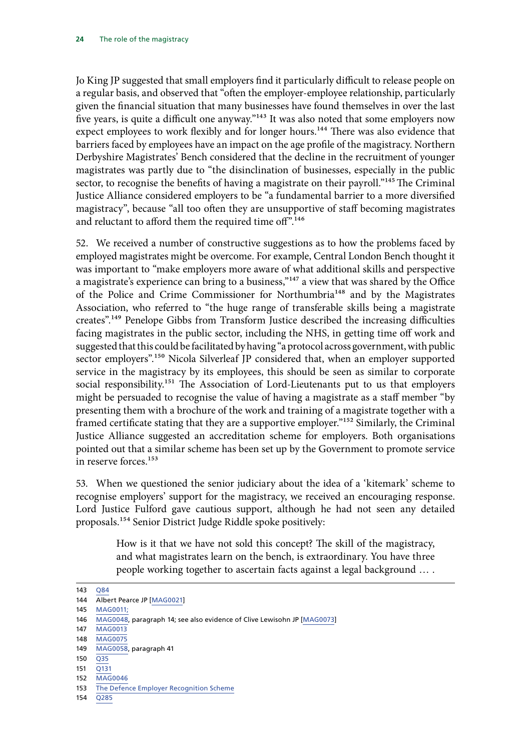Jo King JP suggested that small employers find it particularly difficult to release people on a regular basis, and observed that "often the employer-employee relationship, particularly given the financial situation that many businesses have found themselves in over the last five years, is quite a difficult one anyway."[143] It was also noted that some employers now expect employees to work flexibly and for longer hours.[144] There was also evidence that barriers faced by employees have an impact on the age profile of the magistracy. Northern Derbyshire Magistrates' Bench considered that the decline in the recruitment of younger magistrates was partly due to "the disinclination of businesses, especially in the public sector, to recognise the benefits of having a magistrate on their payroll."[145] The Criminal Justice Alliance considered employers to be "a fundamental barrier to a more diversified magistracy", because "all too often they are unsupportive of staff becoming magistrates and reluctant to afford them the required time off".[146]

52. We received a number of constructive suggestions as to how the problems faced by employed magistrates might be overcome. For example, Central London Bench thought it was important to "make employers more aware of what additional skills and perspective a magistrate's experience can bring to a business,"[147] a view that was shared by the Office of the Police and Crime Commissioner for Northumbria[148] and by the Magistrates Association, who referred to "the huge range of transferable skills being a magistrate creates".[149] Penelope Gibbs from Transform Justice described the increasing difficulties facing magistrates in the public sector, including the NHS, in getting time off work and suggested that this could be facilitated by having "a protocol across government, with public sector employers".[150] Nicola Silverleaf JP considered that, when an employer supported service in the magistracy by its employees, this should be seen as similar to corporate social responsibility.[151] The Association of Lord-Lieutenants put to us that employers might be persuaded to recognise the value of having a magistrate as a staff member "by presenting them with a brochure of the work and training of a magistrate together with a framed certificate stating that they are a supportive employer."[152] Similarly, the Criminal Justice Alliance suggested an accreditation scheme for employers. Both organisations pointed out that a similar scheme has been set up by the Government to promote service in reserve forces.[153]

53. When we questioned the senior judiciary about the idea of a 'kitemark' scheme to recognise employers' support for the magistracy, we received an encouraging response. Lord Justice Fulford gave cautious support, although he had not seen any detailed proposals.[154] Senior District Judge Riddle spoke positively:

> How is it that we have not sold this concept? The skill of the magistracy, and what magistrates learn on the bench, is extraordinary. You have three people working together to ascertain facts against a legal background … .

---

143 Q84

144 Albert Pearce JP [MAG0021]

145 MAG0011;

146 MAG0048, paragraph 14; see also evidence of Clive Lewisohn JP [MAG0073]

147 MAG0013

148 MAG0075

149 MAG0058, paragraph 41

150 Q35

151 Q131

152 MAG0046

153 The Defence Employer Recognition Scheme

154 Q285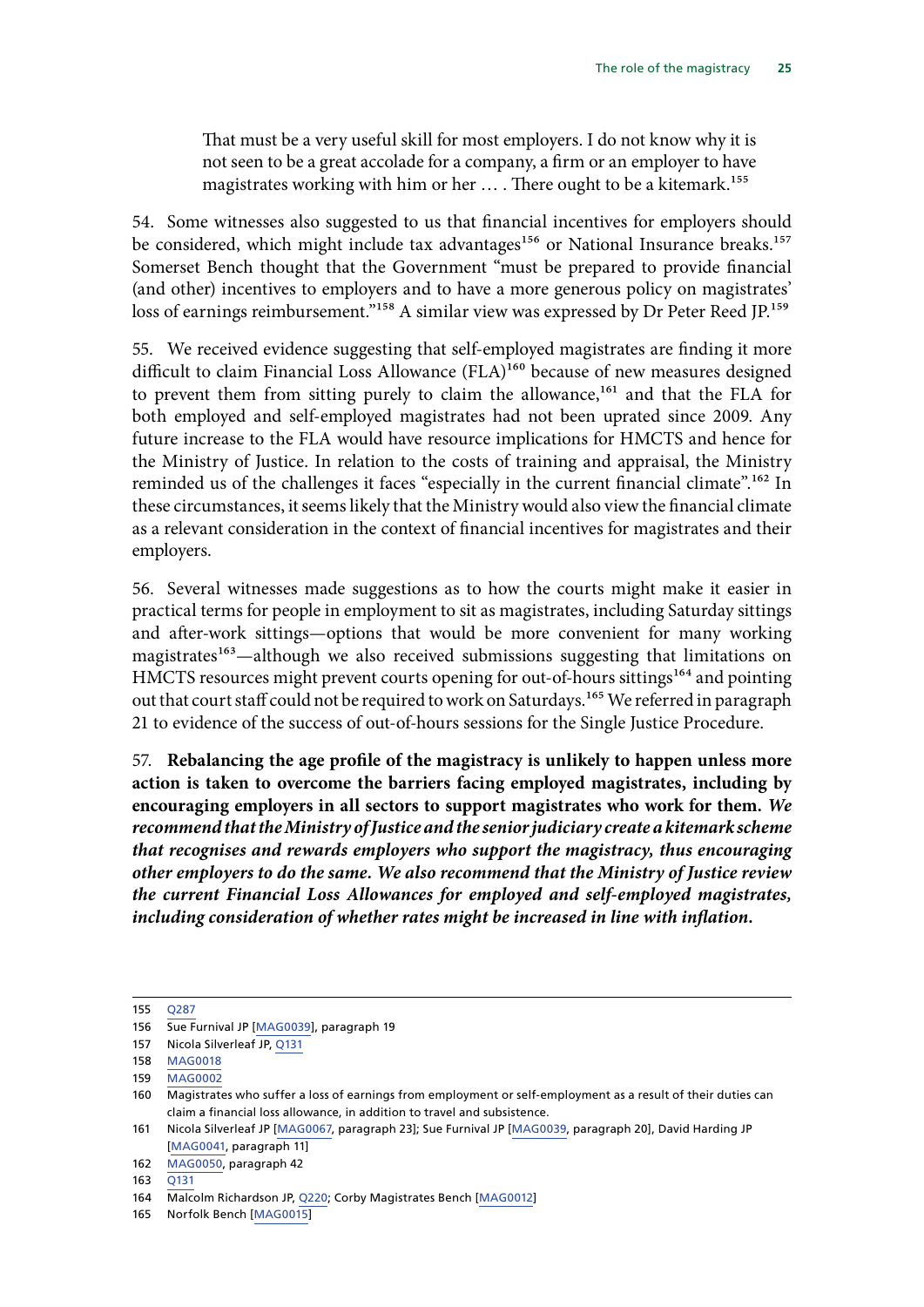> That must be a very useful skill for most employers. I do not know why it is not seen to be a great accolade for a company, a firm or an employer to have magistrates working with him or her … . There ought to be a kitemark.[155]

54. Some witnesses also suggested to us that financial incentives for employers should be considered, which might include tax advantages[156] or National Insurance breaks.[157] Somerset Bench thought that the Government "must be prepared to provide financial (and other) incentives to employers and to have a more generous policy on magistrates' loss of earnings reimbursement."[158] A similar view was expressed by Dr Peter Reed JP.[159]

55. We received evidence suggesting that self-employed magistrates are finding it more difficult to claim Financial Loss Allowance (FLA)[160] because of new measures designed to prevent them from sitting purely to claim the allowance,[161] and that the FLA for both employed and self-employed magistrates had not been uprated since 2009. Any future increase to the FLA would have resource implications for HMCTS and hence for the Ministry of Justice. In relation to the costs of training and appraisal, the Ministry reminded us of the challenges it faces "especially in the current financial climate".[162] In these circumstances, it seems likely that the Ministry would also view the financial climate as a relevant consideration in the context of financial incentives for magistrates and their employers.

56. Several witnesses made suggestions as to how the courts might make it easier in practical terms for people in employment to sit as magistrates, including Saturday sittings and after-work sittings—options that would be more convenient for many working magistrates[163]—although we also received submissions suggesting that limitations on HMCTS resources might prevent courts opening for out-of-hours sittings[164] and pointing out that court staff could not be required to work on Saturdays.[165] We referred in paragraph 21 to evidence of the success of out-of-hours sessions for the Single Justice Procedure.

57. **Rebalancing the age profile of the magistracy is unlikely to happen unless more action is taken to overcome the barriers facing employed magistrates, including by encouraging employers in all sectors to support magistrates who work for them.** ***We recommend that the Ministry of Justice and the senior judiciary create a kitemark scheme that recognises and rewards employers who support the magistracy, thus encouraging other employers to do the same. We also recommend that the Ministry of Justice review the current Financial Loss Allowances for employed and self-employed magistrates, including consideration of whether rates might be increased in line with inflation.***

---

155 Q287

156 Sue Furnival JP [MAG0039], paragraph 19

157 Nicola Silverleaf JP, Q131

158 MAG0018

159 MAG0002

160 Magistrates who suffer a loss of earnings from employment or self-employment as a result of their duties can claim a financial loss allowance, in addition to travel and subsistence.

161 Nicola Silverleaf JP [MAG0067, paragraph 23]; Sue Furnival JP [MAG0039, paragraph 20], David Harding JP [MAG0041, paragraph 11]

162 MAG0050, paragraph 42

163 Q131

164 Malcolm Richardson JP, Q220; Corby Magistrates Bench [MAG0012]

165 Norfolk Bench [MAG0015]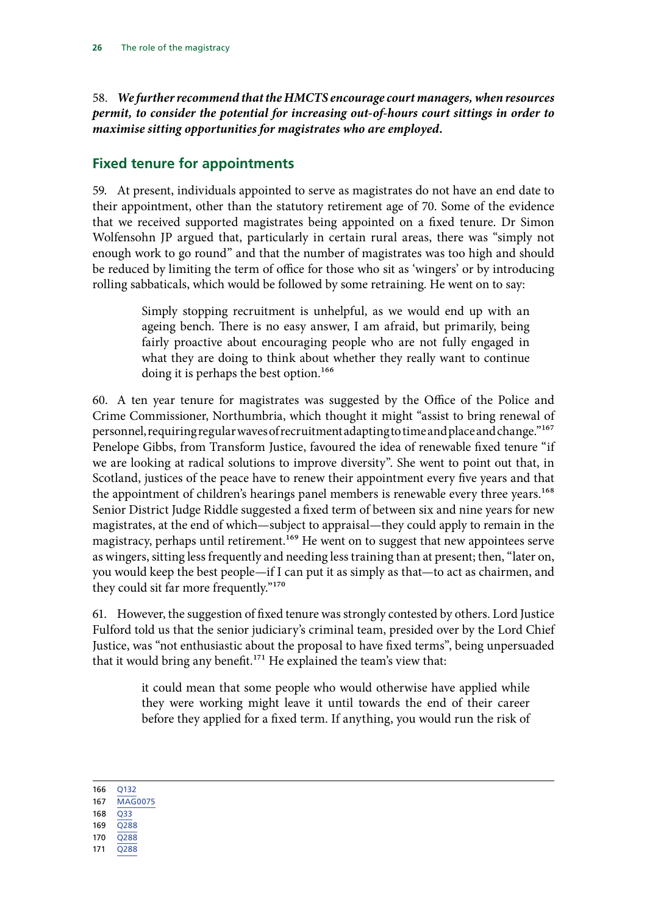58. ***We further recommend that the HMCTS encourage court managers, when resources permit, to consider the potential for increasing out-of-hours court sittings in order to maximise sitting opportunities for magistrates who are employed.***

## Fixed tenure for appointments

59. At present, individuals appointed to serve as magistrates do not have an end date to their appointment, other than the statutory retirement age of 70. Some of the evidence that we received supported magistrates being appointed on a fixed tenure. Dr Simon Wolfensohn JP argued that, particularly in certain rural areas, there was "simply not enough work to go round" and that the number of magistrates was too high and should be reduced by limiting the term of office for those who sit as 'wingers' or by introducing rolling sabbaticals, which would be followed by some retraining. He went on to say:

> Simply stopping recruitment is unhelpful, as we would end up with an ageing bench. There is no easy answer, I am afraid, but primarily, being fairly proactive about encouraging people who are not fully engaged in what they are doing to think about whether they really want to continue doing it is perhaps the best option.[166]

60. A ten year tenure for magistrates was suggested by the Office of the Police and Crime Commissioner, Northumbria, which thought it might "assist to bring renewal of personnel, requiring regular waves of recruitment adapting to time and place and change."[167] Penelope Gibbs, from Transform Justice, favoured the idea of renewable fixed tenure "if we are looking at radical solutions to improve diversity". She went to point out that, in Scotland, justices of the peace have to renew their appointment every five years and that the appointment of children's hearings panel members is renewable every three years.[168] Senior District Judge Riddle suggested a fixed term of between six and nine years for new magistrates, at the end of which—subject to appraisal—they could apply to remain in the magistracy, perhaps until retirement.[169] He went on to suggest that new appointees serve as wingers, sitting less frequently and needing less training than at present; then, "later on, you would keep the best people—if I can put it as simply as that—to act as chairmen, and they could sit far more frequently."[170]

61. However, the suggestion of fixed tenure was strongly contested by others. Lord Justice Fulford told us that the senior judiciary's criminal team, presided over by the Lord Chief Justice, was "not enthusiastic about the proposal to have fixed terms", being unpersuaded that it would bring any benefit.[171] He explained the team's view that:

> it could mean that some people who would otherwise have applied while they were working might leave it until towards the end of their career before they applied for a fixed term. If anything, you would run the risk of

---

166 Q132
167 MAG0075
168 Q33
169 Q288
170 Q288
171 Q288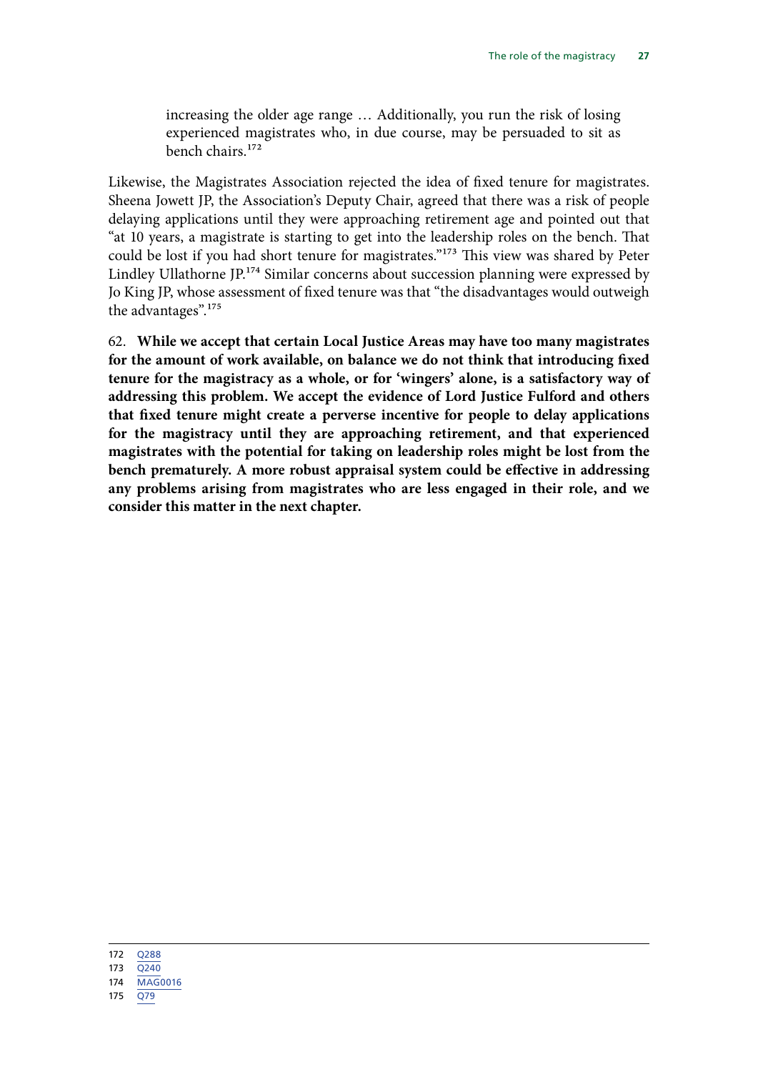> increasing the older age range … Additionally, you run the risk of losing experienced magistrates who, in due course, may be persuaded to sit as bench chairs.[172]

Likewise, the Magistrates Association rejected the idea of fixed tenure for magistrates. Sheena Jowett JP, the Association's Deputy Chair, agreed that there was a risk of people delaying applications until they were approaching retirement age and pointed out that "at 10 years, a magistrate is starting to get into the leadership roles on the bench. That could be lost if you had short tenure for magistrates."[173] This view was shared by Peter Lindley Ullathorne JP.[174] Similar concerns about succession planning were expressed by Jo King JP, whose assessment of fixed tenure was that "the disadvantages would outweigh the advantages".[175]

62. **While we accept that certain Local Justice Areas may have too many magistrates for the amount of work available, on balance we do not think that introducing fixed tenure for the magistracy as a whole, or for 'wingers' alone, is a satisfactory way of addressing this problem. We accept the evidence of Lord Justice Fulford and others that fixed tenure might create a perverse incentive for people to delay applications for the magistracy until they are approaching retirement, and that experienced magistrates with the potential for taking on leadership roles might be lost from the bench prematurely. A more robust appraisal system could be effective in addressing any problems arising from magistrates who are less engaged in their role, and we consider this matter in the next chapter.**

172 Q288
173 Q240
174 MAG0016
175 Q79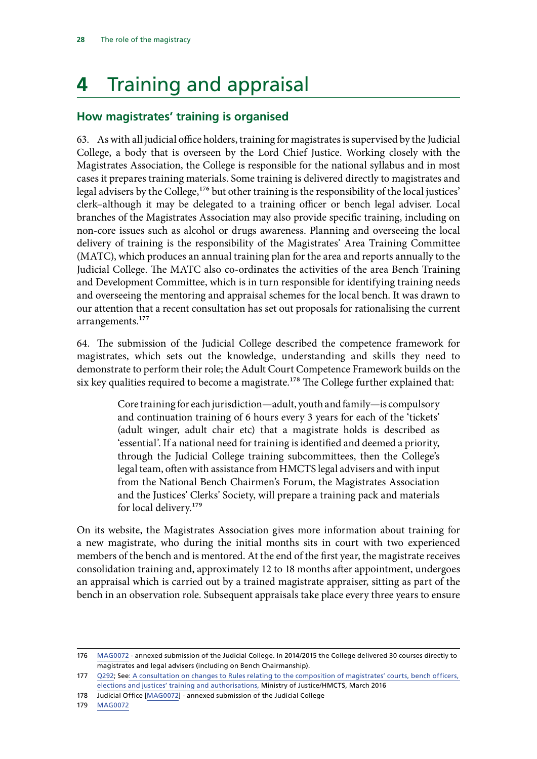# 4 Training and appraisal

## How magistrates' training is organised

63. As with all judicial office holders, training for magistrates is supervised by the Judicial College, a body that is overseen by the Lord Chief Justice. Working closely with the Magistrates Association, the College is responsible for the national syllabus and in most cases it prepares training materials. Some training is delivered directly to magistrates and legal advisers by the College,[176] but other training is the responsibility of the local justices' clerk–although it may be delegated to a training officer or bench legal adviser. Local branches of the Magistrates Association may also provide specific training, including on non-core issues such as alcohol or drugs awareness. Planning and overseeing the local delivery of training is the responsibility of the Magistrates' Area Training Committee (MATC), which produces an annual training plan for the area and reports annually to the Judicial College. The MATC also co-ordinates the activities of the area Bench Training and Development Committee, which is in turn responsible for identifying training needs and overseeing the mentoring and appraisal schemes for the local bench. It was drawn to our attention that a recent consultation has set out proposals for rationalising the current arrangements.[177]

64. The submission of the Judicial College described the competence framework for magistrates, which sets out the knowledge, understanding and skills they need to demonstrate to perform their role; the Adult Court Competence Framework builds on the six key qualities required to become a magistrate.[178] The College further explained that:

> Core training for each jurisdiction—adult, youth and family—is compulsory and continuation training of 6 hours every 3 years for each of the 'tickets' (adult winger, adult chair etc) that a magistrate holds is described as 'essential'. If a national need for training is identified and deemed a priority, through the Judicial College training subcommittees, then the College's legal team, often with assistance from HMCTS legal advisers and with input from the National Bench Chairmen's Forum, the Magistrates Association and the Justices' Clerks' Society, will prepare a training pack and materials for local delivery.[179]

On its website, the Magistrates Association gives more information about training for a new magistrate, who during the initial months sits in court with two experienced members of the bench and is mentored. At the end of the first year, the magistrate receives consolidation training and, approximately 12 to 18 months after appointment, undergoes an appraisal which is carried out by a trained magistrate appraiser, sitting as part of the bench in an observation role. Subsequent appraisals take place every three years to ensure

---

176 MAG0072 - annexed submission of the Judicial College. In 2014/2015 the College delivered 30 courses directly to magistrates and legal advisers (including on Bench Chairmanship).

177 Q292; See: A consultation on changes to Rules relating to the composition of magistrates' courts, bench officers, elections and justices' training and authorisations, Ministry of Justice/HMCTS, March 2016

178 Judicial Office [MAG0072] - annexed submission of the Judicial College

179 MAG0072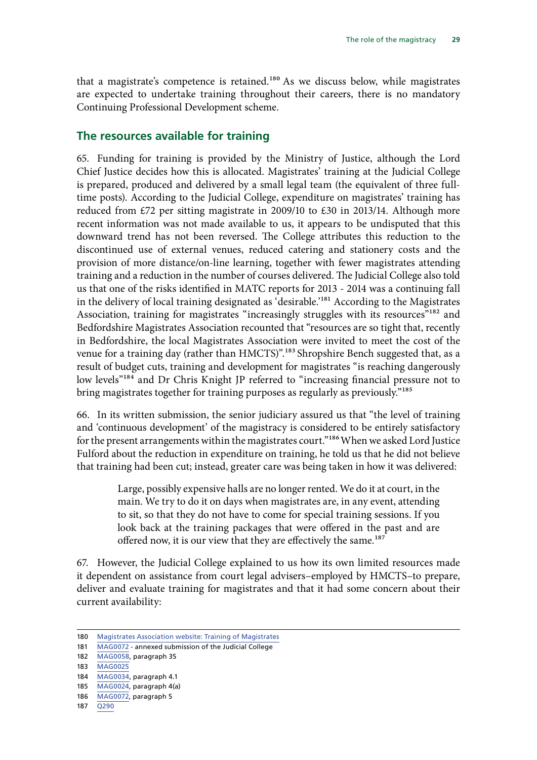that a magistrate's competence is retained.[180] As we discuss below, while magistrates are expected to undertake training throughout their careers, there is no mandatory Continuing Professional Development scheme.

## The resources available for training

65. Funding for training is provided by the Ministry of Justice, although the Lord Chief Justice decides how this is allocated. Magistrates' training at the Judicial College is prepared, produced and delivered by a small legal team (the equivalent of three full-time posts). According to the Judicial College, expenditure on magistrates' training has reduced from £72 per sitting magistrate in 2009/10 to £30 in 2013/14. Although more recent information was not made available to us, it appears to be undisputed that this downward trend has not been reversed. The College attributes this reduction to the discontinued use of external venues, reduced catering and stationery costs and the provision of more distance/on-line learning, together with fewer magistrates attending training and a reduction in the number of courses delivered. The Judicial College also told us that one of the risks identified in MATC reports for 2013 - 2014 was a continuing fall in the delivery of local training designated as 'desirable.'[181] According to the Magistrates Association, training for magistrates "increasingly struggles with its resources"[182] and Bedfordshire Magistrates Association recounted that "resources are so tight that, recently in Bedfordshire, the local Magistrates Association were invited to meet the cost of the venue for a training day (rather than HMCTS)".[183] Shropshire Bench suggested that, as a result of budget cuts, training and development for magistrates "is reaching dangerously low levels"[184] and Dr Chris Knight JP referred to "increasing financial pressure not to bring magistrates together for training purposes as regularly as previously."[185]

66. In its written submission, the senior judiciary assured us that "the level of training and 'continuous development' of the magistracy is considered to be entirely satisfactory for the present arrangements within the magistrates court."[186] When we asked Lord Justice Fulford about the reduction in expenditure on training, he told us that he did not believe that training had been cut; instead, greater care was being taken in how it was delivered:

> Large, possibly expensive halls are no longer rented. We do it at court, in the main. We try to do it on days when magistrates are, in any event, attending to sit, so that they do not have to come for special training sessions. If you look back at the training packages that were offered in the past and are offered now, it is our view that they are effectively the same.[187]

67. However, the Judicial College explained to us how its own limited resources made it dependent on assistance from court legal advisers–employed by HMCTS–to prepare, deliver and evaluate training for magistrates and that it had some concern about their current availability:

180 Magistrates Association website: Training of Magistrates

181 MAG0072 - annexed submission of the Judicial College

182 MAG0058, paragraph 35

183 MAG0025

184 MAG0034, paragraph 4.1

185 MAG0024, paragraph 4(a)

186 MAG0072, paragraph 5

187 Q290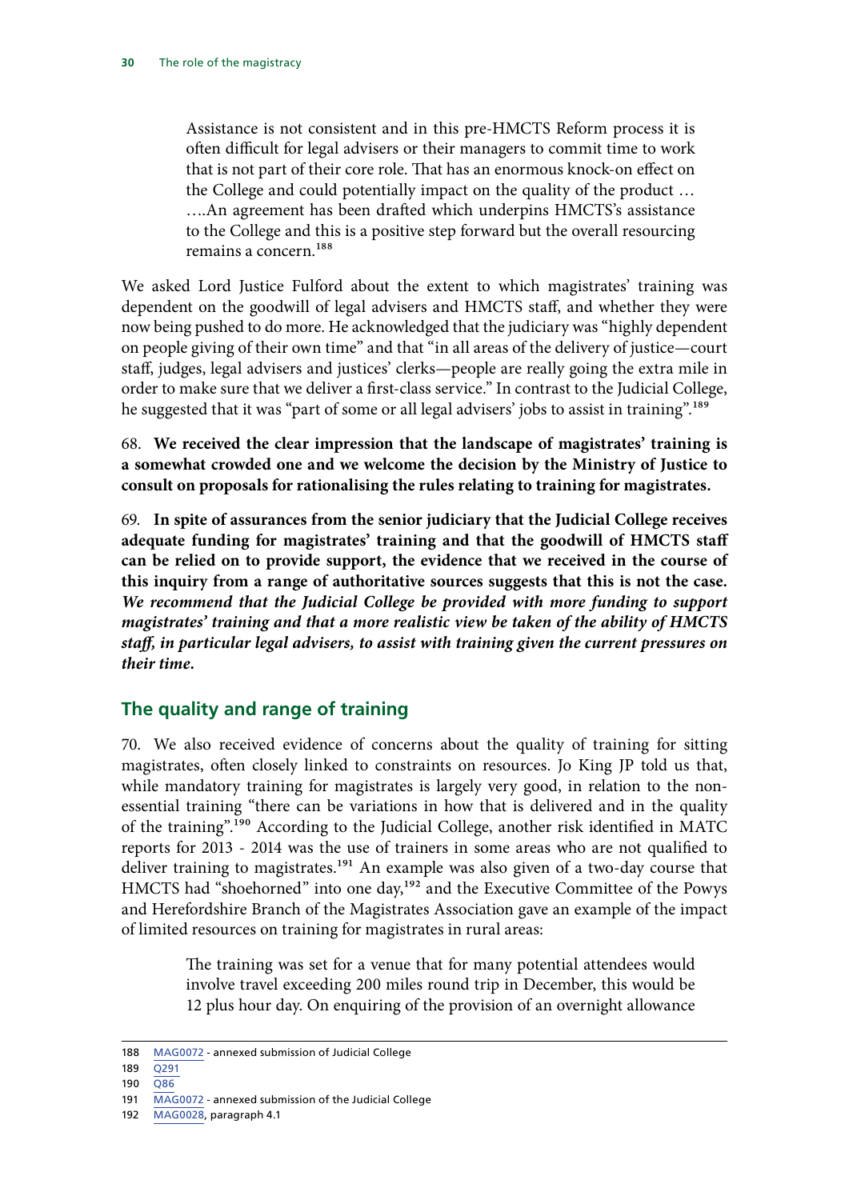> Assistance is not consistent and in this pre-HMCTS Reform process it is often difficult for legal advisers or their managers to commit time to work that is not part of their core role. That has an enormous knock-on effect on the College and could potentially impact on the quality of the product … ….An agreement has been drafted which underpins HMCTS's assistance to the College and this is a positive step forward but the overall resourcing remains a concern.[188]

We asked Lord Justice Fulford about the extent to which magistrates' training was dependent on the goodwill of legal advisers and HMCTS staff, and whether they were now being pushed to do more. He acknowledged that the judiciary was "highly dependent on people giving of their own time" and that "in all areas of the delivery of justice—court staff, judges, legal advisers and justices' clerks—people are really going the extra mile in order to make sure that we deliver a first-class service." In contrast to the Judicial College, he suggested that it was "part of some or all legal advisers' jobs to assist in training".[189]

68. **We received the clear impression that the landscape of magistrates' training is a somewhat crowded one and we welcome the decision by the Ministry of Justice to consult on proposals for rationalising the rules relating to training for magistrates.**

69. **In spite of assurances from the senior judiciary that the Judicial College receives adequate funding for magistrates' training and that the goodwill of HMCTS staff can be relied on to provide support, the evidence that we received in the course of this inquiry from a range of authoritative sources suggests that this is not the case.** ***We recommend that the Judicial College be provided with more funding to support magistrates' training and that a more realistic view be taken of the ability of HMCTS staff, in particular legal advisers, to assist with training given the current pressures on their time.***

## The quality and range of training

70. We also received evidence of concerns about the quality of training for sitting magistrates, often closely linked to constraints on resources. Jo King JP told us that, while mandatory training for magistrates is largely very good, in relation to the non-essential training "there can be variations in how that is delivered and in the quality of the training".[190] According to the Judicial College, another risk identified in MATC reports for 2013 - 2014 was the use of trainers in some areas who are not qualified to deliver training to magistrates.[191] An example was also given of a two-day course that HMCTS had "shoehorned" into one day,[192] and the Executive Committee of the Powys and Herefordshire Branch of the Magistrates Association gave an example of the impact of limited resources on training for magistrates in rural areas:

> The training was set for a venue that for many potential attendees would involve travel exceeding 200 miles round trip in December, this would be 12 plus hour day. On enquiring of the provision of an overnight allowance

---

188 MAG0072 - annexed submission of Judicial College

189 Q291

190 Q86

191 MAG0072 - annexed submission of the Judicial College

192 MAG0028, paragraph 4.1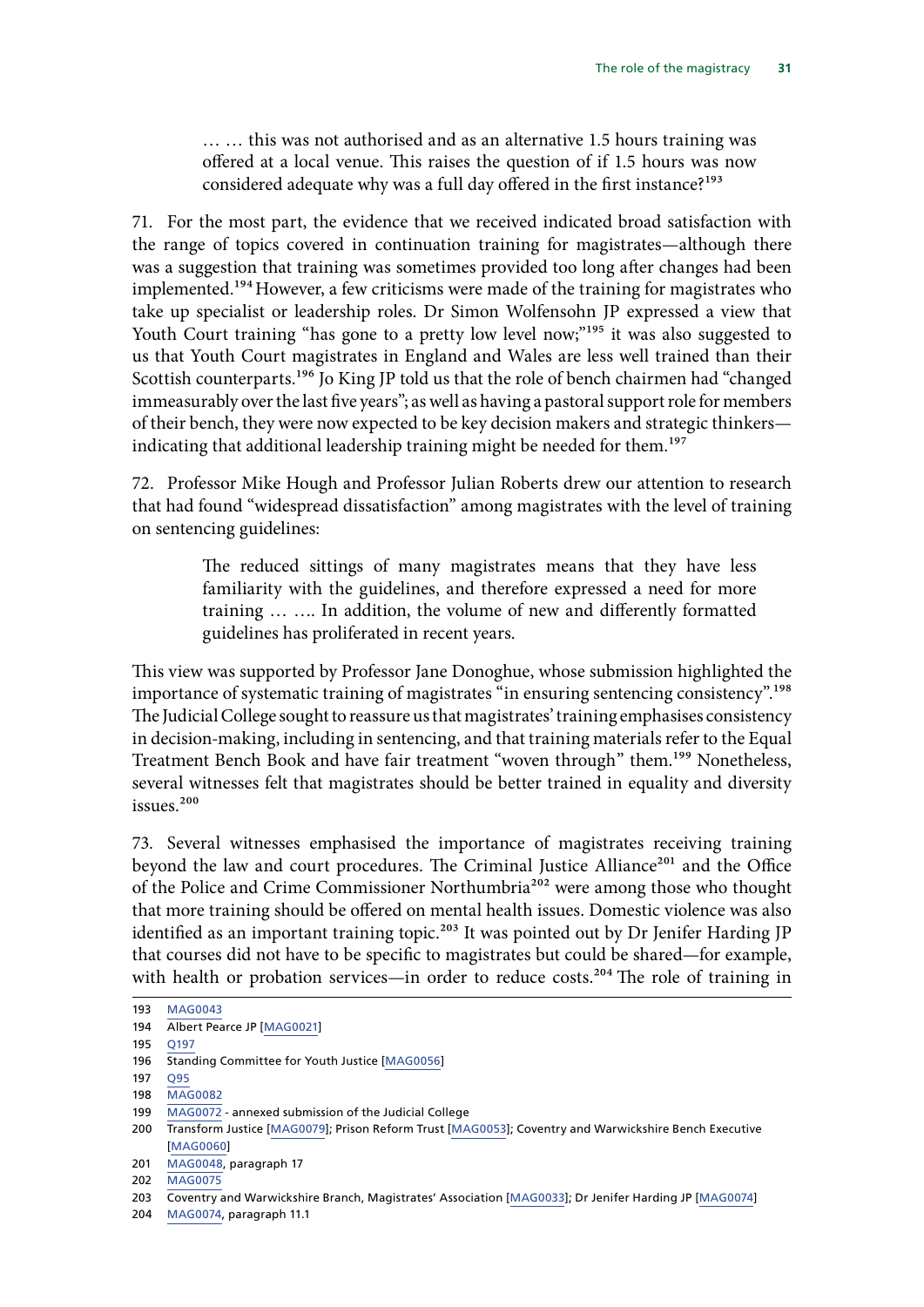… … this was not authorised and as an alternative 1.5 hours training was offered at a local venue. This raises the question of if 1.5 hours was now considered adequate why was a full day offered in the first instance?[193]

71. For the most part, the evidence that we received indicated broad satisfaction with the range of topics covered in continuation training for magistrates—although there was a suggestion that training was sometimes provided too long after changes had been implemented.[194] However, a few criticisms were made of the training for magistrates who take up specialist or leadership roles. Dr Simon Wolfensohn JP expressed a view that Youth Court training "has gone to a pretty low level now;"[195] it was also suggested to us that Youth Court magistrates in England and Wales are less well trained than their Scottish counterparts.[196] Jo King JP told us that the role of bench chairmen had "changed immeasurably over the last five years"; as well as having a pastoral support role for members of their bench, they were now expected to be key decision makers and strategic thinkers—indicating that additional leadership training might be needed for them.[197]

72. Professor Mike Hough and Professor Julian Roberts drew our attention to research that had found "widespread dissatisfaction" among magistrates with the level of training on sentencing guidelines:

> The reduced sittings of many magistrates means that they have less familiarity with the guidelines, and therefore expressed a need for more training … …. In addition, the volume of new and differently formatted guidelines has proliferated in recent years.

This view was supported by Professor Jane Donoghue, whose submission highlighted the importance of systematic training of magistrates "in ensuring sentencing consistency".[198] The Judicial College sought to reassure us that magistrates' training emphasises consistency in decision-making, including in sentencing, and that training materials refer to the Equal Treatment Bench Book and have fair treatment "woven through" them.[199] Nonetheless, several witnesses felt that magistrates should be better trained in equality and diversity issues.[200]

73. Several witnesses emphasised the importance of magistrates receiving training beyond the law and court procedures. The Criminal Justice Alliance[201] and the Office of the Police and Crime Commissioner Northumbria[202] were among those who thought that more training should be offered on mental health issues. Domestic violence was also identified as an important training topic.[203] It was pointed out by Dr Jenifer Harding JP that courses did not have to be specific to magistrates but could be shared—for example, with health or probation services—in order to reduce costs.[204] The role of training in

---

193 MAG0043

194 Albert Pearce JP [MAG0021]

195 Q197

196 Standing Committee for Youth Justice [MAG0056]

197 Q95

198 MAG0082

199 MAG0072 - annexed submission of the Judicial College

200 Transform Justice [MAG0079]; Prison Reform Trust [MAG0053]; Coventry and Warwickshire Bench Executive [MAG0060]

201 MAG0048, paragraph 17

202 MAG0075

203 Coventry and Warwickshire Branch, Magistrates' Association [MAG0033]; Dr Jenifer Harding JP [MAG0074]

204 MAG0074, paragraph 11.1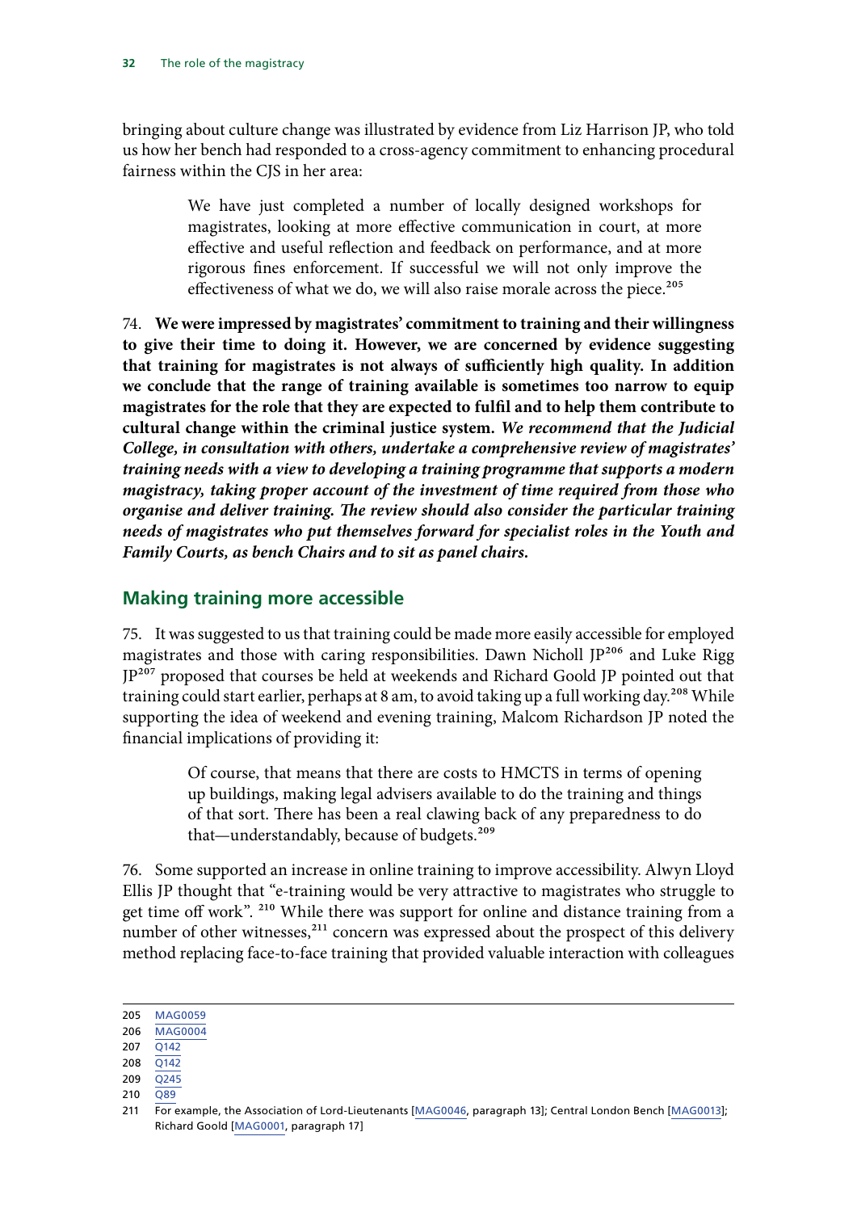bringing about culture change was illustrated by evidence from Liz Harrison JP, who told us how her bench had responded to a cross-agency commitment to enhancing procedural fairness within the CJS in her area:

> We have just completed a number of locally designed workshops for magistrates, looking at more effective communication in court, at more effective and useful reflection and feedback on performance, and at more rigorous fines enforcement. If successful we will not only improve the effectiveness of what we do, we will also raise morale across the piece.[205]

74. **We were impressed by magistrates' commitment to training and their willingness to give their time to doing it. However, we are concerned by evidence suggesting that training for magistrates is not always of sufficiently high quality. In addition we conclude that the range of training available is sometimes too narrow to equip magistrates for the role that they are expected to fulfil and to help them contribute to cultural change within the criminal justice system.** ***We recommend that the Judicial College, in consultation with others, undertake a comprehensive review of magistrates' training needs with a view to developing a training programme that supports a modern magistracy, taking proper account of the investment of time required from those who organise and deliver training. The review should also consider the particular training needs of magistrates who put themselves forward for specialist roles in the Youth and Family Courts, as bench Chairs and to sit as panel chairs.***

## Making training more accessible

75. It was suggested to us that training could be made more easily accessible for employed magistrates and those with caring responsibilities. Dawn Nicholl JP[206] and Luke Rigg JP[207] proposed that courses be held at weekends and Richard Goold JP pointed out that training could start earlier, perhaps at 8 am, to avoid taking up a full working day.[208] While supporting the idea of weekend and evening training, Malcom Richardson JP noted the financial implications of providing it:

> Of course, that means that there are costs to HMCTS in terms of opening up buildings, making legal advisers available to do the training and things of that sort. There has been a real clawing back of any preparedness to do that—understandably, because of budgets.[209]

76. Some supported an increase in online training to improve accessibility. Alwyn Lloyd Ellis JP thought that "e-training would be very attractive to magistrates who struggle to get time off work". [210] While there was support for online and distance training from a number of other witnesses,[211] concern was expressed about the prospect of this delivery method replacing face-to-face training that provided valuable interaction with colleagues

---

205 MAG0059
206 MAG0004
207 Q142
208 Q142
209 Q245
210 Q89
211 For example, the Association of Lord-Lieutenants [MAG0046, paragraph 13]; Central London Bench [MAG0013]; Richard Goold [MAG0001, paragraph 17]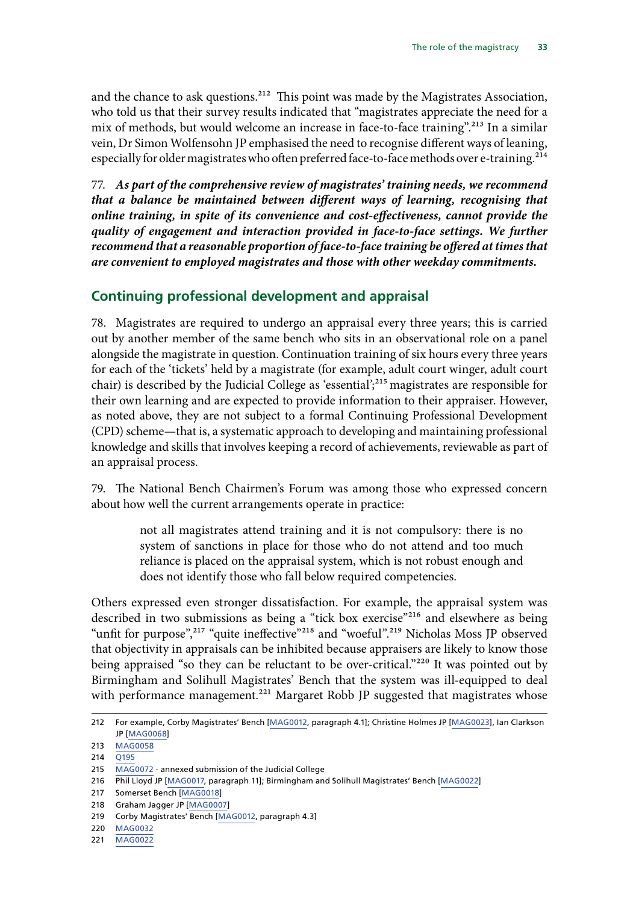and the chance to ask questions.[212] This point was made by the Magistrates Association, who told us that their survey results indicated that "magistrates appreciate the need for a mix of methods, but would welcome an increase in face-to-face training".[213] In a similar vein, Dr Simon Wolfensohn JP emphasised the need to recognise different ways of leaning, especially for older magistrates who often preferred face-to-face methods over e-training.[214]

77. ***As part of the comprehensive review of magistrates' training needs, we recommend that a balance be maintained between different ways of learning, recognising that online training, in spite of its convenience and cost-effectiveness, cannot provide the quality of engagement and interaction provided in face-to-face settings. We further recommend that a reasonable proportion of face-to-face training be offered at times that are convenient to employed magistrates and those with other weekday commitments.***

## Continuing professional development and appraisal

78. Magistrates are required to undergo an appraisal every three years; this is carried out by another member of the same bench who sits in an observational role on a panel alongside the magistrate in question. Continuation training of six hours every three years for each of the 'tickets' held by a magistrate (for example, adult court winger, adult court chair) is described by the Judicial College as 'essential';[215] magistrates are responsible for their own learning and are expected to provide information to their appraiser. However, as noted above, they are not subject to a formal Continuing Professional Development (CPD) scheme—that is, a systematic approach to developing and maintaining professional knowledge and skills that involves keeping a record of achievements, reviewable as part of an appraisal process.

79. The National Bench Chairmen's Forum was among those who expressed concern about how well the current arrangements operate in practice:

> not all magistrates attend training and it is not compulsory: there is no system of sanctions in place for those who do not attend and too much reliance is placed on the appraisal system, which is not robust enough and does not identify those who fall below required competencies.

Others expressed even stronger dissatisfaction. For example, the appraisal system was described in two submissions as being a "tick box exercise"[216] and elsewhere as being "unfit for purpose",[217] "quite ineffective"[218] and "woeful".[219] Nicholas Moss JP observed that objectivity in appraisals can be inhibited because appraisers are likely to know those being appraised "so they can be reluctant to be over-critical."[220] It was pointed out by Birmingham and Solihull Magistrates' Bench that the system was ill-equipped to deal with performance management.[221] Margaret Robb JP suggested that magistrates whose

---

212 For example, Corby Magistrates' Bench [MAG0012, paragraph 4.1]; Christine Holmes JP [MAG0023], Ian Clarkson JP [MAG0068]

213 MAG0058

214 Q195

215 MAG0072 - annexed submission of the Judicial College

216 Phil Lloyd JP [MAG0017, paragraph 11]; Birmingham and Solihull Magistrates' Bench [MAG0022]

217 Somerset Bench [MAG0018]

218 Graham Jagger JP [MAG0007]

219 Corby Magistrates' Bench [MAG0012, paragraph 4.3]

220 MAG0032

221 MAG0022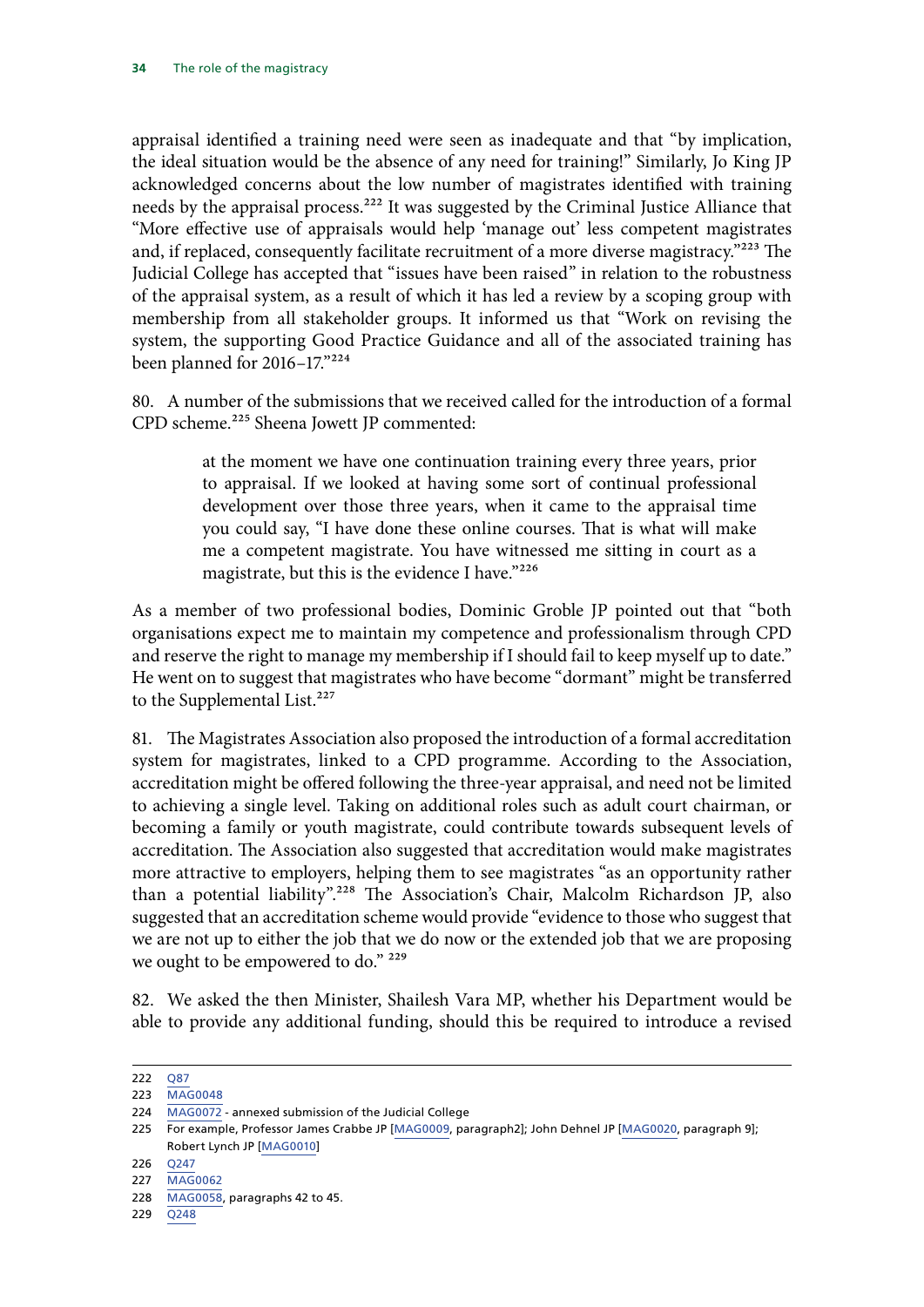appraisal identified a training need were seen as inadequate and that "by implication, the ideal situation would be the absence of any need for training!" Similarly, Jo King JP acknowledged concerns about the low number of magistrates identified with training needs by the appraisal process.[222] It was suggested by the Criminal Justice Alliance that "More effective use of appraisals would help 'manage out' less competent magistrates and, if replaced, consequently facilitate recruitment of a more diverse magistracy."[223] The Judicial College has accepted that "issues have been raised" in relation to the robustness of the appraisal system, as a result of which it has led a review by a scoping group with membership from all stakeholder groups. It informed us that "Work on revising the system, the supporting Good Practice Guidance and all of the associated training has been planned for 2016–17."[224]

80. A number of the submissions that we received called for the introduction of a formal CPD scheme.[225] Sheena Jowett JP commented:

> at the moment we have one continuation training every three years, prior to appraisal. If we looked at having some sort of continual professional development over those three years, when it came to the appraisal time you could say, "I have done these online courses. That is what will make me a competent magistrate. You have witnessed me sitting in court as a magistrate, but this is the evidence I have."[226]

As a member of two professional bodies, Dominic Groble JP pointed out that "both organisations expect me to maintain my competence and professionalism through CPD and reserve the right to manage my membership if I should fail to keep myself up to date." He went on to suggest that magistrates who have become "dormant" might be transferred to the Supplemental List.[227]

81. The Magistrates Association also proposed the introduction of a formal accreditation system for magistrates, linked to a CPD programme. According to the Association, accreditation might be offered following the three-year appraisal, and need not be limited to achieving a single level. Taking on additional roles such as adult court chairman, or becoming a family or youth magistrate, could contribute towards subsequent levels of accreditation. The Association also suggested that accreditation would make magistrates more attractive to employers, helping them to see magistrates "as an opportunity rather than a potential liability".[228] The Association's Chair, Malcolm Richardson JP, also suggested that an accreditation scheme would provide "evidence to those who suggest that we are not up to either the job that we do now or the extended job that we are proposing we ought to be empowered to do." [229]

82. We asked the then Minister, Shailesh Vara MP, whether his Department would be able to provide any additional funding, should this be required to introduce a revised

---

222 Q87

223 MAG0048

224 MAG0072 - annexed submission of the Judicial College

225 For example, Professor James Crabbe JP [MAG0009, paragraph2]; John Dehnel JP [MAG0020, paragraph 9]; Robert Lynch JP [MAG0010]

226 Q247

227 MAG0062

228 MAG0058, paragraphs 42 to 45.

229 Q248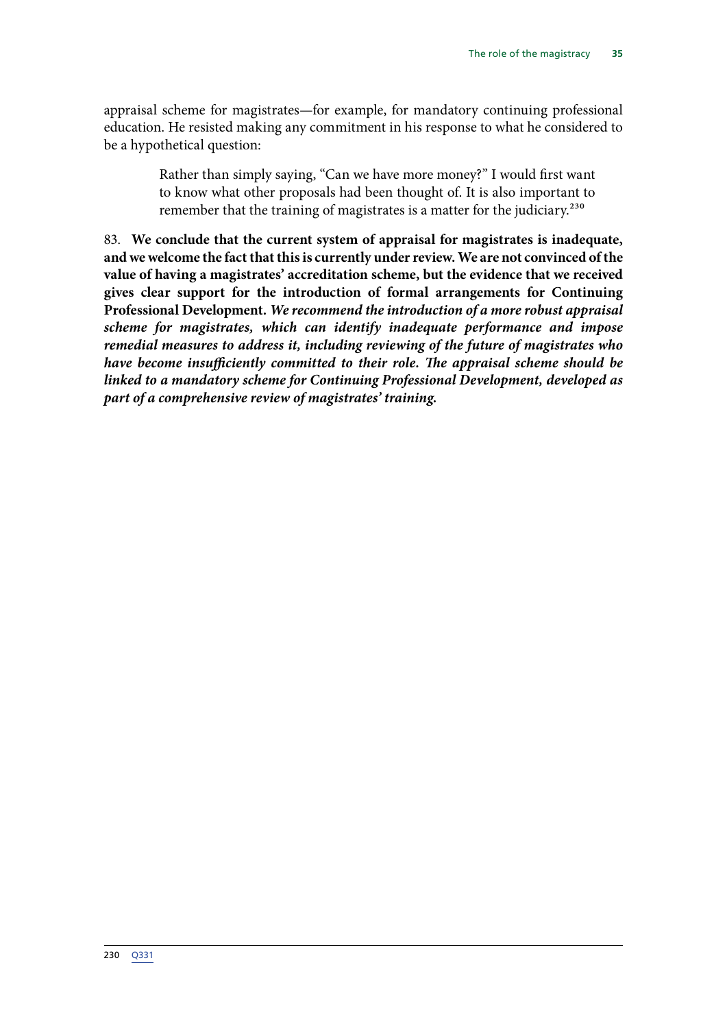appraisal scheme for magistrates—for example, for mandatory continuing professional education. He resisted making any commitment in his response to what he considered to be a hypothetical question:

> Rather than simply saying, "Can we have more money?" I would first want to know what other proposals had been thought of. It is also important to remember that the training of magistrates is a matter for the judiciary.[230]

83. **We conclude that the current system of appraisal for magistrates is inadequate, and we welcome the fact that this is currently under review. We are not convinced of the value of having a magistrates' accreditation scheme, but the evidence that we received gives clear support for the introduction of formal arrangements for Continuing Professional Development.** ***We recommend the introduction of a more robust appraisal scheme for magistrates, which can identify inadequate performance and impose remedial measures to address it, including reviewing of the future of magistrates who have become insufficiently committed to their role. The appraisal scheme should be linked to a mandatory scheme for Continuing Professional Development, developed as part of a comprehensive review of magistrates' training.***

230 Q331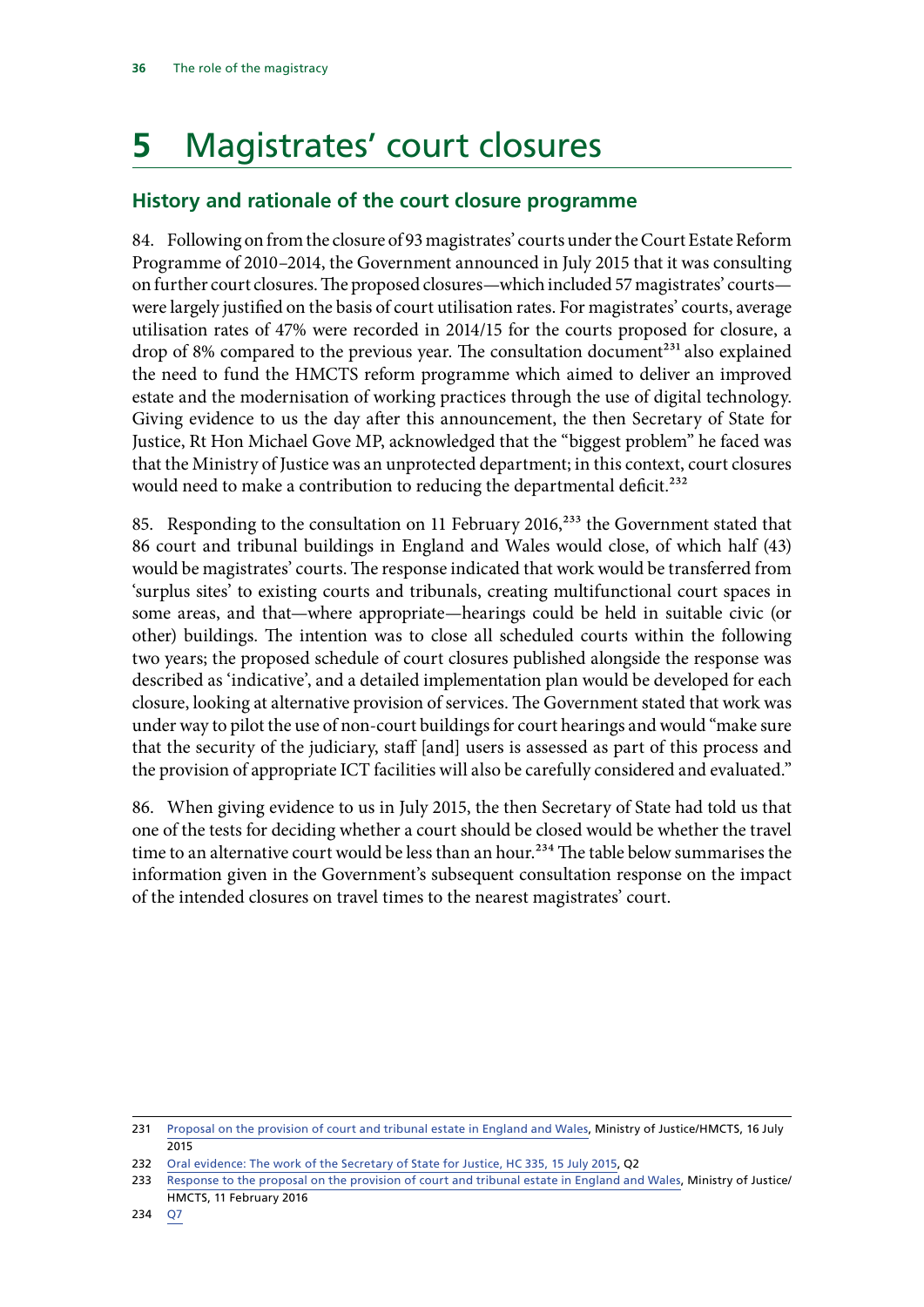# 5 Magistrates' court closures

## History and rationale of the court closure programme

84. Following on from the closure of 93 magistrates' courts under the Court Estate Reform Programme of 2010–2014, the Government announced in July 2015 that it was consulting on further court closures. The proposed closures—which included 57 magistrates' courts—were largely justified on the basis of court utilisation rates. For magistrates' courts, average utilisation rates of 47% were recorded in 2014/15 for the courts proposed for closure, a drop of 8% compared to the previous year. The consultation document[231] also explained the need to fund the HMCTS reform programme which aimed to deliver an improved estate and the modernisation of working practices through the use of digital technology. Giving evidence to us the day after this announcement, the then Secretary of State for Justice, Rt Hon Michael Gove MP, acknowledged that the "biggest problem" he faced was that the Ministry of Justice was an unprotected department; in this context, court closures would need to make a contribution to reducing the departmental deficit.[232]

85. Responding to the consultation on 11 February 2016,[233] the Government stated that 86 court and tribunal buildings in England and Wales would close, of which half (43) would be magistrates' courts. The response indicated that work would be transferred from 'surplus sites' to existing courts and tribunals, creating multifunctional court spaces in some areas, and that—where appropriate—hearings could be held in suitable civic (or other) buildings. The intention was to close all scheduled courts within the following two years; the proposed schedule of court closures published alongside the response was described as 'indicative', and a detailed implementation plan would be developed for each closure, looking at alternative provision of services. The Government stated that work was under way to pilot the use of non-court buildings for court hearings and would "make sure that the security of the judiciary, staff [and] users is assessed as part of this process and the provision of appropriate ICT facilities will also be carefully considered and evaluated."

86. When giving evidence to us in July 2015, the then Secretary of State had told us that one of the tests for deciding whether a court should be closed would be whether the travel time to an alternative court would be less than an hour.[234] The table below summarises the information given in the Government's subsequent consultation response on the impact of the intended closures on travel times to the nearest magistrates' court.

---

231 Proposal on the provision of court and tribunal estate in England and Wales, Ministry of Justice/HMCTS, 16 July 2015

232 Oral evidence: The work of the Secretary of State for Justice, HC 335, 15 July 2015, Q2

233 Response to the proposal on the provision of court and tribunal estate in England and Wales, Ministry of Justice/HMCTS, 11 February 2016

234 Q7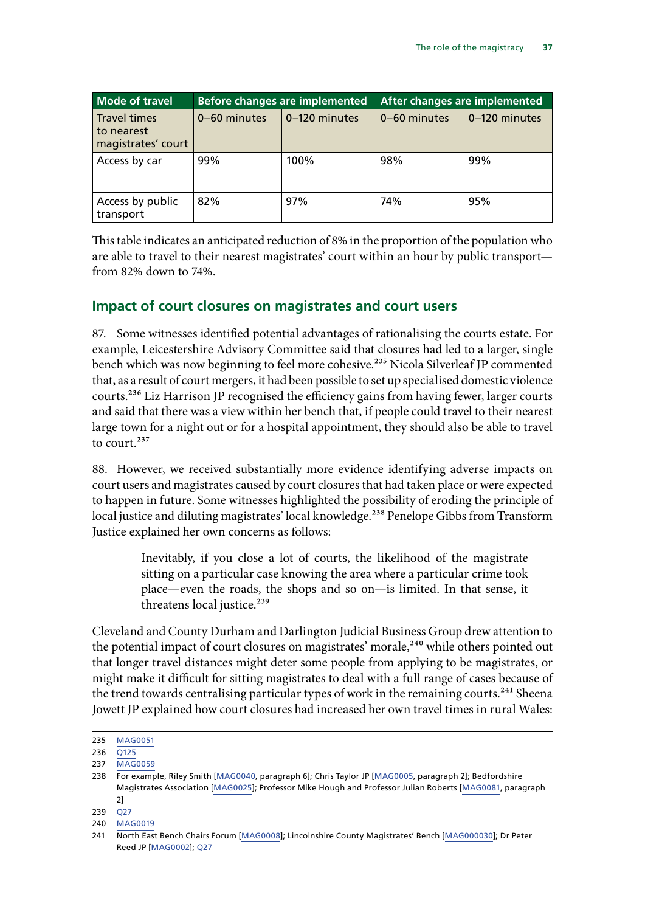| Mode of travel | Before changes are implemented | | After changes are implemented | |
|---|---|---|---|---|
| Travel times to nearest magistrates' court | 0–60 minutes | 0–120 minutes | 0–60 minutes | 0–120 minutes |
| Access by car | 99% | 100% | 98% | 99% |
| Access by public transport | 82% | 97% | 74% | 95% |

This table indicates an anticipated reduction of 8% in the proportion of the population who are able to travel to their nearest magistrates' court within an hour by public transport—from 82% down to 74%.

## Impact of court closures on magistrates and court users

87. Some witnesses identified potential advantages of rationalising the courts estate. For example, Leicestershire Advisory Committee said that closures had led to a larger, single bench which was now beginning to feel more cohesive.[235] Nicola Silverleaf JP commented that, as a result of court mergers, it had been possible to set up specialised domestic violence courts.[236] Liz Harrison JP recognised the efficiency gains from having fewer, larger courts and said that there was a view within her bench that, if people could travel to their nearest large town for a night out or for a hospital appointment, they should also be able to travel to court.[237]

88. However, we received substantially more evidence identifying adverse impacts on court users and magistrates caused by court closures that had taken place or were expected to happen in future. Some witnesses highlighted the possibility of eroding the principle of local justice and diluting magistrates' local knowledge.[238] Penelope Gibbs from Transform Justice explained her own concerns as follows:

> Inevitably, if you close a lot of courts, the likelihood of the magistrate sitting on a particular case knowing the area where a particular crime took place—even the roads, the shops and so on—is limited. In that sense, it threatens local justice.[239]

Cleveland and County Durham and Darlington Judicial Business Group drew attention to the potential impact of court closures on magistrates' morale,[240] while others pointed out that longer travel distances might deter some people from applying to be magistrates, or might make it difficult for sitting magistrates to deal with a full range of cases because of the trend towards centralising particular types of work in the remaining courts.[241] Sheena Jowett JP explained how court closures had increased her own travel times in rural Wales:

235 MAG0051

236 Q125

237 MAG0059

238 For example, Riley Smith [MAG0040, paragraph 6]; Chris Taylor JP [MAG0005, paragraph 2]; Bedfordshire Magistrates Association [MAG0025]; Professor Mike Hough and Professor Julian Roberts [MAG0081, paragraph 2]

239 Q27

240 MAG0019

241 North East Bench Chairs Forum [MAG0008]; Lincolnshire County Magistrates' Bench [MAG000030]; Dr Peter Reed JP [MAG0002]; Q27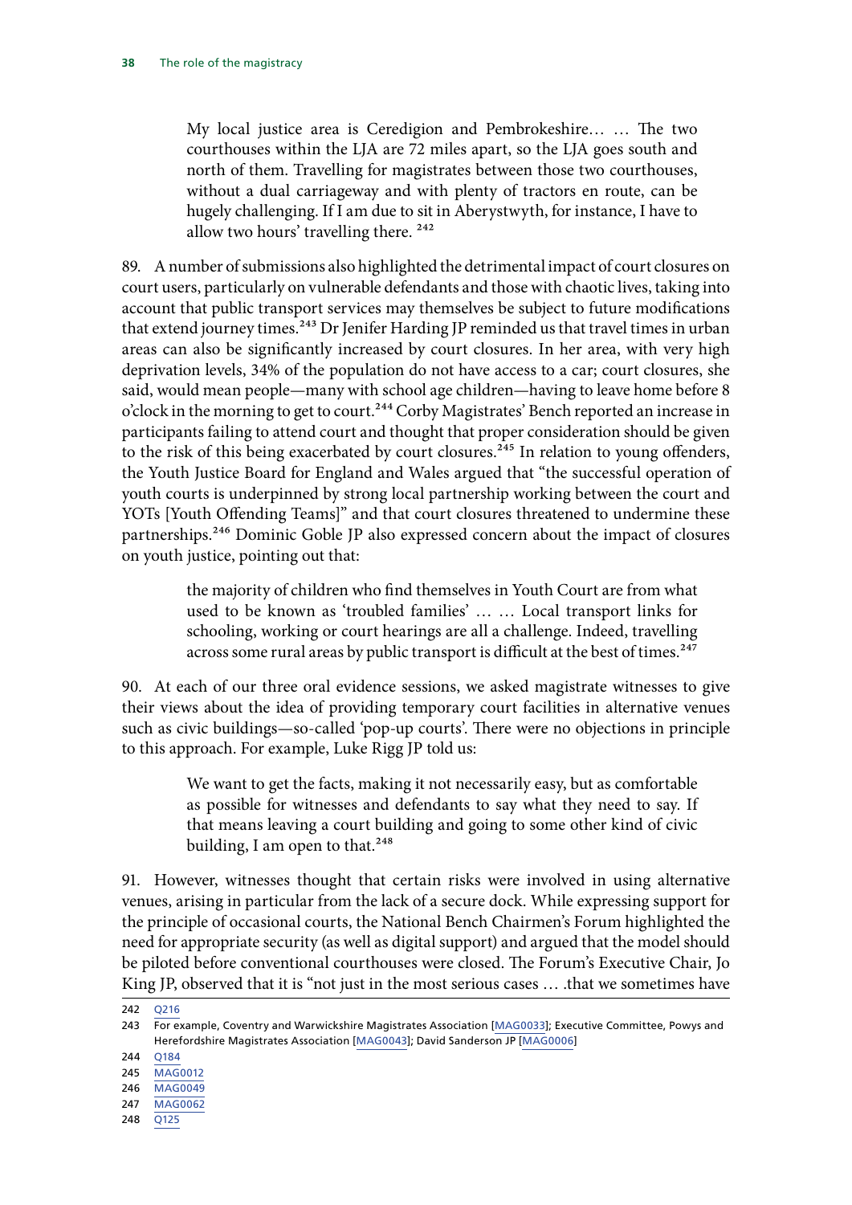> My local justice area is Ceredigion and Pembrokeshire… … The two courthouses within the LJA are 72 miles apart, so the LJA goes south and north of them. Travelling for magistrates between those two courthouses, without a dual carriageway and with plenty of tractors en route, can be hugely challenging. If I am due to sit in Aberystwyth, for instance, I have to allow two hours' travelling there. [242]

89. A number of submissions also highlighted the detrimental impact of court closures on court users, particularly on vulnerable defendants and those with chaotic lives, taking into account that public transport services may themselves be subject to future modifications that extend journey times.[243] Dr Jenifer Harding JP reminded us that travel times in urban areas can also be significantly increased by court closures. In her area, with very high deprivation levels, 34% of the population do not have access to a car; court closures, she said, would mean people—many with school age children—having to leave home before 8 o'clock in the morning to get to court.[244] Corby Magistrates' Bench reported an increase in participants failing to attend court and thought that proper consideration should be given to the risk of this being exacerbated by court closures.[245] In relation to young offenders, the Youth Justice Board for England and Wales argued that "the successful operation of youth courts is underpinned by strong local partnership working between the court and YOTs [Youth Offending Teams]" and that court closures threatened to undermine these partnerships.[246] Dominic Goble JP also expressed concern about the impact of closures on youth justice, pointing out that:

> the majority of children who find themselves in Youth Court are from what used to be known as 'troubled families' … … Local transport links for schooling, working or court hearings are all a challenge. Indeed, travelling across some rural areas by public transport is difficult at the best of times.[247]

90. At each of our three oral evidence sessions, we asked magistrate witnesses to give their views about the idea of providing temporary court facilities in alternative venues such as civic buildings—so-called 'pop-up courts'. There were no objections in principle to this approach. For example, Luke Rigg JP told us:

> We want to get the facts, making it not necessarily easy, but as comfortable as possible for witnesses and defendants to say what they need to say. If that means leaving a court building and going to some other kind of civic building, I am open to that.[248]

91. However, witnesses thought that certain risks were involved in using alternative venues, arising in particular from the lack of a secure dock. While expressing support for the principle of occasional courts, the National Bench Chairmen's Forum highlighted the need for appropriate security (as well as digital support) and argued that the model should be piloted before conventional courthouses were closed. The Forum's Executive Chair, Jo King JP, observed that it is "not just in the most serious cases … .that we sometimes have

---

242 Q216

243 For example, Coventry and Warwickshire Magistrates Association [MAG0033]; Executive Committee, Powys and Herefordshire Magistrates Association [MAG0043]; David Sanderson JP [MAG0006]

244 Q184

245 MAG0012

246 MAG0049

247 MAG0062

248 Q125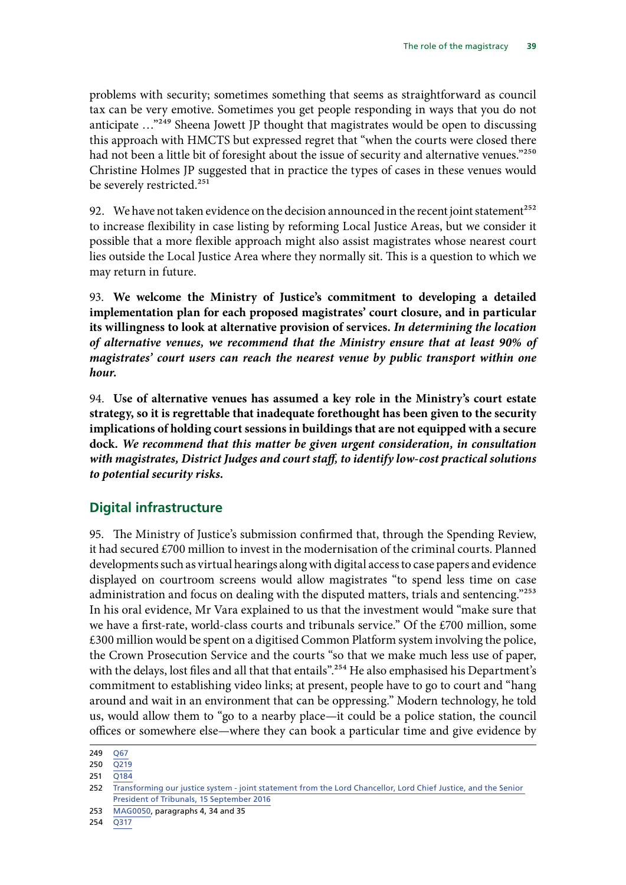problems with security; sometimes something that seems as straightforward as council tax can be very emotive. Sometimes you get people responding in ways that you do not anticipate …"[249] Sheena Jowett JP thought that magistrates would be open to discussing this approach with HMCTS but expressed regret that "when the courts were closed there had not been a little bit of foresight about the issue of security and alternative venues."[250] Christine Holmes JP suggested that in practice the types of cases in these venues would be severely restricted.[251]

92. We have not taken evidence on the decision announced in the recent joint statement[252] to increase flexibility in case listing by reforming Local Justice Areas, but we consider it possible that a more flexible approach might also assist magistrates whose nearest court lies outside the Local Justice Area where they normally sit. This is a question to which we may return in future.

93. **We welcome the Ministry of Justice's commitment to developing a detailed implementation plan for each proposed magistrates' court closure, and in particular its willingness to look at alternative provision of services.** ***In determining the location of alternative venues, we recommend that the Ministry ensure that at least 90% of magistrates' court users can reach the nearest venue by public transport within one hour.***

94. **Use of alternative venues has assumed a key role in the Ministry's court estate strategy, so it is regrettable that inadequate forethought has been given to the security implications of holding court sessions in buildings that are not equipped with a secure dock.** ***We recommend that this matter be given urgent consideration, in consultation with magistrates, District Judges and court staff, to identify low-cost practical solutions to potential security risks.***

## Digital infrastructure

95. The Ministry of Justice's submission confirmed that, through the Spending Review, it had secured £700 million to invest in the modernisation of the criminal courts. Planned developments such as virtual hearings along with digital access to case papers and evidence displayed on courtroom screens would allow magistrates "to spend less time on case administration and focus on dealing with the disputed matters, trials and sentencing."[253] In his oral evidence, Mr Vara explained to us that the investment would "make sure that we have a first-rate, world-class courts and tribunals service." Of the £700 million, some £300 million would be spent on a digitised Common Platform system involving the police, the Crown Prosecution Service and the courts "so that we make much less use of paper, with the delays, lost files and all that that entails".[254] He also emphasised his Department's commitment to establishing video links; at present, people have to go to court and "hang around and wait in an environment that can be oppressing." Modern technology, he told us, would allow them to "go to a nearby place—it could be a police station, the council offices or somewhere else—where they can book a particular time and give evidence by

249 Q67

250 Q219

251 Q184

252 Transforming our justice system - joint statement from the Lord Chancellor, Lord Chief Justice, and the Senior President of Tribunals, 15 September 2016

253 MAG0050, paragraphs 4, 34 and 35

254 Q317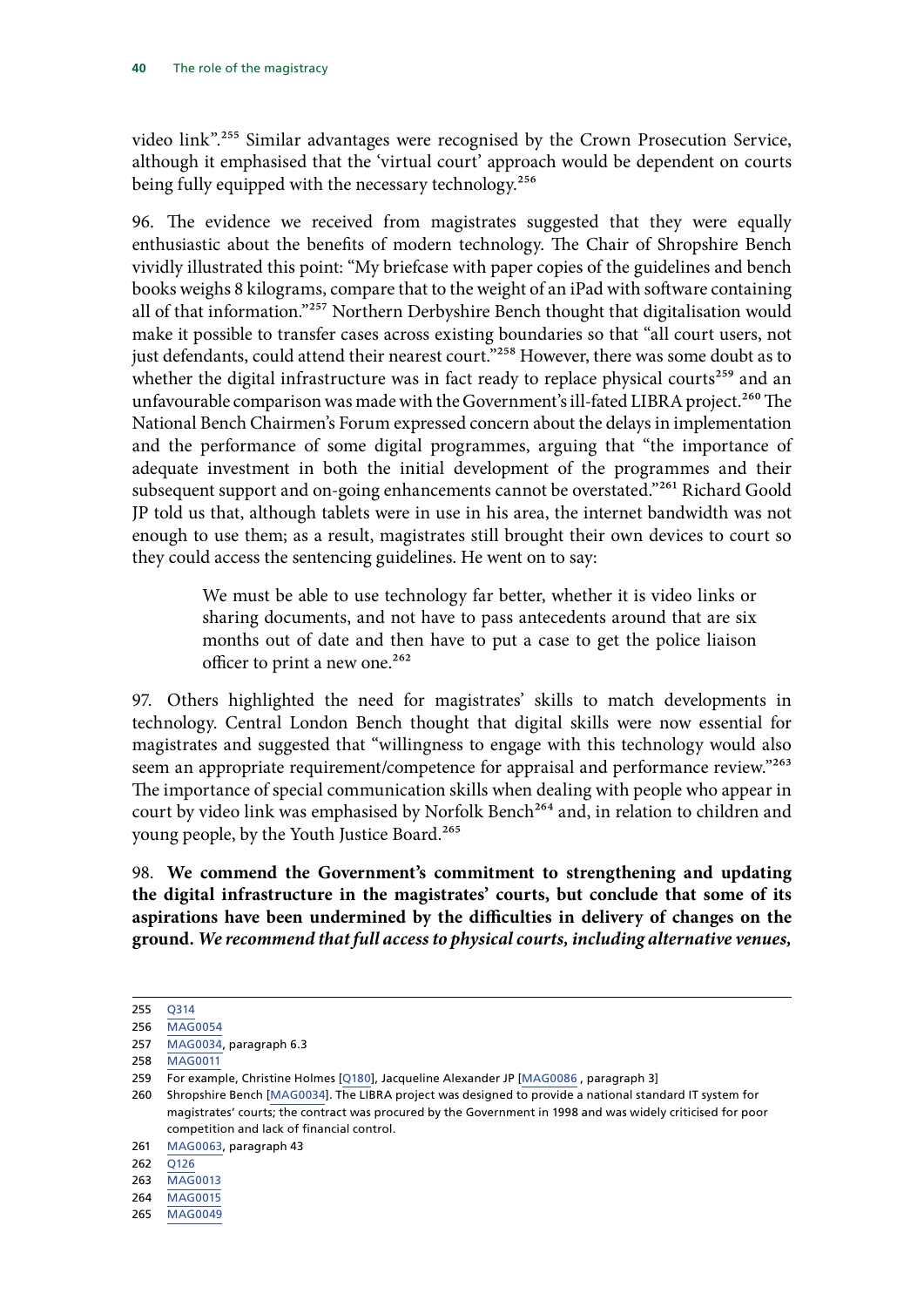video link".[255] Similar advantages were recognised by the Crown Prosecution Service, although it emphasised that the 'virtual court' approach would be dependent on courts being fully equipped with the necessary technology.[256]

96. The evidence we received from magistrates suggested that they were equally enthusiastic about the benefits of modern technology. The Chair of Shropshire Bench vividly illustrated this point: "My briefcase with paper copies of the guidelines and bench books weighs 8 kilograms, compare that to the weight of an iPad with software containing all of that information."[257] Northern Derbyshire Bench thought that digitalisation would make it possible to transfer cases across existing boundaries so that "all court users, not just defendants, could attend their nearest court."[258] However, there was some doubt as to whether the digital infrastructure was in fact ready to replace physical courts[259] and an unfavourable comparison was made with the Government's ill-fated LIBRA project.[260] The National Bench Chairmen's Forum expressed concern about the delays in implementation and the performance of some digital programmes, arguing that "the importance of adequate investment in both the initial development of the programmes and their subsequent support and on-going enhancements cannot be overstated."[261] Richard Goold JP told us that, although tablets were in use in his area, the internet bandwidth was not enough to use them; as a result, magistrates still brought their own devices to court so they could access the sentencing guidelines. He went on to say:

> We must be able to use technology far better, whether it is video links or sharing documents, and not have to pass antecedents around that are six months out of date and then have to put a case to get the police liaison officer to print a new one.[262]

97. Others highlighted the need for magistrates' skills to match developments in technology. Central London Bench thought that digital skills were now essential for magistrates and suggested that "willingness to engage with this technology would also seem an appropriate requirement/competence for appraisal and performance review."[263] The importance of special communication skills when dealing with people who appear in court by video link was emphasised by Norfolk Bench[264] and, in relation to children and young people, by the Youth Justice Board.[265]

98. **We commend the Government's commitment to strengthening and updating the digital infrastructure in the magistrates' courts, but conclude that some of its aspirations have been undermined by the difficulties in delivery of changes on the ground.** ***We recommend that full access to physical courts, including alternative venues,***

---

255 Q314

256 MAG0054

257 MAG0034, paragraph 6.3

258 MAG0011

259 For example, Christine Holmes [Q180], Jacqueline Alexander JP [MAG0086 , paragraph 3]

260 Shropshire Bench [MAG0034]. The LIBRA project was designed to provide a national standard IT system for magistrates' courts; the contract was procured by the Government in 1998 and was widely criticised for poor competition and lack of financial control.

261 MAG0063, paragraph 43

262 Q126

263 MAG0013

264 MAG0015

265 MAG0049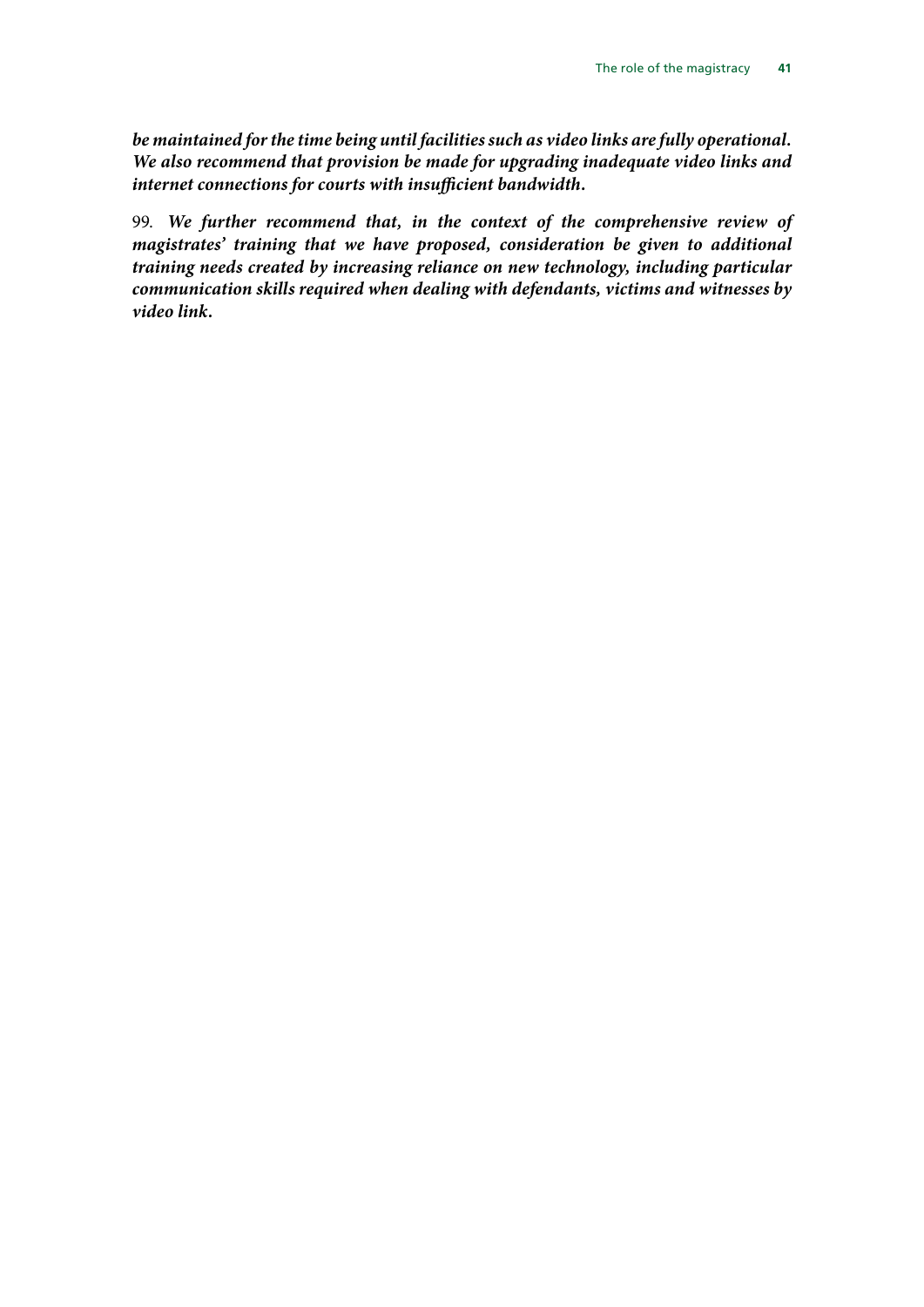***be maintained for the time being until facilities such as video links are fully operational. We also recommend that provision be made for upgrading inadequate video links and internet connections for courts with insufficient bandwidth.***

99. ***We further recommend that, in the context of the comprehensive review of magistrates' training that we have proposed, consideration be given to additional training needs created by increasing reliance on new technology, including particular communication skills required when dealing with defendants, victims and witnesses by video link.***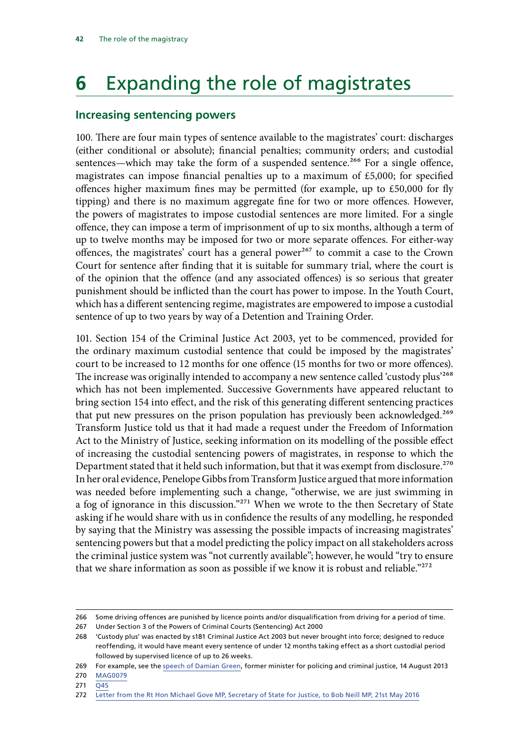# 6 Expanding the role of magistrates

## Increasing sentencing powers

100. There are four main types of sentence available to the magistrates' court: discharges (either conditional or absolute); financial penalties; community orders; and custodial sentences—which may take the form of a suspended sentence.[266] For a single offence, magistrates can impose financial penalties up to a maximum of £5,000; for specified offences higher maximum fines may be permitted (for example, up to £50,000 for fly tipping) and there is no maximum aggregate fine for two or more offences. However, the powers of magistrates to impose custodial sentences are more limited. For a single offence, they can impose a term of imprisonment of up to six months, although a term of up to twelve months may be imposed for two or more separate offences. For either-way offences, the magistrates' court has a general power[267] to commit a case to the Crown Court for sentence after finding that it is suitable for summary trial, where the court is of the opinion that the offence (and any associated offences) is so serious that greater punishment should be inflicted than the court has power to impose. In the Youth Court, which has a different sentencing regime, magistrates are empowered to impose a custodial sentence of up to two years by way of a Detention and Training Order.

101. Section 154 of the Criminal Justice Act 2003, yet to be commenced, provided for the ordinary maximum custodial sentence that could be imposed by the magistrates' court to be increased to 12 months for one offence (15 months for two or more offences). The increase was originally intended to accompany a new sentence called 'custody plus'[268] which has not been implemented. Successive Governments have appeared reluctant to bring section 154 into effect, and the risk of this generating different sentencing practices that put new pressures on the prison population has previously been acknowledged.[269] Transform Justice told us that it had made a request under the Freedom of Information Act to the Ministry of Justice, seeking information on its modelling of the possible effect of increasing the custodial sentencing powers of magistrates, in response to which the Department stated that it held such information, but that it was exempt from disclosure.[270] In her oral evidence, Penelope Gibbs from Transform Justice argued that more information was needed before implementing such a change, "otherwise, we are just swimming in a fog of ignorance in this discussion."[271] When we wrote to the then Secretary of State asking if he would share with us in confidence the results of any modelling, he responded by saying that the Ministry was assessing the possible impacts of increasing magistrates' sentencing powers but that a model predicting the policy impact on all stakeholders across the criminal justice system was "not currently available"; however, he would "try to ensure that we share information as soon as possible if we know it is robust and reliable."[272]

266 Some driving offences are punished by licence points and/or disqualification from driving for a period of time.

267 Under Section 3 of the Powers of Criminal Courts (Sentencing) Act 2000

268 'Custody plus' was enacted by s181 Criminal Justice Act 2003 but never brought into force; designed to reduce reoffending, it would have meant every sentence of under 12 months taking effect as a short custodial period followed by supervised licence of up to 26 weeks.

269 For example, see the speech of Damian Green, former minister for policing and criminal justice, 14 August 2013

270 MAG0079

271 Q45

272 Letter from the Rt Hon Michael Gove MP, Secretary of State for Justice, to Bob Neill MP, 21st May 2016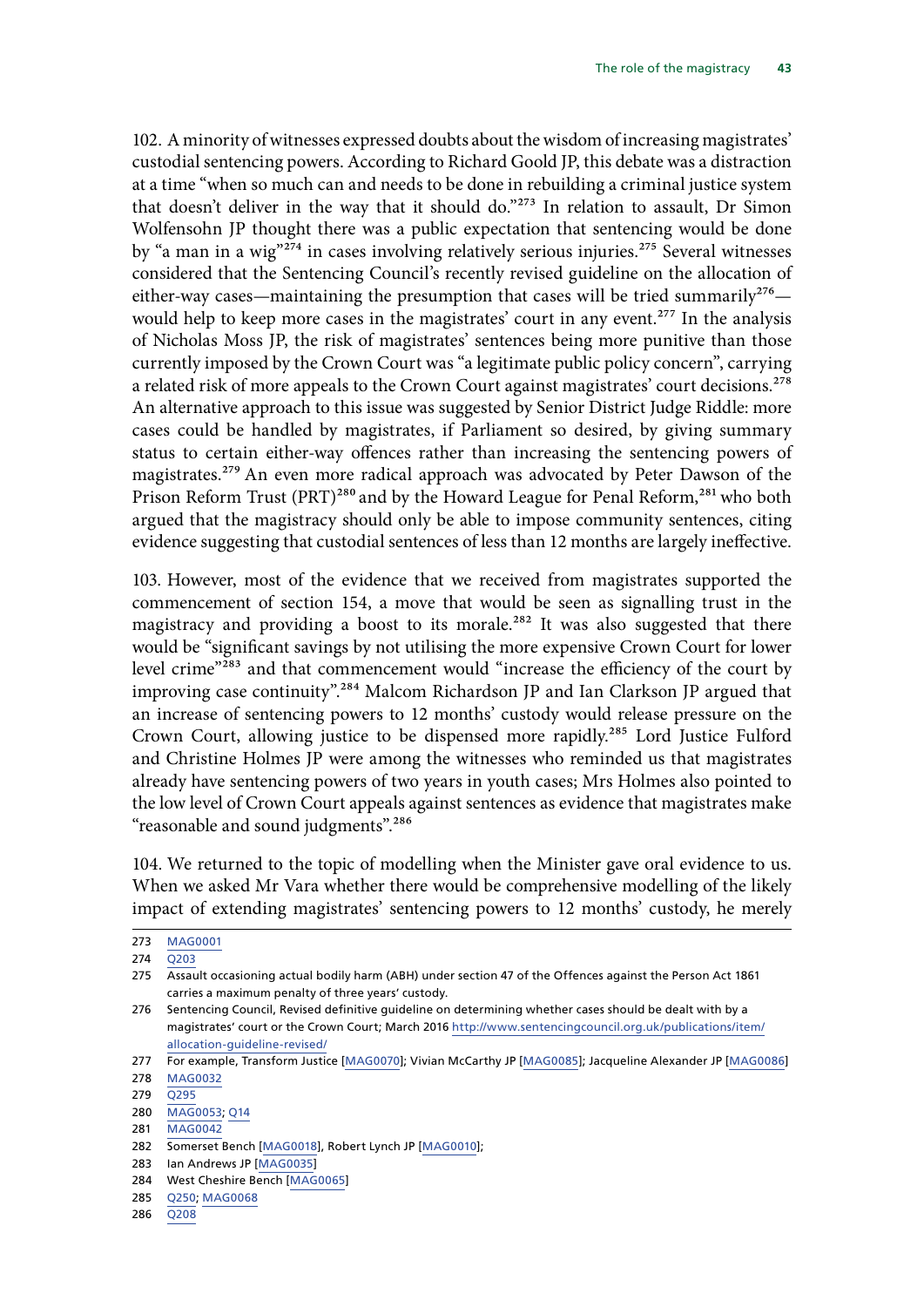102. A minority of witnesses expressed doubts about the wisdom of increasing magistrates' custodial sentencing powers. According to Richard Goold JP, this debate was a distraction at a time "when so much can and needs to be done in rebuilding a criminal justice system that doesn't deliver in the way that it should do."[273] In relation to assault, Dr Simon Wolfensohn JP thought there was a public expectation that sentencing would be done by "a man in a wig"[274] in cases involving relatively serious injuries.[275] Several witnesses considered that the Sentencing Council's recently revised guideline on the allocation of either-way cases—maintaining the presumption that cases will be tried summarily[276]—would help to keep more cases in the magistrates' court in any event.[277] In the analysis of Nicholas Moss JP, the risk of magistrates' sentences being more punitive than those currently imposed by the Crown Court was "a legitimate public policy concern", carrying a related risk of more appeals to the Crown Court against magistrates' court decisions.[278] An alternative approach to this issue was suggested by Senior District Judge Riddle: more cases could be handled by magistrates, if Parliament so desired, by giving summary status to certain either-way offences rather than increasing the sentencing powers of magistrates.[279] An even more radical approach was advocated by Peter Dawson of the Prison Reform Trust (PRT)[280] and by the Howard League for Penal Reform,[281] who both argued that the magistracy should only be able to impose community sentences, citing evidence suggesting that custodial sentences of less than 12 months are largely ineffective.

103. However, most of the evidence that we received from magistrates supported the commencement of section 154, a move that would be seen as signalling trust in the magistracy and providing a boost to its morale.[282] It was also suggested that there would be "significant savings by not utilising the more expensive Crown Court for lower level crime"[283] and that commencement would "increase the efficiency of the court by improving case continuity".[284] Malcom Richardson JP and Ian Clarkson JP argued that an increase of sentencing powers to 12 months' custody would release pressure on the Crown Court, allowing justice to be dispensed more rapidly.[285] Lord Justice Fulford and Christine Holmes JP were among the witnesses who reminded us that magistrates already have sentencing powers of two years in youth cases; Mrs Holmes also pointed to the low level of Crown Court appeals against sentences as evidence that magistrates make "reasonable and sound judgments".[286]

104. We returned to the topic of modelling when the Minister gave oral evidence to us. When we asked Mr Vara whether there would be comprehensive modelling of the likely impact of extending magistrates' sentencing powers to 12 months' custody, he merely

---

273 MAG0001

274 Q203

275 Assault occasioning actual bodily harm (ABH) under section 47 of the Offences against the Person Act 1861 carries a maximum penalty of three years' custody.

276 Sentencing Council, Revised definitive guideline on determining whether cases should be dealt with by a magistrates' court or the Crown Court; March 2016 http://www.sentencingcouncil.org.uk/publications/item/allocation-guideline-revised/

277 For example, Transform Justice [MAG0070]; Vivian McCarthy JP [MAG0085]; Jacqueline Alexander JP [MAG0086]

278 MAG0032

279 Q295

280 MAG0053; Q14

281 MAG0042

282 Somerset Bench [MAG0018], Robert Lynch JP [MAG0010];

283 Ian Andrews JP [MAG0035]

284 West Cheshire Bench [MAG0065]

285 Q250; MAG0068

286 Q208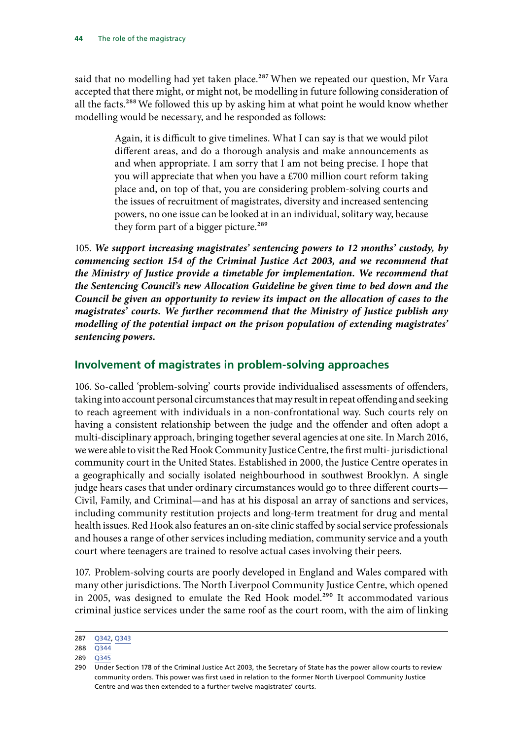said that no modelling had yet taken place.[287] When we repeated our question, Mr Vara accepted that there might, or might not, be modelling in future following consideration of all the facts.[288] We followed this up by asking him at what point he would know whether modelling would be necessary, and he responded as follows:

> Again, it is difficult to give timelines. What I can say is that we would pilot different areas, and do a thorough analysis and make announcements as and when appropriate. I am sorry that I am not being precise. I hope that you will appreciate that when you have a £700 million court reform taking place and, on top of that, you are considering problem-solving courts and the issues of recruitment of magistrates, diversity and increased sentencing powers, no one issue can be looked at in an individual, solitary way, because they form part of a bigger picture.[289]

105. ***We support increasing magistrates' sentencing powers to 12 months' custody, by commencing section 154 of the Criminal Justice Act 2003, and we recommend that the Ministry of Justice provide a timetable for implementation. We recommend that the Sentencing Council's new Allocation Guideline be given time to bed down and the Council be given an opportunity to review its impact on the allocation of cases to the magistrates' courts. We further recommend that the Ministry of Justice publish any modelling of the potential impact on the prison population of extending magistrates' sentencing powers.***

## Involvement of magistrates in problem-solving approaches

106. So-called 'problem-solving' courts provide individualised assessments of offenders, taking into account personal circumstances that may result in repeat offending and seeking to reach agreement with individuals in a non-confrontational way. Such courts rely on having a consistent relationship between the judge and the offender and often adopt a multi-disciplinary approach, bringing together several agencies at one site. In March 2016, we were able to visit the Red Hook Community Justice Centre, the first multi- jurisdictional community court in the United States. Established in 2000, the Justice Centre operates in a geographically and socially isolated neighbourhood in southwest Brooklyn. A single judge hears cases that under ordinary circumstances would go to three different courts—Civil, Family, and Criminal—and has at his disposal an array of sanctions and services, including community restitution projects and long-term treatment for drug and mental health issues. Red Hook also features an on-site clinic staffed by social service professionals and houses a range of other services including mediation, community service and a youth court where teenagers are trained to resolve actual cases involving their peers.

107. Problem-solving courts are poorly developed in England and Wales compared with many other jurisdictions. The North Liverpool Community Justice Centre, which opened in 2005, was designed to emulate the Red Hook model.[290] It accommodated various criminal justice services under the same roof as the court room, with the aim of linking

---

287 Q342, Q343

288 Q344

289 Q345

290 Under Section 178 of the Criminal Justice Act 2003, the Secretary of State has the power allow courts to review community orders. This power was first used in relation to the former North Liverpool Community Justice Centre and was then extended to a further twelve magistrates' courts.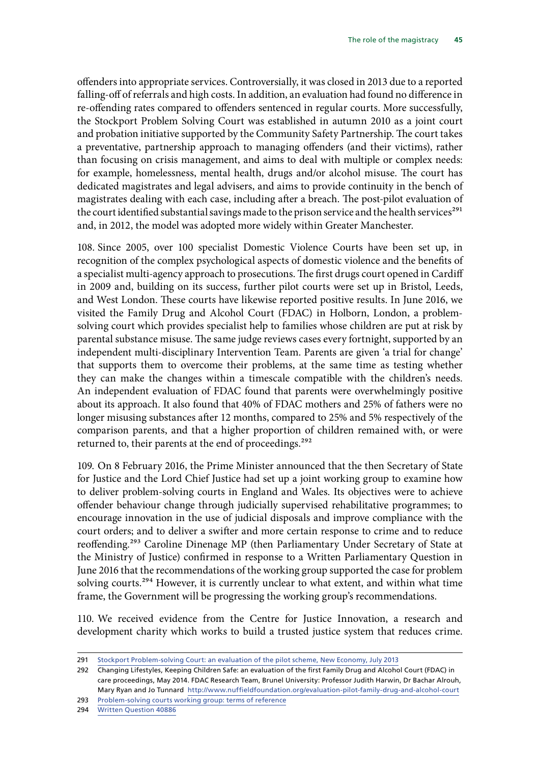offenders into appropriate services. Controversially, it was closed in 2013 due to a reported falling-off of referrals and high costs. In addition, an evaluation had found no difference in re-offending rates compared to offenders sentenced in regular courts. More successfully, the Stockport Problem Solving Court was established in autumn 2010 as a joint court and probation initiative supported by the Community Safety Partnership. The court takes a preventative, partnership approach to managing offenders (and their victims), rather than focusing on crisis management, and aims to deal with multiple or complex needs: for example, homelessness, mental health, drugs and/or alcohol misuse. The court has dedicated magistrates and legal advisers, and aims to provide continuity in the bench of magistrates dealing with each case, including after a breach. The post-pilot evaluation of the court identified substantial savings made to the prison service and the health services[291] and, in 2012, the model was adopted more widely within Greater Manchester.

108. Since 2005, over 100 specialist Domestic Violence Courts have been set up, in recognition of the complex psychological aspects of domestic violence and the benefits of a specialist multi-agency approach to prosecutions. The first drugs court opened in Cardiff in 2009 and, building on its success, further pilot courts were set up in Bristol, Leeds, and West London. These courts have likewise reported positive results. In June 2016, we visited the Family Drug and Alcohol Court (FDAC) in Holborn, London, a problem-solving court which provides specialist help to families whose children are put at risk by parental substance misuse. The same judge reviews cases every fortnight, supported by an independent multi-disciplinary Intervention Team. Parents are given 'a trial for change' that supports them to overcome their problems, at the same time as testing whether they can make the changes within a timescale compatible with the children's needs. An independent evaluation of FDAC found that parents were overwhelmingly positive about its approach. It also found that 40% of FDAC mothers and 25% of fathers were no longer misusing substances after 12 months, compared to 25% and 5% respectively of the comparison parents, and that a higher proportion of children remained with, or were returned to, their parents at the end of proceedings.[292]

109. On 8 February 2016, the Prime Minister announced that the then Secretary of State for Justice and the Lord Chief Justice had set up a joint working group to examine how to deliver problem-solving courts in England and Wales. Its objectives were to achieve offender behaviour change through judicially supervised rehabilitative programmes; to encourage innovation in the use of judicial disposals and improve compliance with the court orders; and to deliver a swifter and more certain response to crime and to reduce reoffending.[293] Caroline Dinenage MP (then Parliamentary Under Secretary of State at the Ministry of Justice) confirmed in response to a Written Parliamentary Question in June 2016 that the recommendations of the working group supported the case for problem solving courts.[294] However, it is currently unclear to what extent, and within what time frame, the Government will be progressing the working group's recommendations.

110. We received evidence from the Centre for Justice Innovation, a research and development charity which works to build a trusted justice system that reduces crime.

---

291 Stockport Problem-solving Court: an evaluation of the pilot scheme, New Economy, July 2013

292 Changing Lifestyles, Keeping Children Safe: an evaluation of the first Family Drug and Alcohol Court (FDAC) in care proceedings, May 2014. FDAC Research Team, Brunel University: Professor Judith Harwin, Dr Bachar Alrouh, Mary Ryan and Jo Tunnard http://www.nuffieldfoundation.org/evaluation-pilot-family-drug-and-alcohol-court

293 Problem-solving courts working group: terms of reference

294 Written Question 40886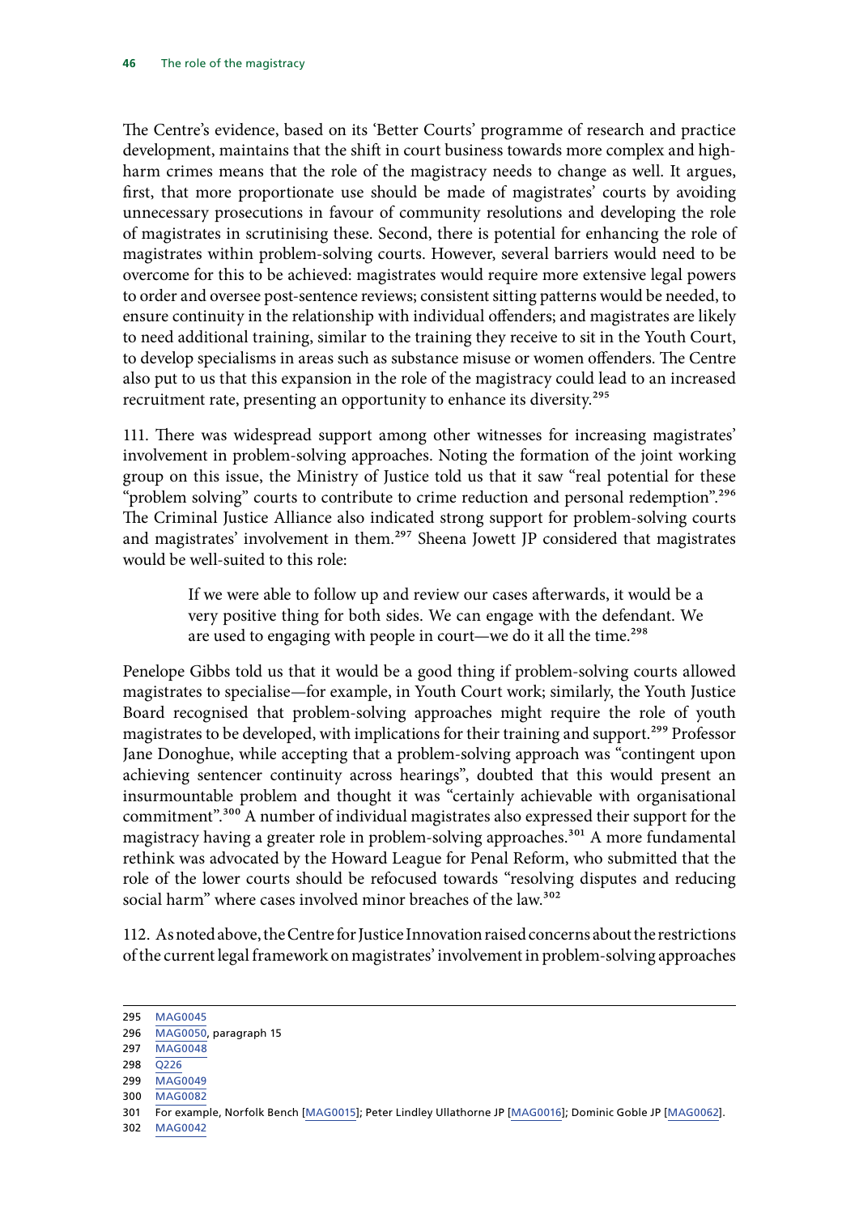The Centre's evidence, based on its 'Better Courts' programme of research and practice development, maintains that the shift in court business towards more complex and high-harm crimes means that the role of the magistracy needs to change as well. It argues, first, that more proportionate use should be made of magistrates' courts by avoiding unnecessary prosecutions in favour of community resolutions and developing the role of magistrates in scrutinising these. Second, there is potential for enhancing the role of magistrates within problem-solving courts. However, several barriers would need to be overcome for this to be achieved: magistrates would require more extensive legal powers to order and oversee post-sentence reviews; consistent sitting patterns would be needed, to ensure continuity in the relationship with individual offenders; and magistrates are likely to need additional training, similar to the training they receive to sit in the Youth Court, to develop specialisms in areas such as substance misuse or women offenders. The Centre also put to us that this expansion in the role of the magistracy could lead to an increased recruitment rate, presenting an opportunity to enhance its diversity.[295]

111. There was widespread support among other witnesses for increasing magistrates' involvement in problem-solving approaches. Noting the formation of the joint working group on this issue, the Ministry of Justice told us that it saw "real potential for these "problem solving" courts to contribute to crime reduction and personal redemption".[296] The Criminal Justice Alliance also indicated strong support for problem-solving courts and magistrates' involvement in them.[297] Sheena Jowett JP considered that magistrates would be well-suited to this role:

> If we were able to follow up and review our cases afterwards, it would be a very positive thing for both sides. We can engage with the defendant. We are used to engaging with people in court—we do it all the time.[298]

Penelope Gibbs told us that it would be a good thing if problem-solving courts allowed magistrates to specialise—for example, in Youth Court work; similarly, the Youth Justice Board recognised that problem-solving approaches might require the role of youth magistrates to be developed, with implications for their training and support.[299] Professor Jane Donoghue, while accepting that a problem-solving approach was "contingent upon achieving sentencer continuity across hearings", doubted that this would present an insurmountable problem and thought it was "certainly achievable with organisational commitment".[300] A number of individual magistrates also expressed their support for the magistracy having a greater role in problem-solving approaches.[301] A more fundamental rethink was advocated by the Howard League for Penal Reform, who submitted that the role of the lower courts should be refocused towards "resolving disputes and reducing social harm" where cases involved minor breaches of the law.[302]

112. As noted above, the Centre for Justice Innovation raised concerns about the restrictions of the current legal framework on magistrates' involvement in problem-solving approaches

---

295 MAG0045
296 MAG0050, paragraph 15
297 MAG0048
298 Q226
299 MAG0049
300 MAG0082
301 For example, Norfolk Bench [MAG0015]; Peter Lindley Ullathorne JP [MAG0016]; Dominic Goble JP [MAG0062].
302 MAG0042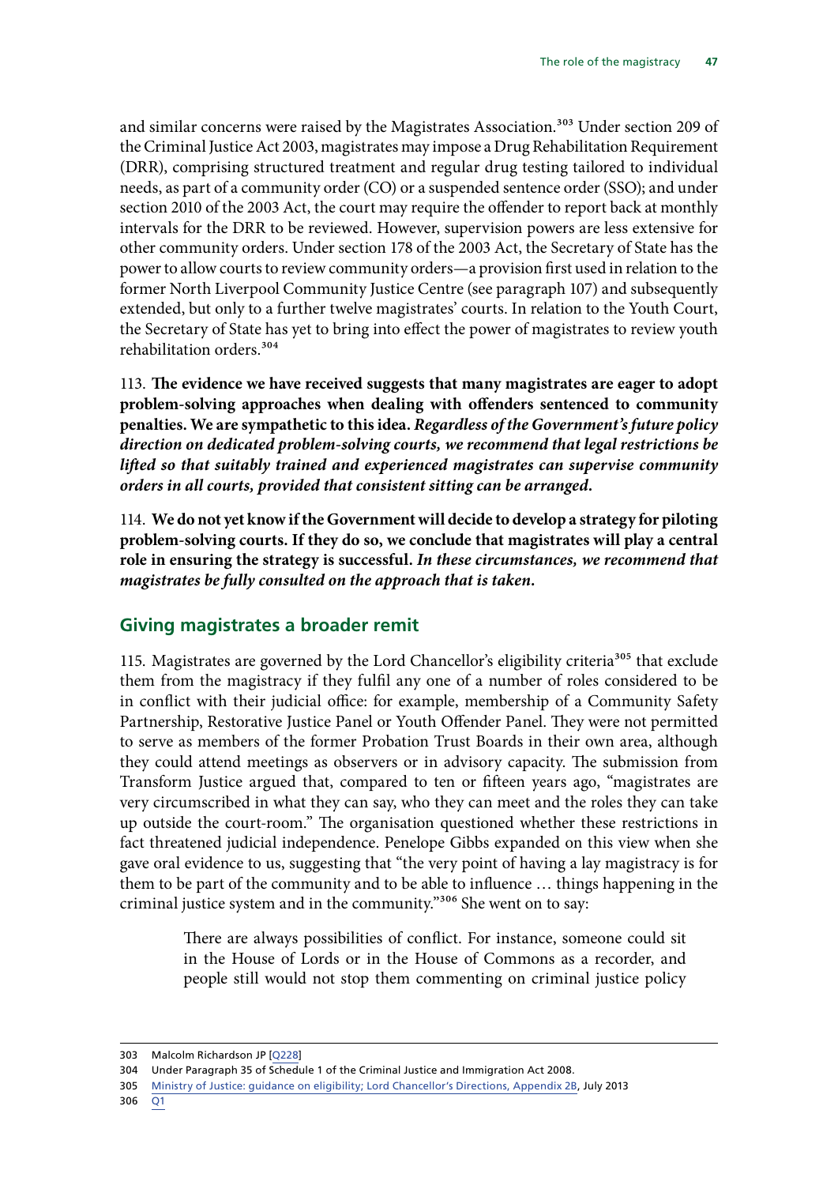and similar concerns were raised by the Magistrates Association.[303] Under section 209 of the Criminal Justice Act 2003, magistrates may impose a Drug Rehabilitation Requirement (DRR), comprising structured treatment and regular drug testing tailored to individual needs, as part of a community order (CO) or a suspended sentence order (SSO); and under section 2010 of the 2003 Act, the court may require the offender to report back at monthly intervals for the DRR to be reviewed. However, supervision powers are less extensive for other community orders. Under section 178 of the 2003 Act, the Secretary of State has the power to allow courts to review community orders—a provision first used in relation to the former North Liverpool Community Justice Centre (see paragraph 107) and subsequently extended, but only to a further twelve magistrates' courts. In relation to the Youth Court, the Secretary of State has yet to bring into effect the power of magistrates to review youth rehabilitation orders.[304]

113. **The evidence we have received suggests that many magistrates are eager to adopt problem-solving approaches when dealing with offenders sentenced to community penalties. We are sympathetic to this idea.** ***Regardless of the Government's future policy direction on dedicated problem-solving courts, we recommend that legal restrictions be lifted so that suitably trained and experienced magistrates can supervise community orders in all courts, provided that consistent sitting can be arranged.***

114. **We do not yet know if the Government will decide to develop a strategy for piloting problem-solving courts. If they do so, we conclude that magistrates will play a central role in ensuring the strategy is successful.** ***In these circumstances, we recommend that magistrates be fully consulted on the approach that is taken.***

## Giving magistrates a broader remit

115. Magistrates are governed by the Lord Chancellor's eligibility criteria[305] that exclude them from the magistracy if they fulfil any one of a number of roles considered to be in conflict with their judicial office: for example, membership of a Community Safety Partnership, Restorative Justice Panel or Youth Offender Panel. They were not permitted to serve as members of the former Probation Trust Boards in their own area, although they could attend meetings as observers or in advisory capacity. The submission from Transform Justice argued that, compared to ten or fifteen years ago, "magistrates are very circumscribed in what they can say, who they can meet and the roles they can take up outside the court-room." The organisation questioned whether these restrictions in fact threatened judicial independence. Penelope Gibbs expanded on this view when she gave oral evidence to us, suggesting that "the very point of having a lay magistracy is for them to be part of the community and to be able to influence … things happening in the criminal justice system and in the community."[306] She went on to say:

> There are always possibilities of conflict. For instance, someone could sit in the House of Lords or in the House of Commons as a recorder, and people still would not stop them commenting on criminal justice policy

---

303 Malcolm Richardson JP [Q228]

304 Under Paragraph 35 of Schedule 1 of the Criminal Justice and Immigration Act 2008.

305 Ministry of Justice: guidance on eligibility; Lord Chancellor's Directions, Appendix 2B, July 2013

306 Q1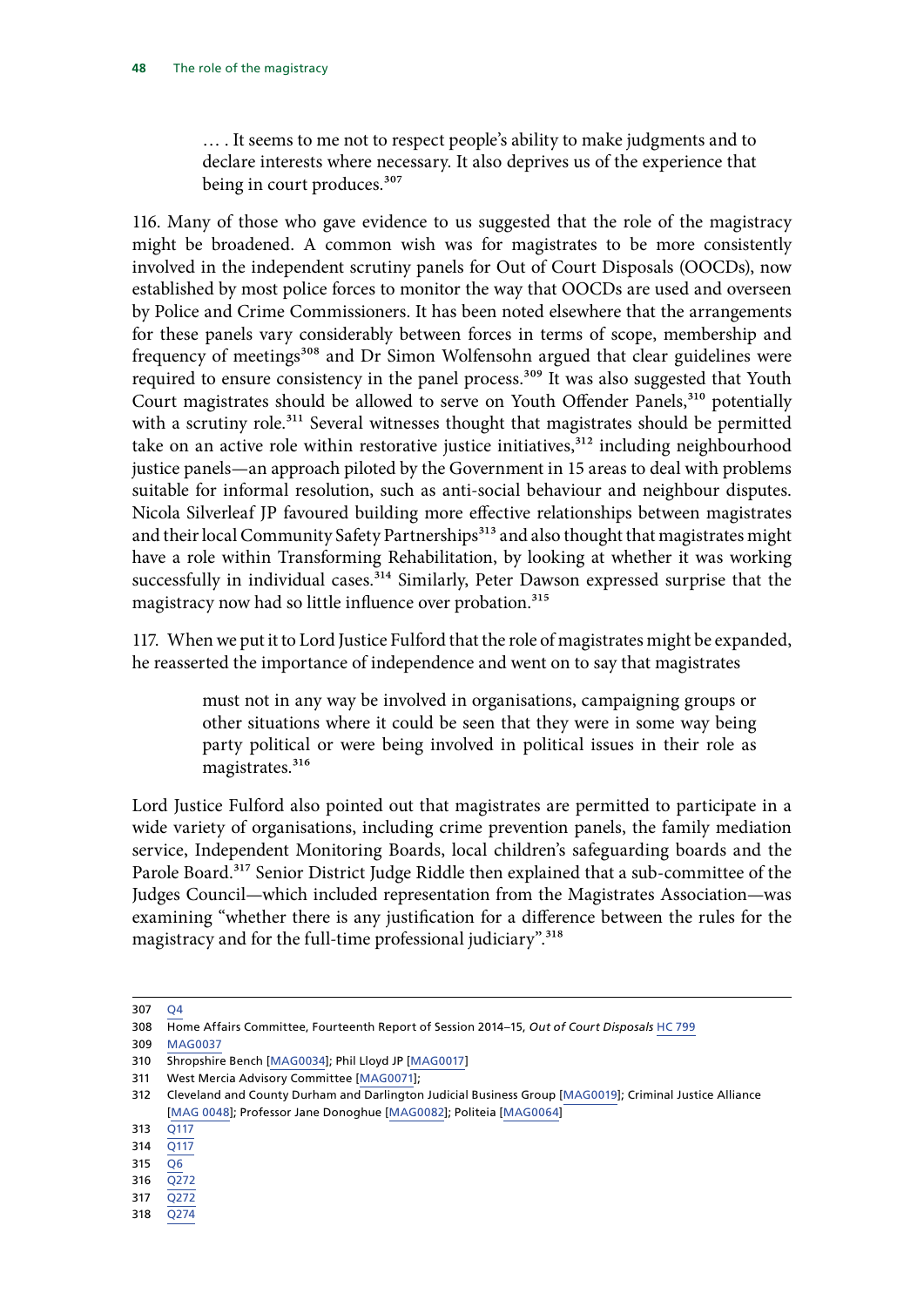> … . It seems to me not to respect people's ability to make judgments and to declare interests where necessary. It also deprives us of the experience that being in court produces.[307]

116. Many of those who gave evidence to us suggested that the role of the magistracy might be broadened. A common wish was for magistrates to be more consistently involved in the independent scrutiny panels for Out of Court Disposals (OOCDs), now established by most police forces to monitor the way that OOCDs are used and overseen by Police and Crime Commissioners. It has been noted elsewhere that the arrangements for these panels vary considerably between forces in terms of scope, membership and frequency of meetings[308] and Dr Simon Wolfensohn argued that clear guidelines were required to ensure consistency in the panel process.[309] It was also suggested that Youth Court magistrates should be allowed to serve on Youth Offender Panels,[310] potentially with a scrutiny role.[311] Several witnesses thought that magistrates should be permitted take on an active role within restorative justice initiatives,[312] including neighbourhood justice panels—an approach piloted by the Government in 15 areas to deal with problems suitable for informal resolution, such as anti-social behaviour and neighbour disputes. Nicola Silverleaf JP favoured building more effective relationships between magistrates and their local Community Safety Partnerships[313] and also thought that magistrates might have a role within Transforming Rehabilitation, by looking at whether it was working successfully in individual cases.[314] Similarly, Peter Dawson expressed surprise that the magistracy now had so little influence over probation.[315]

117. When we put it to Lord Justice Fulford that the role of magistrates might be expanded, he reasserted the importance of independence and went on to say that magistrates

> must not in any way be involved in organisations, campaigning groups or other situations where it could be seen that they were in some way being party political or were being involved in political issues in their role as magistrates.[316]

Lord Justice Fulford also pointed out that magistrates are permitted to participate in a wide variety of organisations, including crime prevention panels, the family mediation service, Independent Monitoring Boards, local children's safeguarding boards and the Parole Board.[317] Senior District Judge Riddle then explained that a sub-committee of the Judges Council—which included representation from the Magistrates Association—was examining "whether there is any justification for a difference between the rules for the magistracy and for the full-time professional judiciary".[318]

---

307 Q4

308 Home Affairs Committee, Fourteenth Report of Session 2014–15, *Out of Court Disposals* HC 799

309 MAG0037

310 Shropshire Bench [MAG0034]; Phil Lloyd JP [MAG0017]

311 West Mercia Advisory Committee [MAG0071];

312 Cleveland and County Durham and Darlington Judicial Business Group [MAG0019]; Criminal Justice Alliance [MAG 0048]; Professor Jane Donoghue [MAG0082]; Politeia [MAG0064]

313 Q117

314 Q117

315 Q6

316 Q272

317 Q272

318 Q274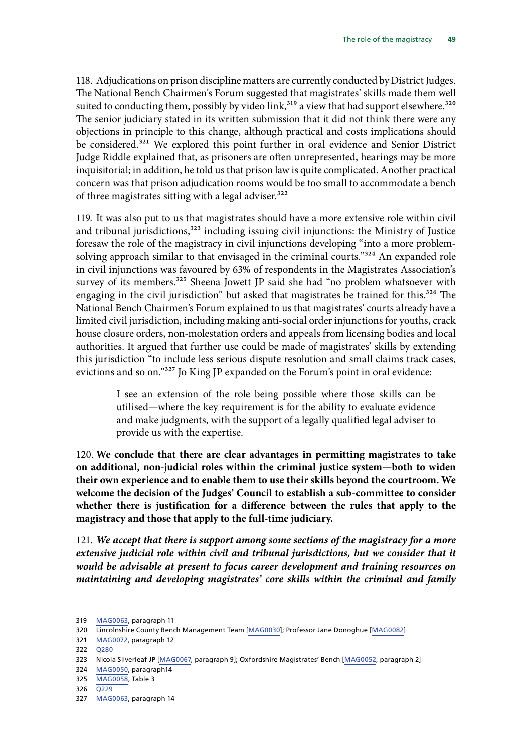118. Adjudications on prison discipline matters are currently conducted by District Judges. The National Bench Chairmen's Forum suggested that magistrates' skills made them well suited to conducting them, possibly by video link,[319] a view that had support elsewhere.[320] The senior judiciary stated in its written submission that it did not think there were any objections in principle to this change, although practical and costs implications should be considered.[321] We explored this point further in oral evidence and Senior District Judge Riddle explained that, as prisoners are often unrepresented, hearings may be more inquisitorial; in addition, he told us that prison law is quite complicated. Another practical concern was that prison adjudication rooms would be too small to accommodate a bench of three magistrates sitting with a legal adviser.[322]

119. It was also put to us that magistrates should have a more extensive role within civil and tribunal jurisdictions,[323] including issuing civil injunctions: the Ministry of Justice foresaw the role of the magistracy in civil injunctions developing "into a more problem-solving approach similar to that envisaged in the criminal courts."[324] An expanded role in civil injunctions was favoured by 63% of respondents in the Magistrates Association's survey of its members.[325] Sheena Jowett JP said she had "no problem whatsoever with engaging in the civil jurisdiction" but asked that magistrates be trained for this.[326] The National Bench Chairmen's Forum explained to us that magistrates' courts already have a limited civil jurisdiction, including making anti-social order injunctions for youths, crack house closure orders, non-molestation orders and appeals from licensing bodies and local authorities. It argued that further use could be made of magistrates' skills by extending this jurisdiction "to include less serious dispute resolution and small claims track cases, evictions and so on."[327] Jo King JP expanded on the Forum's point in oral evidence:

> I see an extension of the role being possible where those skills can be utilised—where the key requirement is for the ability to evaluate evidence and make judgments, with the support of a legally qualified legal adviser to provide us with the expertise.

120. **We conclude that there are clear advantages in permitting magistrates to take on additional, non-judicial roles within the criminal justice system—both to widen their own experience and to enable them to use their skills beyond the courtroom. We welcome the decision of the Judges' Council to establish a sub-committee to consider whether there is justification for a difference between the rules that apply to the magistracy and those that apply to the full-time judiciary.**

121. ***We accept that there is support among some sections of the magistracy for a more extensive judicial role within civil and tribunal jurisdictions, but we consider that it would be advisable at present to focus career development and training resources on maintaining and developing magistrates' core skills within the criminal and family***

---

319 MAG0063, paragraph 11

320 Lincolnshire County Bench Management Team [MAG0030]; Professor Jane Donoghue [MAG0082]

321 MAG0072, paragraph 12

322 Q280

323 Nicola Silverleaf JP [MAG0067, paragraph 9]; Oxfordshire Magistrates' Bench [MAG0052, paragraph 2]

324 MAG0050, paragraph14

325 MAG0058, Table 3

326 Q229

327 MAG0063, paragraph 14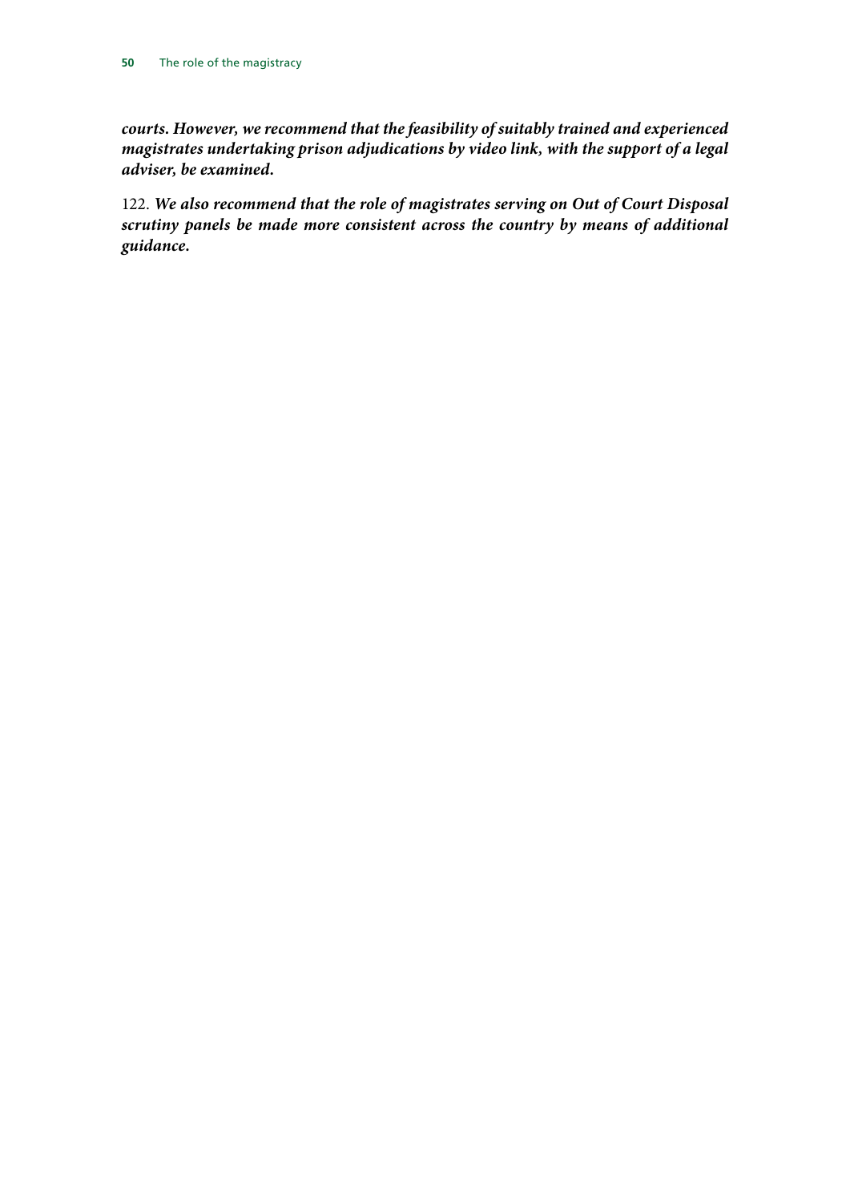***courts. However, we recommend that the feasibility of suitably trained and experienced magistrates undertaking prison adjudications by video link, with the support of a legal adviser, be examined.***

122. ***We also recommend that the role of magistrates serving on Out of Court Disposal scrutiny panels be made more consistent across the country by means of additional guidance.***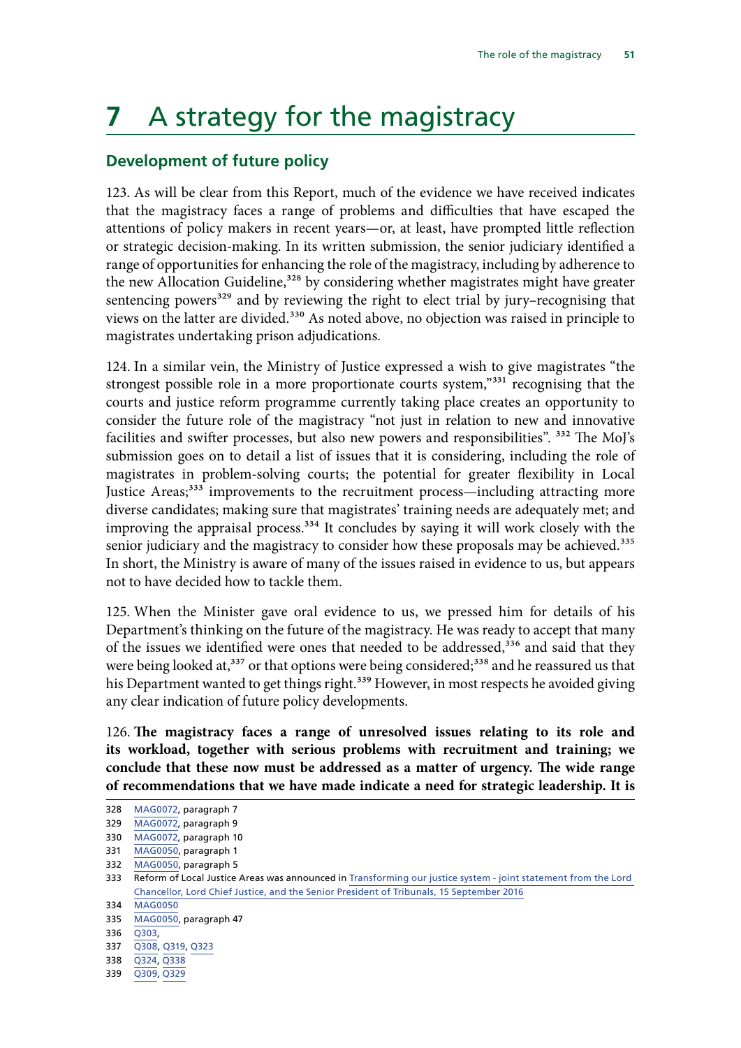# 7 A strategy for the magistracy

## Development of future policy

123. As will be clear from this Report, much of the evidence we have received indicates that the magistracy faces a range of problems and difficulties that have escaped the attentions of policy makers in recent years—or, at least, have prompted little reflection or strategic decision-making. In its written submission, the senior judiciary identified a range of opportunities for enhancing the role of the magistracy, including by adherence to the new Allocation Guideline,[328] by considering whether magistrates might have greater sentencing powers[329] and by reviewing the right to elect trial by jury–recognising that views on the latter are divided.[330] As noted above, no objection was raised in principle to magistrates undertaking prison adjudications.

124. In a similar vein, the Ministry of Justice expressed a wish to give magistrates "the strongest possible role in a more proportionate courts system,"[331] recognising that the courts and justice reform programme currently taking place creates an opportunity to consider the future role of the magistracy "not just in relation to new and innovative facilities and swifter processes, but also new powers and responsibilities".[332] The MoJ's submission goes on to detail a list of issues that it is considering, including the role of magistrates in problem-solving courts; the potential for greater flexibility in Local Justice Areas;[333] improvements to the recruitment process—including attracting more diverse candidates; making sure that magistrates' training needs are adequately met; and improving the appraisal process.[334] It concludes by saying it will work closely with the senior judiciary and the magistracy to consider how these proposals may be achieved.[335] In short, the Ministry is aware of many of the issues raised in evidence to us, but appears not to have decided how to tackle them.

125. When the Minister gave oral evidence to us, we pressed him for details of his Department's thinking on the future of the magistracy. He was ready to accept that many of the issues we identified were ones that needed to be addressed,[336] and said that they were being looked at,[337] or that options were being considered;[338] and he reassured us that his Department wanted to get things right.[339] However, in most respects he avoided giving any clear indication of future policy developments.

126. **The magistracy faces a range of unresolved issues relating to its role and its workload, together with serious problems with recruitment and training; we conclude that these now must be addressed as a matter of urgency. The wide range of recommendations that we have made indicate a need for strategic leadership. It is**

328 MAG0072, paragraph 7
329 MAG0072, paragraph 9
330 MAG0072, paragraph 10
331 MAG0050, paragraph 1
332 MAG0050, paragraph 5
333 Reform of Local Justice Areas was announced in Transforming our justice system - joint statement from the Lord Chancellor, Lord Chief Justice, and the Senior President of Tribunals, 15 September 2016
334 MAG0050
335 MAG0050, paragraph 47
336 Q303,
337 Q308, Q319, Q323
338 Q324, Q338
339 Q309, Q329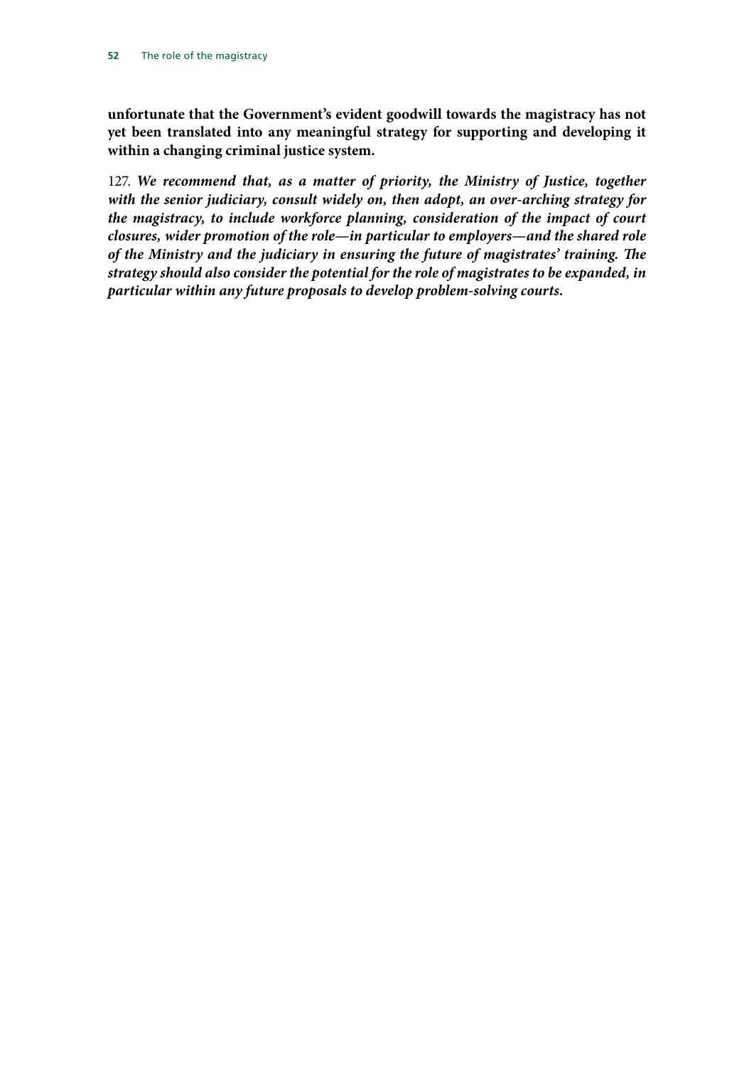**unfortunate that the Government's evident goodwill towards the magistracy has not yet been translated into any meaningful strategy for supporting and developing it within a changing criminal justice system.**

127. ***We recommend that, as a matter of priority, the Ministry of Justice, together with the senior judiciary, consult widely on, then adopt, an over-arching strategy for the magistracy, to include workforce planning, consideration of the impact of court closures, wider promotion of the role—in particular to employers—and the shared role of the Ministry and the judiciary in ensuring the future of magistrates' training. The strategy should also consider the potential for the role of magistrates to be expanded, in particular within any future proposals to develop problem-solving courts.***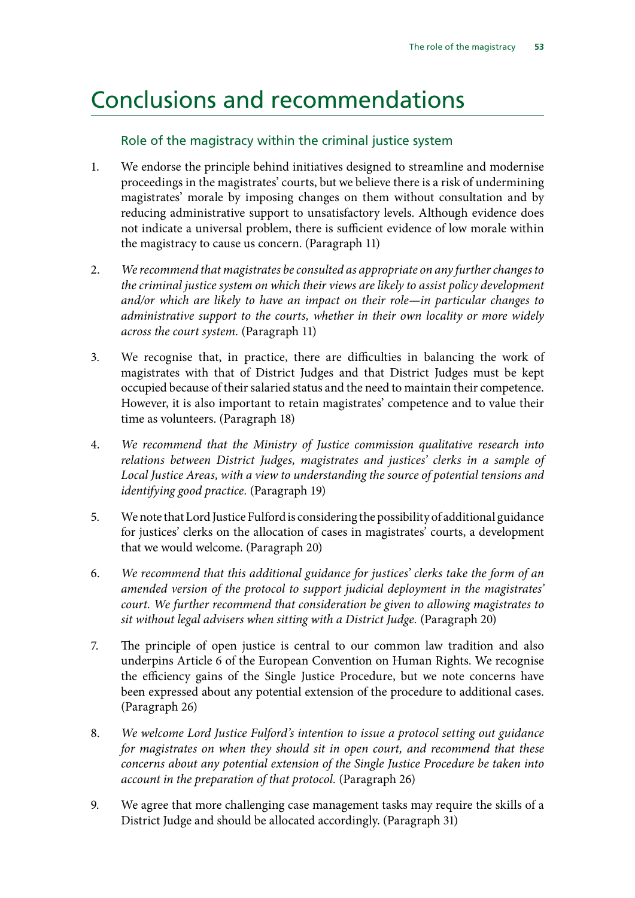# Conclusions and recommendations

### Role of the magistracy within the criminal justice system

1. We endorse the principle behind initiatives designed to streamline and modernise proceedings in the magistrates' courts, but we believe there is a risk of undermining magistrates' morale by imposing changes on them without consultation and by reducing administrative support to unsatisfactory levels. Although evidence does not indicate a universal problem, there is sufficient evidence of low morale within the magistracy to cause us concern. (Paragraph 11)

2. *We recommend that magistrates be consulted as appropriate on any further changes to the criminal justice system on which their views are likely to assist policy development and/or which are likely to have an impact on their role—in particular changes to administrative support to the courts, whether in their own locality or more widely across the court system.* (Paragraph 11)

3. We recognise that, in practice, there are difficulties in balancing the work of magistrates with that of District Judges and that District Judges must be kept occupied because of their salaried status and the need to maintain their competence. However, it is also important to retain magistrates' competence and to value their time as volunteers. (Paragraph 18)

4. *We recommend that the Ministry of Justice commission qualitative research into relations between District Judges, magistrates and justices' clerks in a sample of Local Justice Areas, with a view to understanding the source of potential tensions and identifying good practice.* (Paragraph 19)

5. We note that Lord Justice Fulford is considering the possibility of additional guidance for justices' clerks on the allocation of cases in magistrates' courts, a development that we would welcome. (Paragraph 20)

6. *We recommend that this additional guidance for justices' clerks take the form of an amended version of the protocol to support judicial deployment in the magistrates' court. We further recommend that consideration be given to allowing magistrates to sit without legal advisers when sitting with a District Judge.* (Paragraph 20)

7. The principle of open justice is central to our common law tradition and also underpins Article 6 of the European Convention on Human Rights. We recognise the efficiency gains of the Single Justice Procedure, but we note concerns have been expressed about any potential extension of the procedure to additional cases. (Paragraph 26)

8. *We welcome Lord Justice Fulford's intention to issue a protocol setting out guidance for magistrates on when they should sit in open court, and recommend that these concerns about any potential extension of the Single Justice Procedure be taken into account in the preparation of that protocol.* (Paragraph 26)

9. We agree that more challenging case management tasks may require the skills of a District Judge and should be allocated accordingly. (Paragraph 31)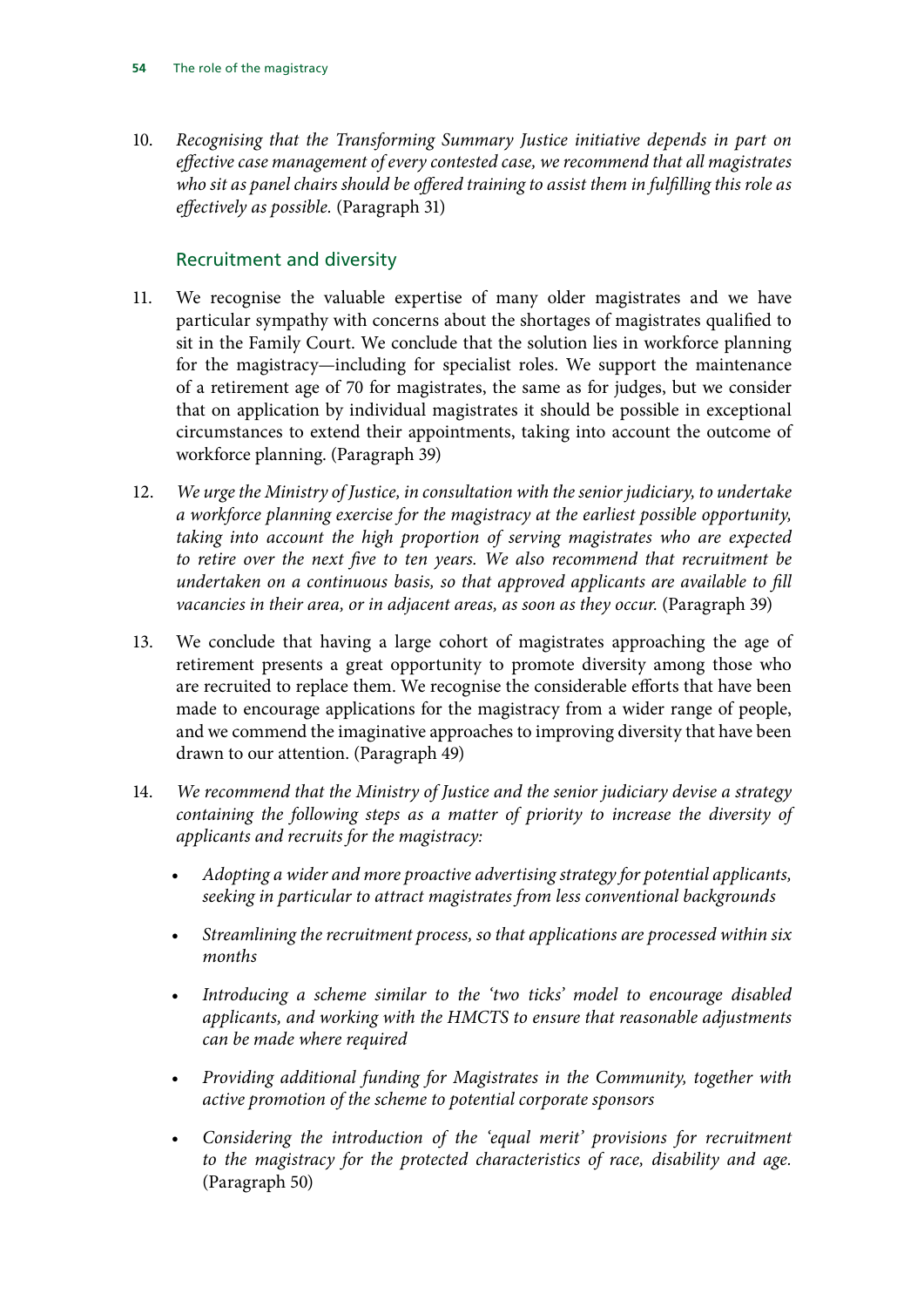10. *Recognising that the Transforming Summary Justice initiative depends in part on effective case management of every contested case, we recommend that all magistrates who sit as panel chairs should be offered training to assist them in fulfilling this role as effectively as possible.* (Paragraph 31)

## Recruitment and diversity

11. We recognise the valuable expertise of many older magistrates and we have particular sympathy with concerns about the shortages of magistrates qualified to sit in the Family Court. We conclude that the solution lies in workforce planning for the magistracy—including for specialist roles. We support the maintenance of a retirement age of 70 for magistrates, the same as for judges, but we consider that on application by individual magistrates it should be possible in exceptional circumstances to extend their appointments, taking into account the outcome of workforce planning. (Paragraph 39)

12. *We urge the Ministry of Justice, in consultation with the senior judiciary, to undertake a workforce planning exercise for the magistracy at the earliest possible opportunity, taking into account the high proportion of serving magistrates who are expected to retire over the next five to ten years. We also recommend that recruitment be undertaken on a continuous basis, so that approved applicants are available to fill vacancies in their area, or in adjacent areas, as soon as they occur.* (Paragraph 39)

13. We conclude that having a large cohort of magistrates approaching the age of retirement presents a great opportunity to promote diversity among those who are recruited to replace them. We recognise the considerable efforts that have been made to encourage applications for the magistracy from a wider range of people, and we commend the imaginative approaches to improving diversity that have been drawn to our attention. (Paragraph 49)

14. *We recommend that the Ministry of Justice and the senior judiciary devise a strategy containing the following steps as a matter of priority to increase the diversity of applicants and recruits for the magistracy:*

    - *Adopting a wider and more proactive advertising strategy for potential applicants, seeking in particular to attract magistrates from less conventional backgrounds*
    - *Streamlining the recruitment process, so that applications are processed within six months*
    - *Introducing a scheme similar to the 'two ticks' model to encourage disabled applicants, and working with the HMCTS to ensure that reasonable adjustments can be made where required*
    - *Providing additional funding for Magistrates in the Community, together with active promotion of the scheme to potential corporate sponsors*
    - *Considering the introduction of the 'equal merit' provisions for recruitment to the magistracy for the protected characteristics of race, disability and age.* (Paragraph 50)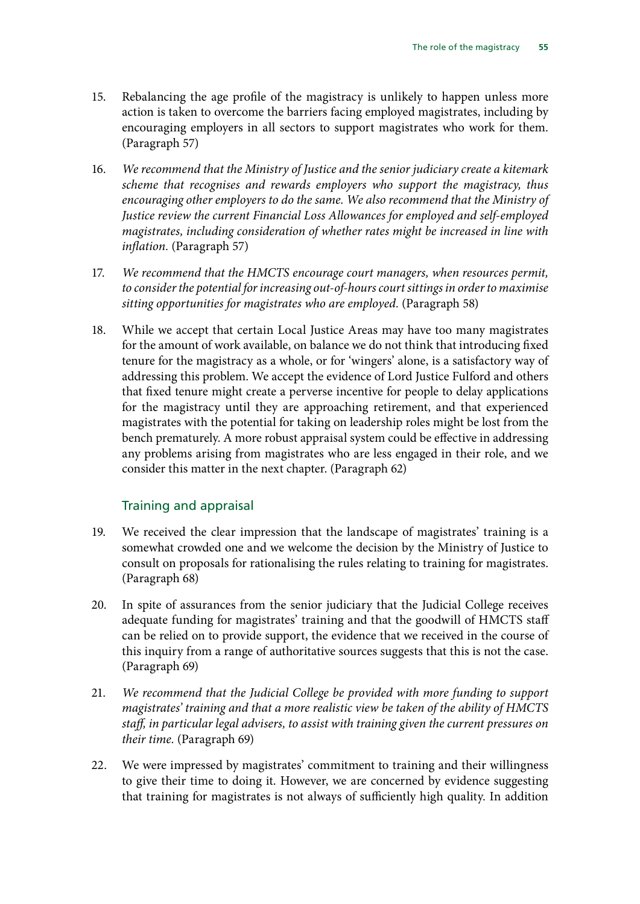15. Rebalancing the age profile of the magistracy is unlikely to happen unless more action is taken to overcome the barriers facing employed magistrates, including by encouraging employers in all sectors to support magistrates who work for them. (Paragraph 57)

16. *We recommend that the Ministry of Justice and the senior judiciary create a kitemark scheme that recognises and rewards employers who support the magistracy, thus encouraging other employers to do the same. We also recommend that the Ministry of Justice review the current Financial Loss Allowances for employed and self-employed magistrates, including consideration of whether rates might be increased in line with inflation.* (Paragraph 57)

17. *We recommend that the HMCTS encourage court managers, when resources permit, to consider the potential for increasing out-of-hours court sittings in order to maximise sitting opportunities for magistrates who are employed.* (Paragraph 58)

18. While we accept that certain Local Justice Areas may have too many magistrates for the amount of work available, on balance we do not think that introducing fixed tenure for the magistracy as a whole, or for 'wingers' alone, is a satisfactory way of addressing this problem. We accept the evidence of Lord Justice Fulford and others that fixed tenure might create a perverse incentive for people to delay applications for the magistracy until they are approaching retirement, and that experienced magistrates with the potential for taking on leadership roles might be lost from the bench prematurely. A more robust appraisal system could be effective in addressing any problems arising from magistrates who are less engaged in their role, and we consider this matter in the next chapter. (Paragraph 62)

## Training and appraisal

19. We received the clear impression that the landscape of magistrates' training is a somewhat crowded one and we welcome the decision by the Ministry of Justice to consult on proposals for rationalising the rules relating to training for magistrates. (Paragraph 68)

20. In spite of assurances from the senior judiciary that the Judicial College receives adequate funding for magistrates' training and that the goodwill of HMCTS staff can be relied on to provide support, the evidence that we received in the course of this inquiry from a range of authoritative sources suggests that this is not the case. (Paragraph 69)

21. *We recommend that the Judicial College be provided with more funding to support magistrates' training and that a more realistic view be taken of the ability of HMCTS staff, in particular legal advisers, to assist with training given the current pressures on their time.* (Paragraph 69)

22. We were impressed by magistrates' commitment to training and their willingness to give their time to doing it. However, we are concerned by evidence suggesting that training for magistrates is not always of sufficiently high quality. In addition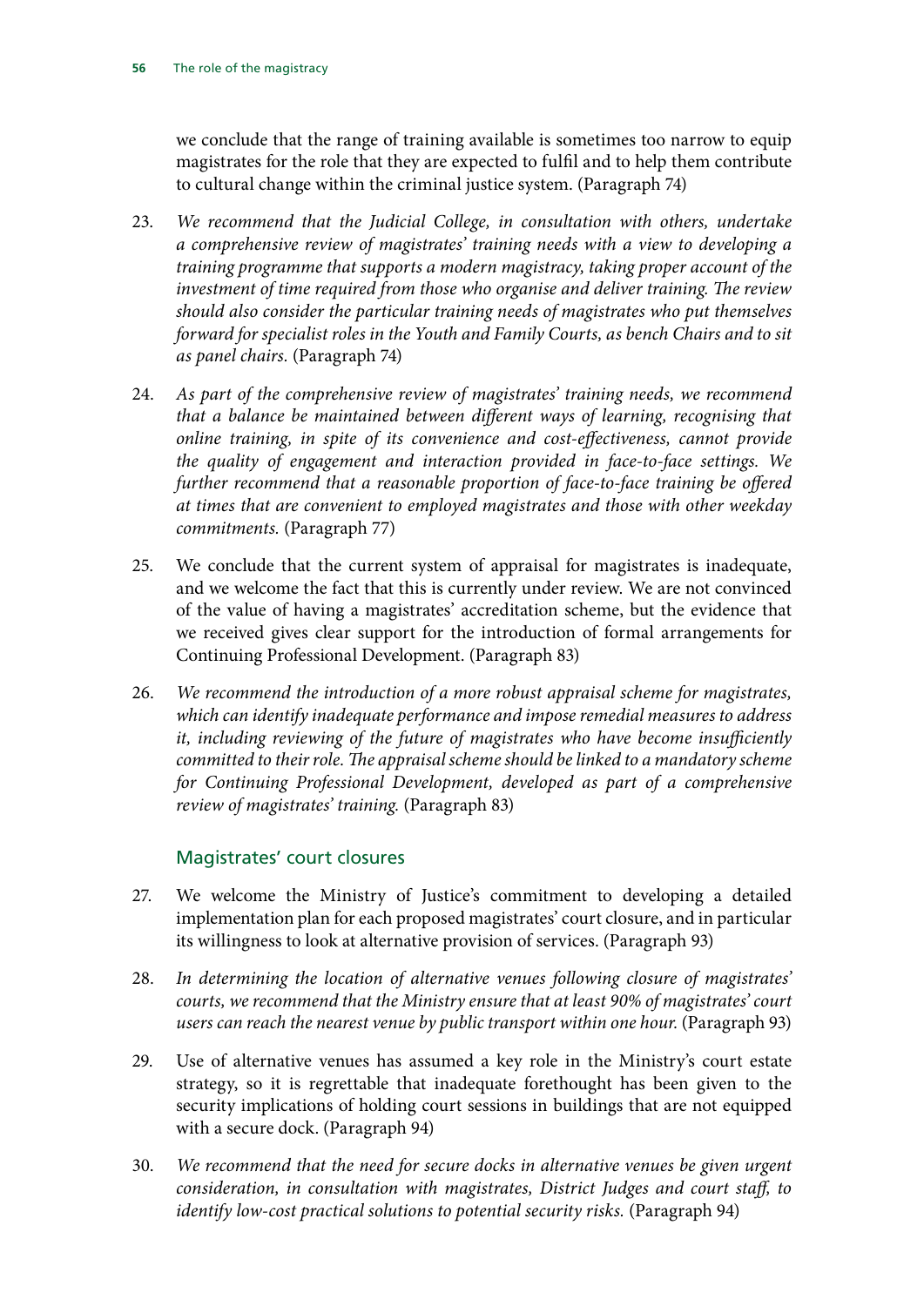we conclude that the range of training available is sometimes too narrow to equip magistrates for the role that they are expected to fulfil and to help them contribute to cultural change within the criminal justice system. (Paragraph 74)

23. *We recommend that the Judicial College, in consultation with others, undertake a comprehensive review of magistrates' training needs with a view to developing a training programme that supports a modern magistracy, taking proper account of the investment of time required from those who organise and deliver training. The review should also consider the particular training needs of magistrates who put themselves forward for specialist roles in the Youth and Family Courts, as bench Chairs and to sit as panel chairs.* (Paragraph 74)

24. *As part of the comprehensive review of magistrates' training needs, we recommend that a balance be maintained between different ways of learning, recognising that online training, in spite of its convenience and cost-effectiveness, cannot provide the quality of engagement and interaction provided in face-to-face settings. We further recommend that a reasonable proportion of face-to-face training be offered at times that are convenient to employed magistrates and those with other weekday commitments.* (Paragraph 77)

25. We conclude that the current system of appraisal for magistrates is inadequate, and we welcome the fact that this is currently under review. We are not convinced of the value of having a magistrates' accreditation scheme, but the evidence that we received gives clear support for the introduction of formal arrangements for Continuing Professional Development. (Paragraph 83)

26. *We recommend the introduction of a more robust appraisal scheme for magistrates, which can identify inadequate performance and impose remedial measures to address it, including reviewing of the future of magistrates who have become insufficiently committed to their role. The appraisal scheme should be linked to a mandatory scheme for Continuing Professional Development, developed as part of a comprehensive review of magistrates' training.* (Paragraph 83)

### Magistrates' court closures

27. We welcome the Ministry of Justice's commitment to developing a detailed implementation plan for each proposed magistrates' court closure, and in particular its willingness to look at alternative provision of services. (Paragraph 93)

28. *In determining the location of alternative venues following closure of magistrates' courts, we recommend that the Ministry ensure that at least 90% of magistrates' court users can reach the nearest venue by public transport within one hour.* (Paragraph 93)

29. Use of alternative venues has assumed a key role in the Ministry's court estate strategy, so it is regrettable that inadequate forethought has been given to the security implications of holding court sessions in buildings that are not equipped with a secure dock. (Paragraph 94)

30. *We recommend that the need for secure docks in alternative venues be given urgent consideration, in consultation with magistrates, District Judges and court staff, to identify low-cost practical solutions to potential security risks.* (Paragraph 94)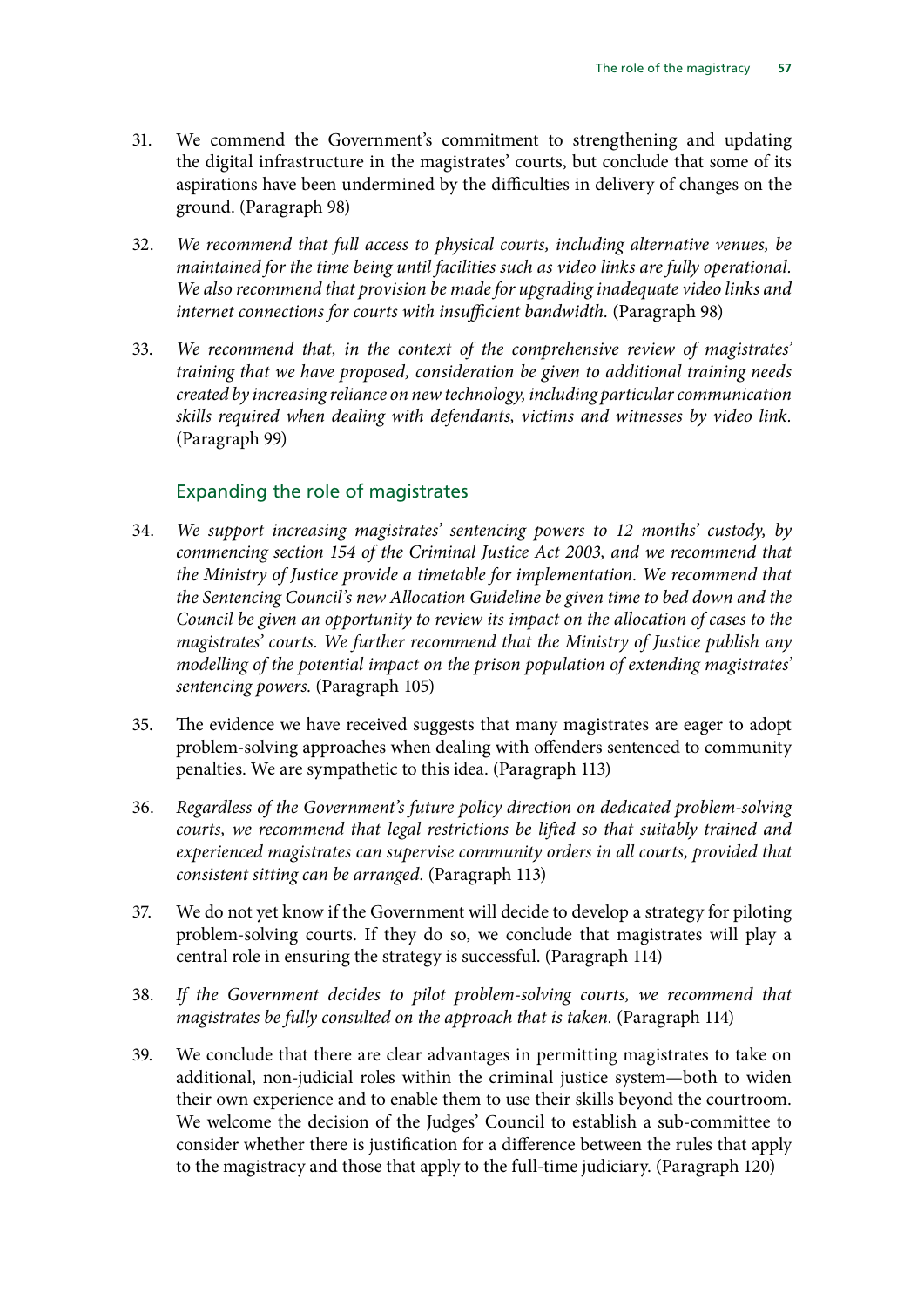31. We commend the Government's commitment to strengthening and updating the digital infrastructure in the magistrates' courts, but conclude that some of its aspirations have been undermined by the difficulties in delivery of changes on the ground. (Paragraph 98)

32. *We recommend that full access to physical courts, including alternative venues, be maintained for the time being until facilities such as video links are fully operational. We also recommend that provision be made for upgrading inadequate video links and internet connections for courts with insufficient bandwidth.* (Paragraph 98)

33. *We recommend that, in the context of the comprehensive review of magistrates' training that we have proposed, consideration be given to additional training needs created by increasing reliance on new technology, including particular communication skills required when dealing with defendants, victims and witnesses by video link.* (Paragraph 99)

## Expanding the role of magistrates

34. *We support increasing magistrates' sentencing powers to 12 months' custody, by commencing section 154 of the Criminal Justice Act 2003, and we recommend that the Ministry of Justice provide a timetable for implementation. We recommend that the Sentencing Council's new Allocation Guideline be given time to bed down and the Council be given an opportunity to review its impact on the allocation of cases to the magistrates' courts. We further recommend that the Ministry of Justice publish any modelling of the potential impact on the prison population of extending magistrates' sentencing powers.* (Paragraph 105)

35. The evidence we have received suggests that many magistrates are eager to adopt problem-solving approaches when dealing with offenders sentenced to community penalties. We are sympathetic to this idea. (Paragraph 113)

36. *Regardless of the Government's future policy direction on dedicated problem-solving courts, we recommend that legal restrictions be lifted so that suitably trained and experienced magistrates can supervise community orders in all courts, provided that consistent sitting can be arranged.* (Paragraph 113)

37. We do not yet know if the Government will decide to develop a strategy for piloting problem-solving courts. If they do so, we conclude that magistrates will play a central role in ensuring the strategy is successful. (Paragraph 114)

38. *If the Government decides to pilot problem-solving courts, we recommend that magistrates be fully consulted on the approach that is taken.* (Paragraph 114)

39. We conclude that there are clear advantages in permitting magistrates to take on additional, non-judicial roles within the criminal justice system—both to widen their own experience and to enable them to use their skills beyond the courtroom. We welcome the decision of the Judges' Council to establish a sub-committee to consider whether there is justification for a difference between the rules that apply to the magistracy and those that apply to the full-time judiciary. (Paragraph 120)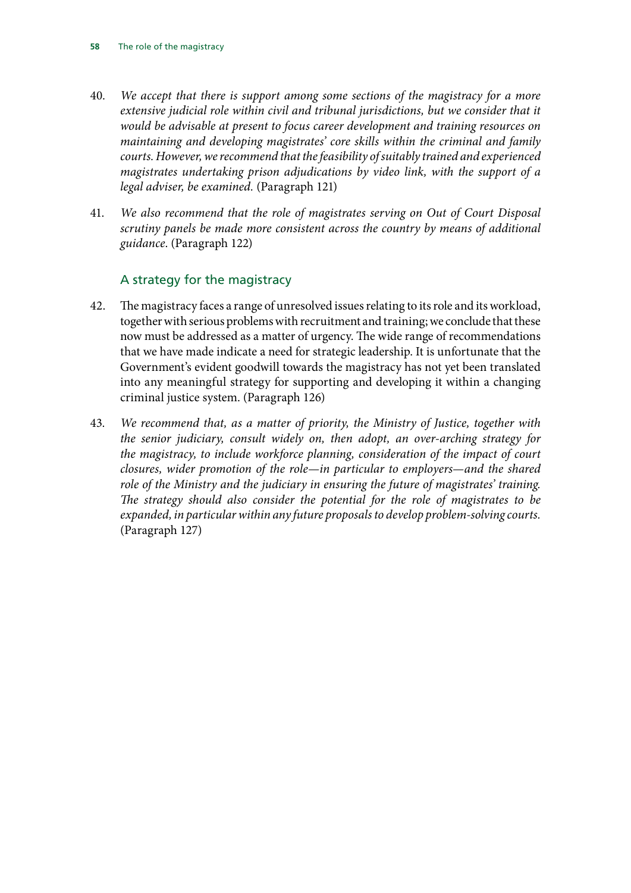40. *We accept that there is support among some sections of the magistracy for a more extensive judicial role within civil and tribunal jurisdictions, but we consider that it would be advisable at present to focus career development and training resources on maintaining and developing magistrates' core skills within the criminal and family courts. However, we recommend that the feasibility of suitably trained and experienced magistrates undertaking prison adjudications by video link, with the support of a legal adviser, be examined.* (Paragraph 121)

41. *We also recommend that the role of magistrates serving on Out of Court Disposal scrutiny panels be made more consistent across the country by means of additional guidance.* (Paragraph 122)

## A strategy for the magistracy

42. The magistracy faces a range of unresolved issues relating to its role and its workload, together with serious problems with recruitment and training; we conclude that these now must be addressed as a matter of urgency. The wide range of recommendations that we have made indicate a need for strategic leadership. It is unfortunate that the Government's evident goodwill towards the magistracy has not yet been translated into any meaningful strategy for supporting and developing it within a changing criminal justice system. (Paragraph 126)

43. *We recommend that, as a matter of priority, the Ministry of Justice, together with the senior judiciary, consult widely on, then adopt, an over-arching strategy for the magistracy, to include workforce planning, consideration of the impact of court closures, wider promotion of the role—in particular to employers—and the shared role of the Ministry and the judiciary in ensuring the future of magistrates' training. The strategy should also consider the potential for the role of magistrates to be expanded, in particular within any future proposals to develop problem-solving courts.* (Paragraph 127)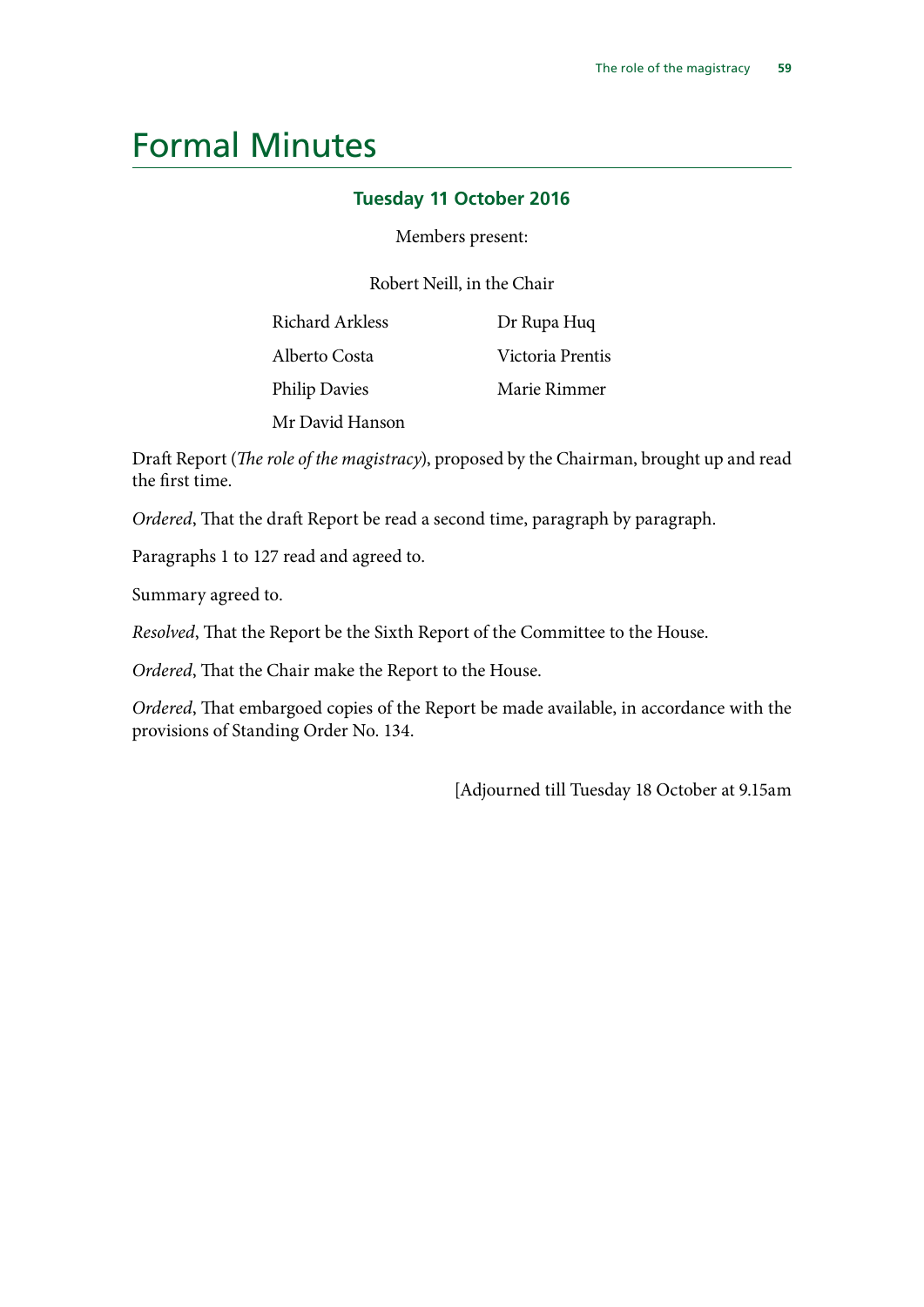# Formal Minutes

### Tuesday 11 October 2016

Members present:

Robert Neill, in the Chair

Richard Arkless
Alberto Costa
Philip Davies
Mr David Hanson
Dr Rupa Huq
Victoria Prentis
Marie Rimmer

Draft Report (*The role of the magistracy*), proposed by the Chairman, brought up and read the first time.

*Ordered*, That the draft Report be read a second time, paragraph by paragraph.

Paragraphs 1 to 127 read and agreed to.

Summary agreed to.

*Resolved*, That the Report be the Sixth Report of the Committee to the House.

*Ordered*, That the Chair make the Report to the House.

*Ordered*, That embargoed copies of the Report be made available, in accordance with the provisions of Standing Order No. 134.

[Adjourned till Tuesday 18 October at 9.15am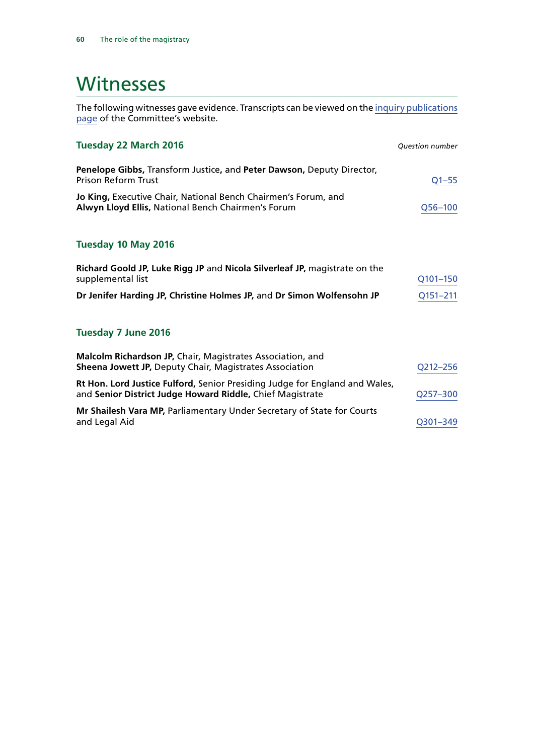# Witnesses

The following witnesses gave evidence. Transcripts can be viewed on the inquiry publications page of the Committee's website.

### Tuesday 22 March 2016

*Question number*

**Penelope Gibbs,** Transform Justice, and **Peter Dawson,** Deputy Director, Prison Reform Trust — Q1–55

**Jo King,** Executive Chair, National Bench Chairmen's Forum, and **Alwyn Lloyd Ellis,** National Bench Chairmen's Forum — Q56–100

### Tuesday 10 May 2016

**Richard Goold JP, Luke Rigg JP** and **Nicola Silverleaf JP,** magistrate on the supplemental list — Q101–150

**Dr Jenifer Harding JP, Christine Holmes JP,** and **Dr Simon Wolfensohn JP** — Q151–211

### Tuesday 7 June 2016

**Malcolm Richardson JP,** Chair, Magistrates Association, and **Sheena Jowett JP,** Deputy Chair, Magistrates Association — Q212–256

**Rt Hon. Lord Justice Fulford,** Senior Presiding Judge for England and Wales, and **Senior District Judge Howard Riddle,** Chief Magistrate — Q257–300

**Mr Shailesh Vara MP,** Parliamentary Under Secretary of State for Courts and Legal Aid — Q301–349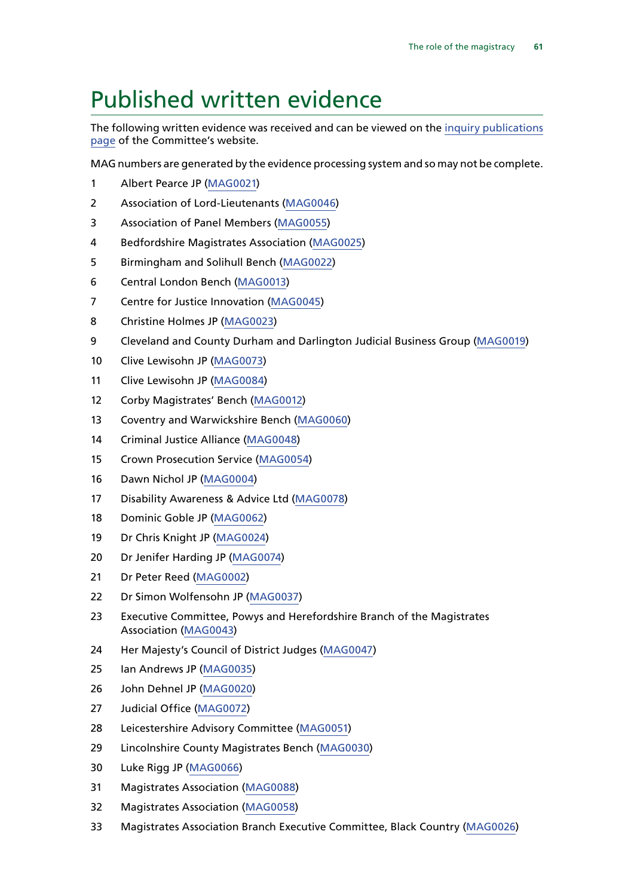# Published written evidence

The following written evidence was received and can be viewed on the inquiry publications page of the Committee's website.

MAG numbers are generated by the evidence processing system and so may not be complete.

1 Albert Pearce JP (MAG0021)

2 Association of Lord-Lieutenants (MAG0046)

3 Association of Panel Members (MAG0055)

4 Bedfordshire Magistrates Association (MAG0025)

5 Birmingham and Solihull Bench (MAG0022)

6 Central London Bench (MAG0013)

7 Centre for Justice Innovation (MAG0045)

8 Christine Holmes JP (MAG0023)

9 Cleveland and County Durham and Darlington Judicial Business Group (MAG0019)

10 Clive Lewisohn JP (MAG0073)

11 Clive Lewisohn JP (MAG0084)

12 Corby Magistrates' Bench (MAG0012)

13 Coventry and Warwickshire Bench (MAG0060)

14 Criminal Justice Alliance (MAG0048)

15 Crown Prosecution Service (MAG0054)

16 Dawn Nichol JP (MAG0004)

17 Disability Awareness & Advice Ltd (MAG0078)

18 Dominic Goble JP (MAG0062)

19 Dr Chris Knight JP (MAG0024)

20 Dr Jenifer Harding JP (MAG0074)

21 Dr Peter Reed (MAG0002)

22 Dr Simon Wolfensohn JP (MAG0037)

23 Executive Committee, Powys and Herefordshire Branch of the Magistrates Association (MAG0043)

24 Her Majesty's Council of District Judges (MAG0047)

25 Ian Andrews JP (MAG0035)

26 John Dehnel JP (MAG0020)

27 Judicial Office (MAG0072)

28 Leicestershire Advisory Committee (MAG0051)

29 Lincolnshire County Magistrates Bench (MAG0030)

30 Luke Rigg JP (MAG0066)

31 Magistrates Association (MAG0088)

32 Magistrates Association (MAG0058)

33 Magistrates Association Branch Executive Committee, Black Country (MAG0026)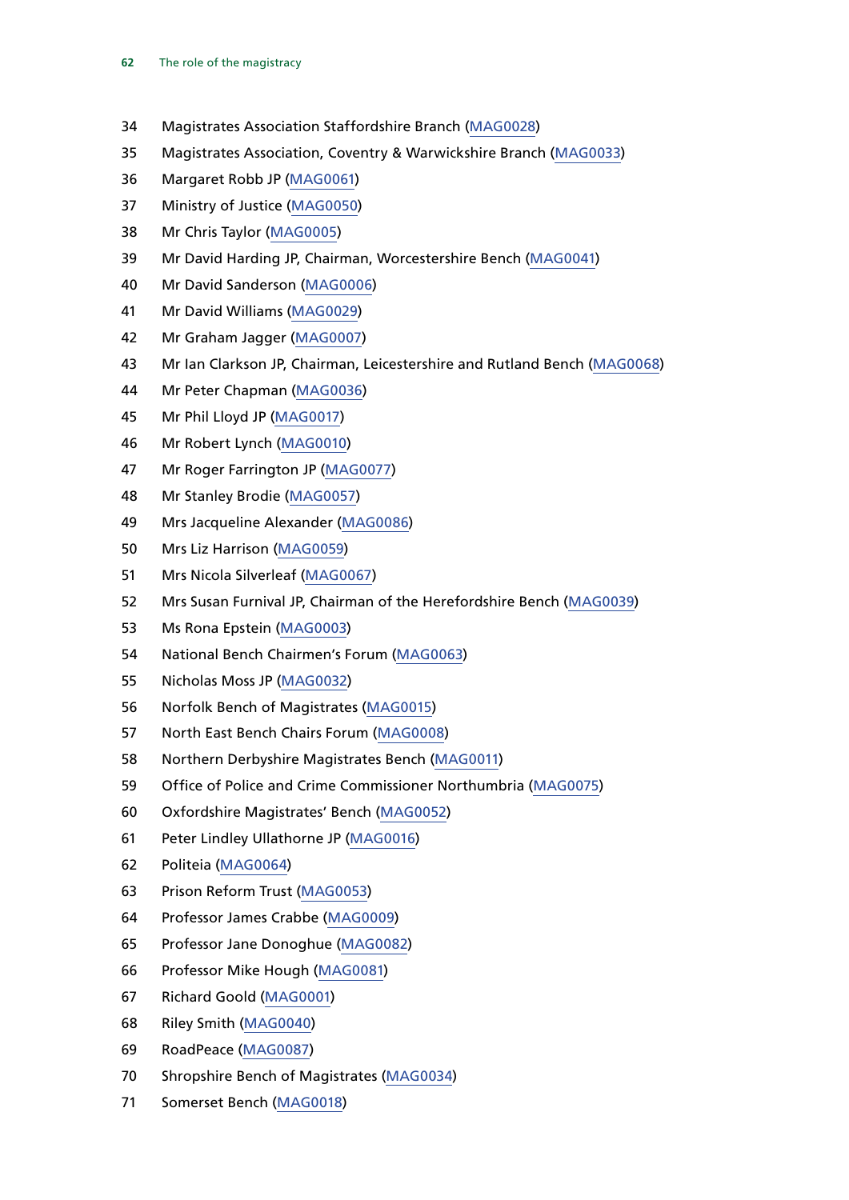34 Magistrates Association Staffordshire Branch (MAG0028)

35 Magistrates Association, Coventry & Warwickshire Branch (MAG0033)

36 Margaret Robb JP (MAG0061)

37 Ministry of Justice (MAG0050)

38 Mr Chris Taylor (MAG0005)

39 Mr David Harding JP, Chairman, Worcestershire Bench (MAG0041)

40 Mr David Sanderson (MAG0006)

41 Mr David Williams (MAG0029)

42 Mr Graham Jagger (MAG0007)

43 Mr Ian Clarkson JP, Chairman, Leicestershire and Rutland Bench (MAG0068)

44 Mr Peter Chapman (MAG0036)

45 Mr Phil Lloyd JP (MAG0017)

46 Mr Robert Lynch (MAG0010)

47 Mr Roger Farrington JP (MAG0077)

48 Mr Stanley Brodie (MAG0057)

49 Mrs Jacqueline Alexander (MAG0086)

50 Mrs Liz Harrison (MAG0059)

51 Mrs Nicola Silverleaf (MAG0067)

52 Mrs Susan Furnival JP, Chairman of the Herefordshire Bench (MAG0039)

53 Ms Rona Epstein (MAG0003)

54 National Bench Chairmen's Forum (MAG0063)

55 Nicholas Moss JP (MAG0032)

56 Norfolk Bench of Magistrates (MAG0015)

57 North East Bench Chairs Forum (MAG0008)

58 Northern Derbyshire Magistrates Bench (MAG0011)

59 Office of Police and Crime Commissioner Northumbria (MAG0075)

60 Oxfordshire Magistrates' Bench (MAG0052)

61 Peter Lindley Ullathorne JP (MAG0016)

62 Politeia (MAG0064)

63 Prison Reform Trust (MAG0053)

64 Professor James Crabbe (MAG0009)

65 Professor Jane Donoghue (MAG0082)

66 Professor Mike Hough (MAG0081)

67 Richard Goold (MAG0001)

68 Riley Smith (MAG0040)

69 RoadPeace (MAG0087)

70 Shropshire Bench of Magistrates (MAG0034)

71 Somerset Bench (MAG0018)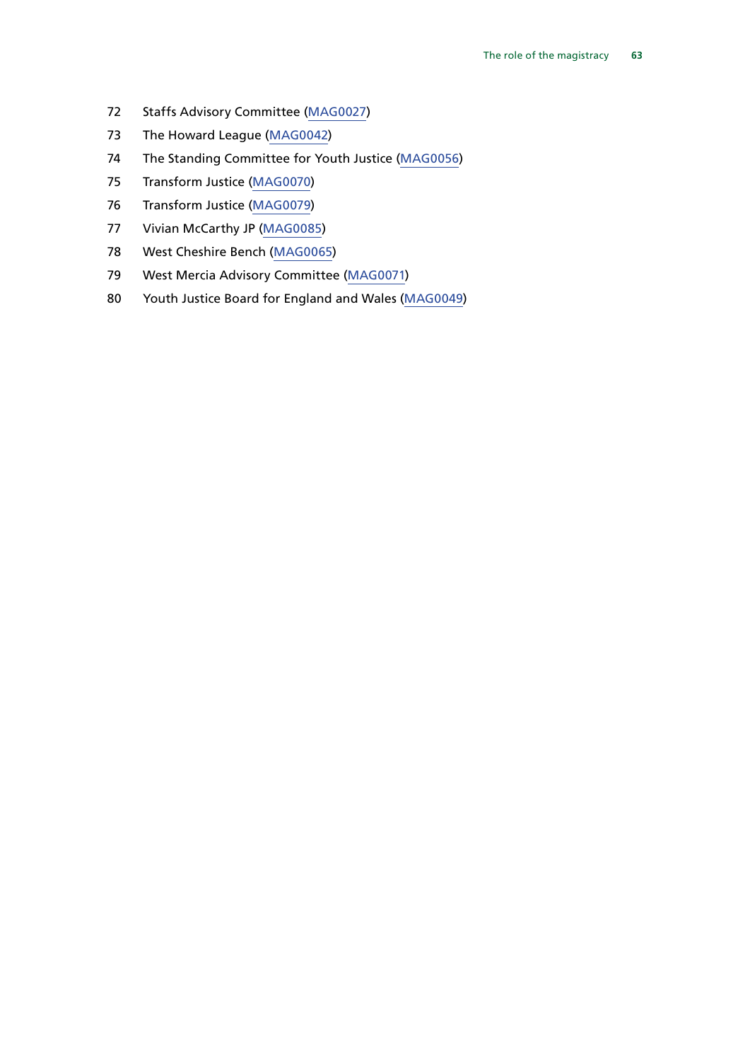72 Staffs Advisory Committee (MAG0027)

73 The Howard League (MAG0042)

74 The Standing Committee for Youth Justice (MAG0056)

75 Transform Justice (MAG0070)

76 Transform Justice (MAG0079)

77 Vivian McCarthy JP (MAG0085)

78 West Cheshire Bench (MAG0065)

79 West Mercia Advisory Committee (MAG0071)

80 Youth Justice Board for England and Wales (MAG0049)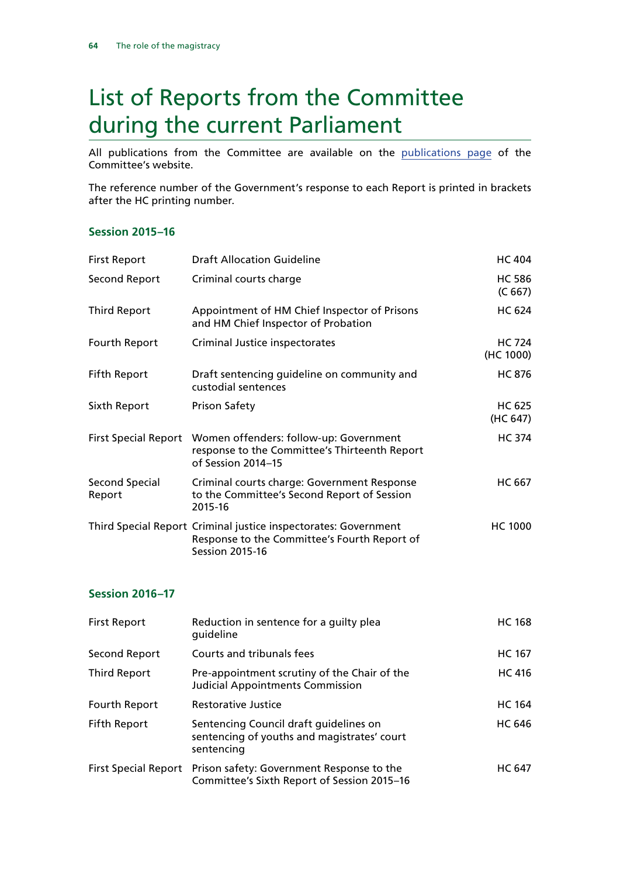# List of Reports from the Committee during the current Parliament

All publications from the Committee are available on the publications page of the Committee's website.

The reference number of the Government's response to each Report is printed in brackets after the HC printing number.

### Session 2015–16

| | | |
|---|---|---|
| First Report | Draft Allocation Guideline | HC 404 |
| Second Report | Criminal courts charge | HC 586 (C 667) |
| Third Report | Appointment of HM Chief Inspector of Prisons and HM Chief Inspector of Probation | HC 624 |
| Fourth Report | Criminal Justice inspectorates | HC 724 (HC 1000) |
| Fifth Report | Draft sentencing guideline on community and custodial sentences | HC 876 |
| Sixth Report | Prison Safety | HC 625 (HC 647) |
| First Special Report | Women offenders: follow-up: Government response to the Committee's Thirteenth Report of Session 2014–15 | HC 374 |
| Second Special Report | Criminal courts charge: Government Response to the Committee's Second Report of Session 2015-16 | HC 667 |
| Third Special Report | Criminal justice inspectorates: Government Response to the Committee's Fourth Report of Session 2015-16 | HC 1000 |

### Session 2016–17

| | | |
|---|---|---|
| First Report | Reduction in sentence for a guilty plea guideline | HC 168 |
| Second Report | Courts and tribunals fees | HC 167 |
| Third Report | Pre-appointment scrutiny of the Chair of the Judicial Appointments Commission | HC 416 |
| Fourth Report | Restorative Justice | HC 164 |
| Fifth Report | Sentencing Council draft guidelines on sentencing of youths and magistrates' court sentencing | HC 646 |
| First Special Report | Prison safety: Government Response to the Committee's Sixth Report of Session 2015–16 | HC 647 |